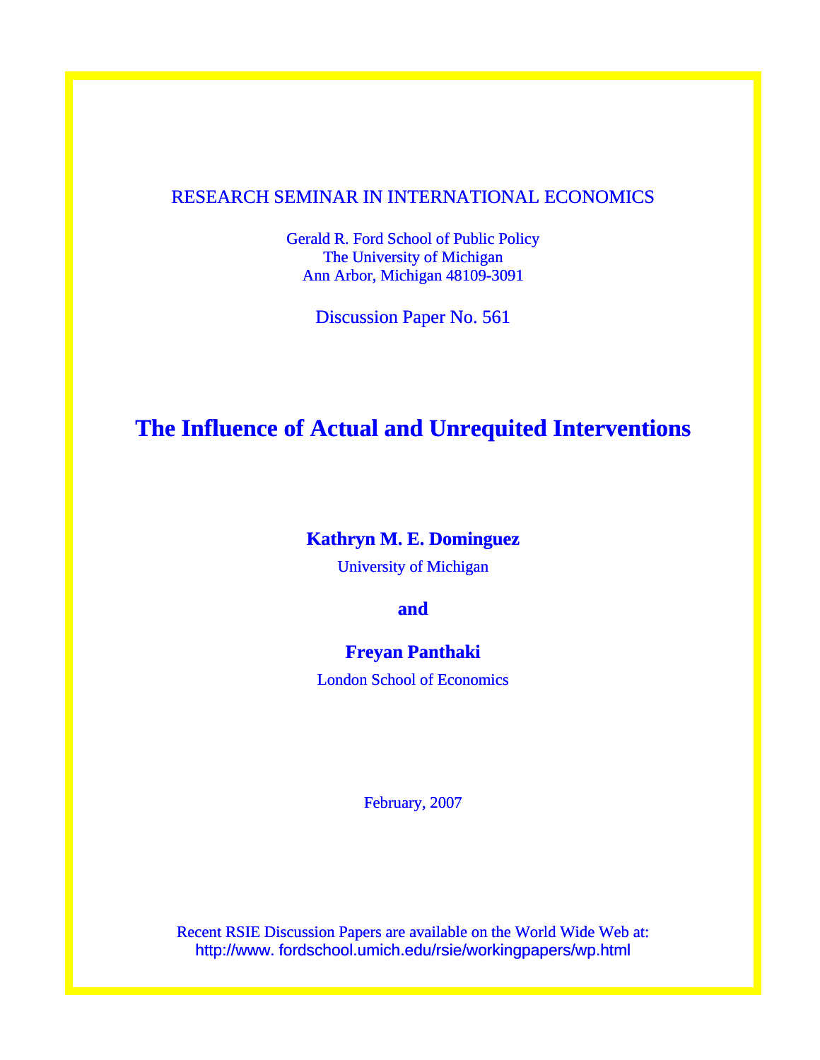RESEARCH SEMINAR IN INTERNATIONAL ECONOMICS

Gerald R. Ford School of Public Policy
The University of Michigan
Ann Arbor, Michigan 48109-3091

Discussion Paper No. 561

# The Influence of Actual and Unrequited Interventions

**Kathryn M. E. Dominguez**

University of Michigan

**and**

**Freyan Panthaki**

London School of Economics

February, 2007

Recent RSIE Discussion Papers are available on the World Wide Web at:
http://www. fordschool.umich.edu/rsie/workingpapers/wp.html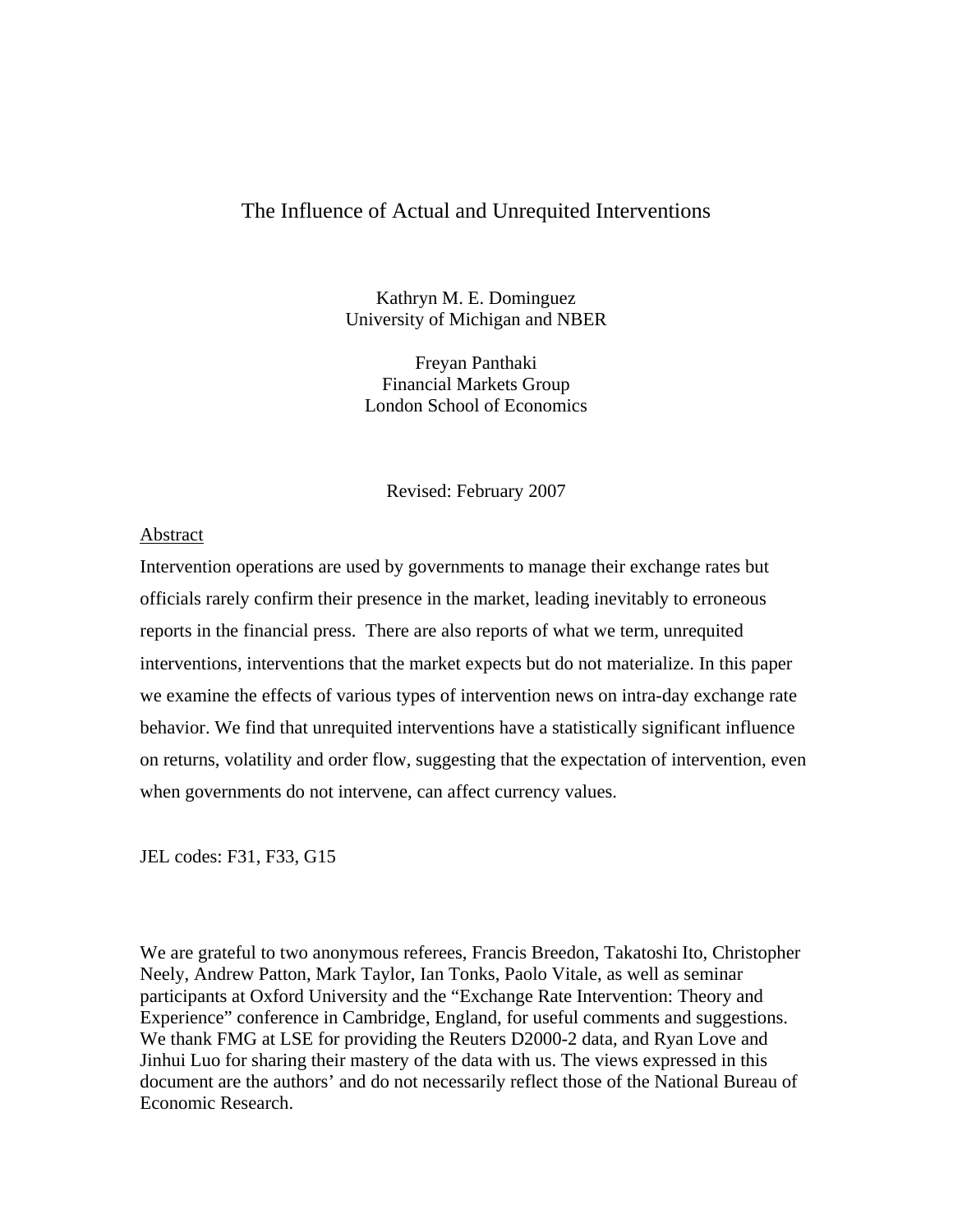# The Influence of Actual and Unrequited Interventions

Kathryn M. E. Dominguez
University of Michigan and NBER

Freyan Panthaki
Financial Markets Group
London School of Economics

Revised: February 2007

Abstract

Intervention operations are used by governments to manage their exchange rates but officials rarely confirm their presence in the market, leading inevitably to erroneous reports in the financial press. There are also reports of what we term, unrequited interventions, interventions that the market expects but do not materialize. In this paper we examine the effects of various types of intervention news on intra-day exchange rate behavior. We find that unrequited interventions have a statistically significant influence on returns, volatility and order flow, suggesting that the expectation of intervention, even when governments do not intervene, can affect currency values.

JEL codes: F31, F33, G15

We are grateful to two anonymous referees, Francis Breedon, Takatoshi Ito, Christopher Neely, Andrew Patton, Mark Taylor, Ian Tonks, Paolo Vitale, as well as seminar participants at Oxford University and the "Exchange Rate Intervention: Theory and Experience" conference in Cambridge, England, for useful comments and suggestions. We thank FMG at LSE for providing the Reuters D2000-2 data, and Ryan Love and Jinhui Luo for sharing their mastery of the data with us. The views expressed in this document are the authors' and do not necessarily reflect those of the National Bureau of Economic Research.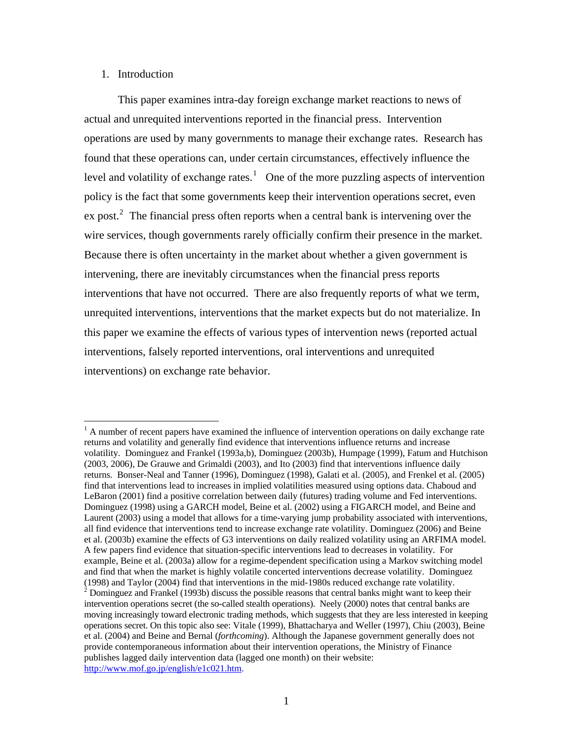## 1. Introduction

This paper examines intra-day foreign exchange market reactions to news of actual and unrequited interventions reported in the financial press. Intervention operations are used by many governments to manage their exchange rates. Research has found that these operations can, under certain circumstances, effectively influence the level and volatility of exchange rates.[1] One of the more puzzling aspects of intervention policy is the fact that some governments keep their intervention operations secret, even ex post.[2] The financial press often reports when a central bank is intervening over the wire services, though governments rarely officially confirm their presence in the market. Because there is often uncertainty in the market about whether a given government is intervening, there are inevitably circumstances when the financial press reports interventions that have not occurred. There are also frequently reports of what we term, unrequited interventions, interventions that the market expects but do not materialize. In this paper we examine the effects of various types of intervention news (reported actual interventions, falsely reported interventions, oral interventions and unrequited interventions) on exchange rate behavior.

[1] A number of recent papers have examined the influence of intervention operations on daily exchange rate returns and volatility and generally find evidence that interventions influence returns and increase volatility. Dominguez and Frankel (1993a,b), Dominguez (2003b), Humpage (1999), Fatum and Hutchison (2003, 2006), De Grauwe and Grimaldi (2003), and Ito (2003) find that interventions influence daily returns. Bonser-Neal and Tanner (1996), Dominguez (1998), Galati et al. (2005), and Frenkel et al. (2005) find that interventions lead to increases in implied volatilities measured using options data. Chaboud and LeBaron (2001) find a positive correlation between daily (futures) trading volume and Fed interventions. Dominguez (1998) using a GARCH model, Beine et al. (2002) using a FIGARCH model, and Beine and Laurent (2003) using a model that allows for a time-varying jump probability associated with interventions, all find evidence that interventions tend to increase exchange rate volatility. Dominguez (2006) and Beine et al. (2003b) examine the effects of G3 interventions on daily realized volatility using an ARFIMA model. A few papers find evidence that situation-specific interventions lead to decreases in volatility. For example, Beine et al. (2003a) allow for a regime-dependent specification using a Markov switching model and find that when the market is highly volatile concerted interventions decrease volatility. Dominguez (1998) and Taylor (2004) find that interventions in the mid-1980s reduced exchange rate volatility.

[2] Dominguez and Frankel (1993b) discuss the possible reasons that central banks might want to keep their intervention operations secret (the so-called stealth operations). Neely (2000) notes that central banks are moving increasingly toward electronic trading methods, which suggests that they are less interested in keeping operations secret. On this topic also see: Vitale (1999), Bhattacharya and Weller (1997), Chiu (2003), Beine et al. (2004) and Beine and Bernal (*forthcoming*). Although the Japanese government generally does not provide contemporaneous information about their intervention operations, the Ministry of Finance publishes lagged daily intervention data (lagged one month) on their website: http://www.mof.go.jp/english/e1c021.htm.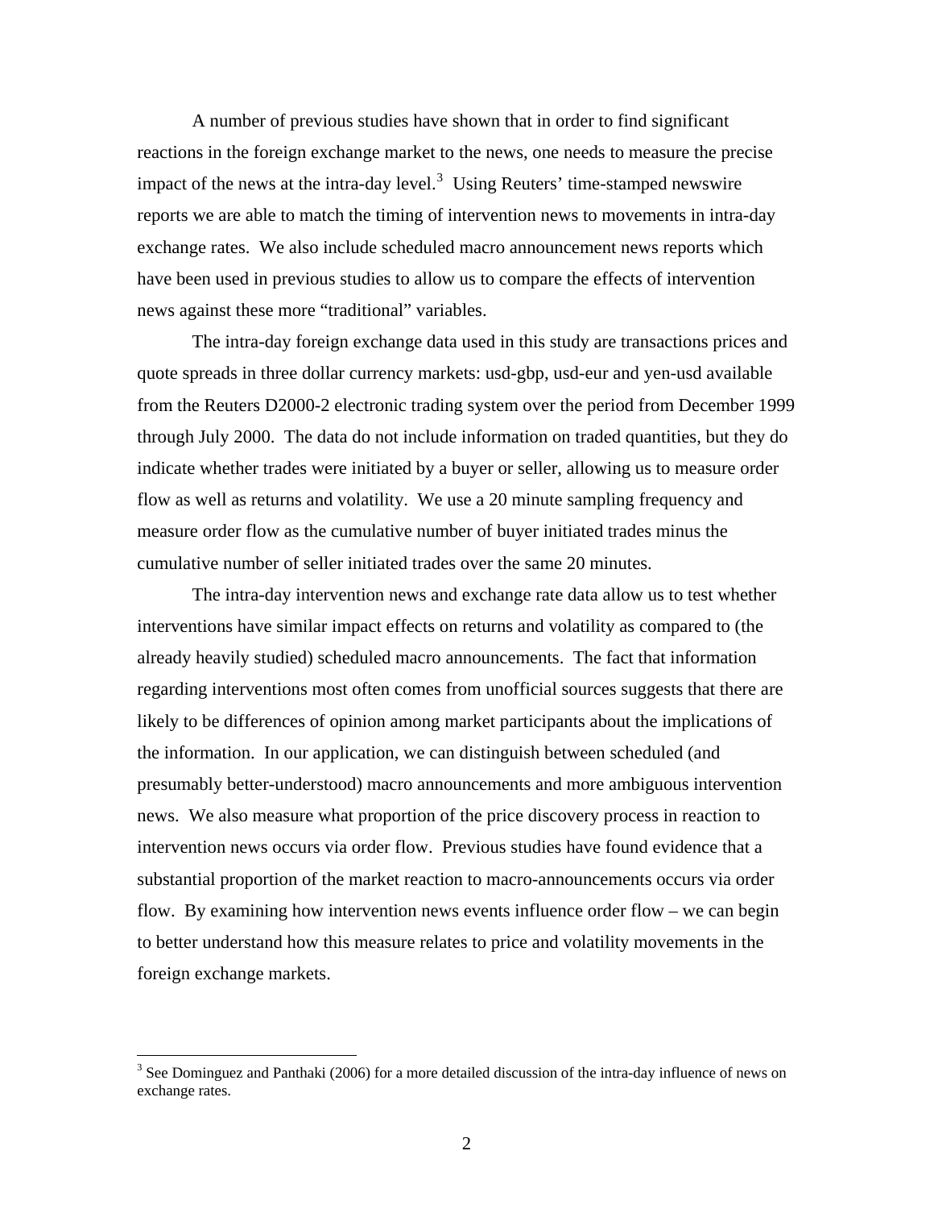A number of previous studies have shown that in order to find significant reactions in the foreign exchange market to the news, one needs to measure the precise impact of the news at the intra-day level.[3] Using Reuters' time-stamped newswire reports we are able to match the timing of intervention news to movements in intra-day exchange rates. We also include scheduled macro announcement news reports which have been used in previous studies to allow us to compare the effects of intervention news against these more "traditional" variables.

The intra-day foreign exchange data used in this study are transactions prices and quote spreads in three dollar currency markets: usd-gbp, usd-eur and yen-usd available from the Reuters D2000-2 electronic trading system over the period from December 1999 through July 2000. The data do not include information on traded quantities, but they do indicate whether trades were initiated by a buyer or seller, allowing us to measure order flow as well as returns and volatility. We use a 20 minute sampling frequency and measure order flow as the cumulative number of buyer initiated trades minus the cumulative number of seller initiated trades over the same 20 minutes.

The intra-day intervention news and exchange rate data allow us to test whether interventions have similar impact effects on returns and volatility as compared to (the already heavily studied) scheduled macro announcements. The fact that information regarding interventions most often comes from unofficial sources suggests that there are likely to be differences of opinion among market participants about the implications of the information. In our application, we can distinguish between scheduled (and presumably better-understood) macro announcements and more ambiguous intervention news. We also measure what proportion of the price discovery process in reaction to intervention news occurs via order flow. Previous studies have found evidence that a substantial proportion of the market reaction to macro-announcements occurs via order flow. By examining how intervention news events influence order flow – we can begin to better understand how this measure relates to price and volatility movements in the foreign exchange markets.

[3] See Dominguez and Panthaki (2006) for a more detailed discussion of the intra-day influence of news on exchange rates.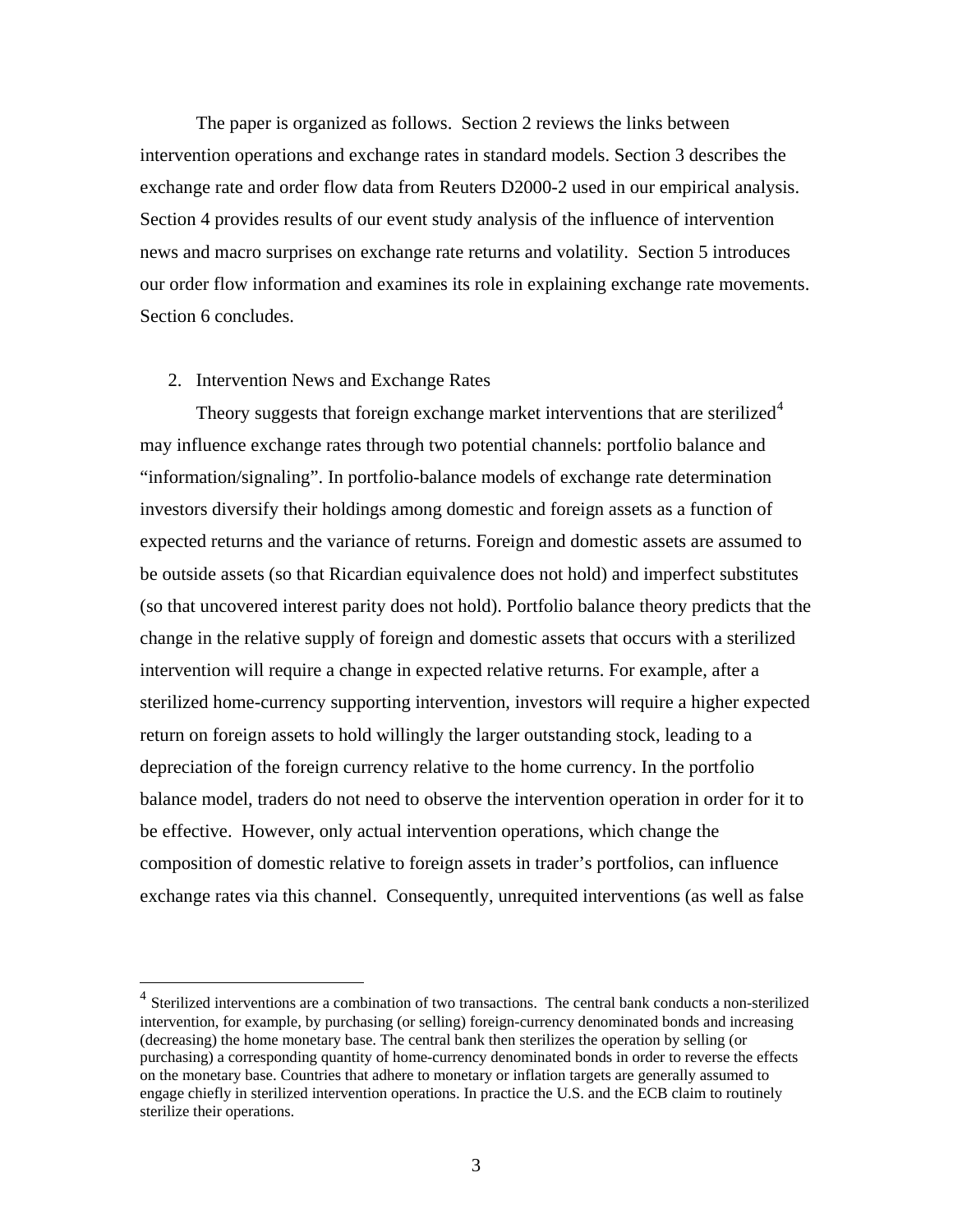The paper is organized as follows. Section 2 reviews the links between intervention operations and exchange rates in standard models. Section 3 describes the exchange rate and order flow data from Reuters D2000-2 used in our empirical analysis. Section 4 provides results of our event study analysis of the influence of intervention news and macro surprises on exchange rate returns and volatility. Section 5 introduces our order flow information and examines its role in explaining exchange rate movements. Section 6 concludes.

## 2. Intervention News and Exchange Rates

Theory suggests that foreign exchange market interventions that are sterilized[4] may influence exchange rates through two potential channels: portfolio balance and "information/signaling". In portfolio-balance models of exchange rate determination investors diversify their holdings among domestic and foreign assets as a function of expected returns and the variance of returns. Foreign and domestic assets are assumed to be outside assets (so that Ricardian equivalence does not hold) and imperfect substitutes (so that uncovered interest parity does not hold). Portfolio balance theory predicts that the change in the relative supply of foreign and domestic assets that occurs with a sterilized intervention will require a change in expected relative returns. For example, after a sterilized home-currency supporting intervention, investors will require a higher expected return on foreign assets to hold willingly the larger outstanding stock, leading to a depreciation of the foreign currency relative to the home currency. In the portfolio balance model, traders do not need to observe the intervention operation in order for it to be effective. However, only actual intervention operations, which change the composition of domestic relative to foreign assets in trader's portfolios, can influence exchange rates via this channel. Consequently, unrequited interventions (as well as false

[4] Sterilized interventions are a combination of two transactions. The central bank conducts a non-sterilized intervention, for example, by purchasing (or selling) foreign-currency denominated bonds and increasing (decreasing) the home monetary base. The central bank then sterilizes the operation by selling (or purchasing) a corresponding quantity of home-currency denominated bonds in order to reverse the effects on the monetary base. Countries that adhere to monetary or inflation targets are generally assumed to engage chiefly in sterilized intervention operations. In practice the U.S. and the ECB claim to routinely sterilize their operations.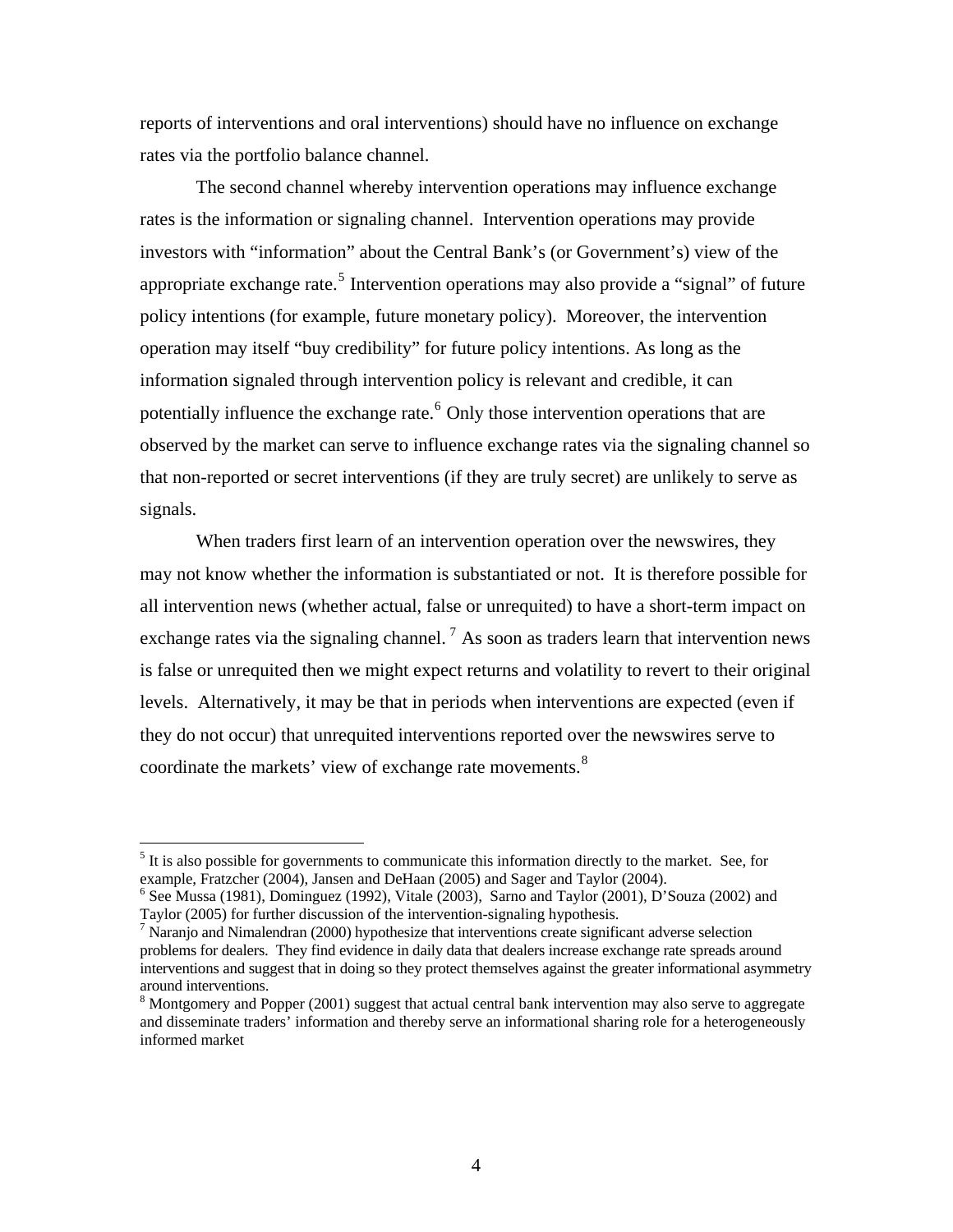reports of interventions and oral interventions) should have no influence on exchange rates via the portfolio balance channel.

The second channel whereby intervention operations may influence exchange rates is the information or signaling channel. Intervention operations may provide investors with "information" about the Central Bank's (or Government's) view of the appropriate exchange rate.[5] Intervention operations may also provide a "signal" of future policy intentions (for example, future monetary policy). Moreover, the intervention operation may itself "buy credibility" for future policy intentions. As long as the information signaled through intervention policy is relevant and credible, it can potentially influence the exchange rate.[6] Only those intervention operations that are observed by the market can serve to influence exchange rates via the signaling channel so that non-reported or secret interventions (if they are truly secret) are unlikely to serve as signals.

When traders first learn of an intervention operation over the newswires, they may not know whether the information is substantiated or not. It is therefore possible for all intervention news (whether actual, false or unrequited) to have a short-term impact on exchange rates via the signaling channel.[7] As soon as traders learn that intervention news is false or unrequited then we might expect returns and volatility to revert to their original levels. Alternatively, it may be that in periods when interventions are expected (even if they do not occur) that unrequited interventions reported over the newswires serve to coordinate the markets' view of exchange rate movements.[8]

---

[5] It is also possible for governments to communicate this information directly to the market. See, for example, Fratzcher (2004), Jansen and DeHaan (2005) and Sager and Taylor (2004).

[6] See Mussa (1981), Dominguez (1992), Vitale (2003), Sarno and Taylor (2001), D'Souza (2002) and Taylor (2005) for further discussion of the intervention-signaling hypothesis.

[7] Naranjo and Nimalendran (2000) hypothesize that interventions create significant adverse selection problems for dealers. They find evidence in daily data that dealers increase exchange rate spreads around interventions and suggest that in doing so they protect themselves against the greater informational asymmetry around interventions.

[8] Montgomery and Popper (2001) suggest that actual central bank intervention may also serve to aggregate and disseminate traders' information and thereby serve an informational sharing role for a heterogeneously informed market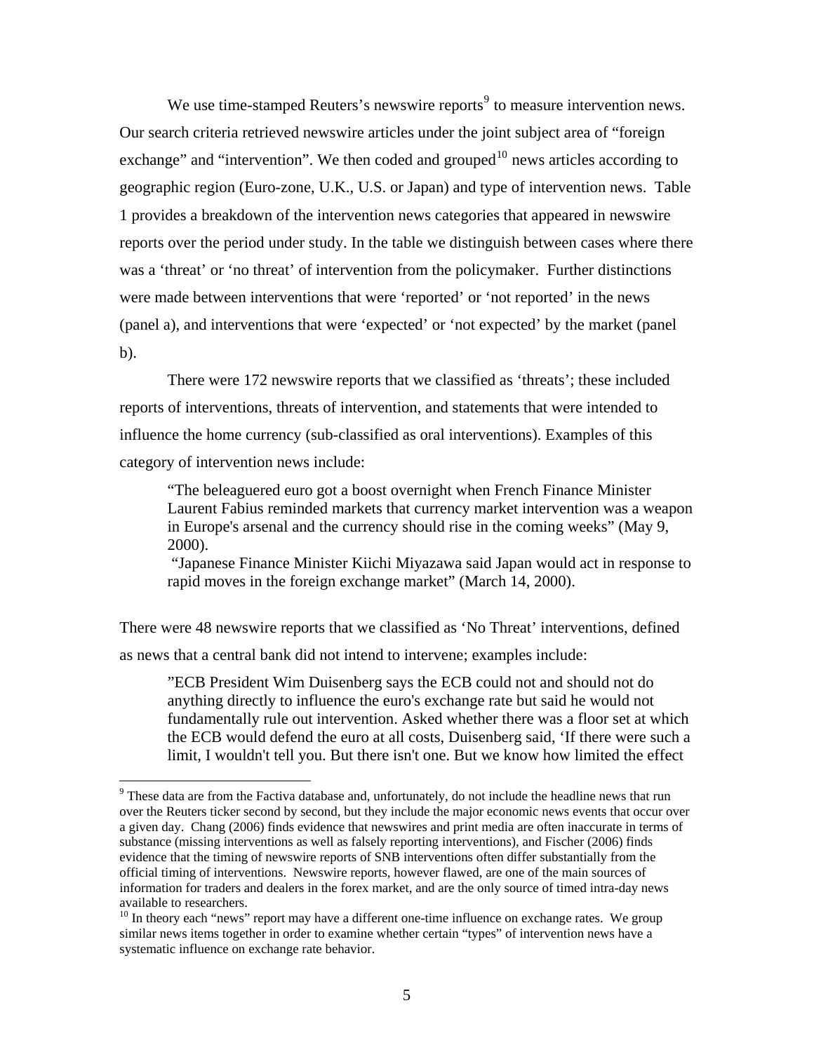We use time-stamped Reuters's newswire reports[9] to measure intervention news. Our search criteria retrieved newswire articles under the joint subject area of "foreign exchange" and "intervention". We then coded and grouped[10] news articles according to geographic region (Euro-zone, U.K., U.S. or Japan) and type of intervention news. Table 1 provides a breakdown of the intervention news categories that appeared in newswire reports over the period under study. In the table we distinguish between cases where there was a 'threat' or 'no threat' of intervention from the policymaker. Further distinctions were made between interventions that were 'reported' or 'not reported' in the news (panel a), and interventions that were 'expected' or 'not expected' by the market (panel b).

There were 172 newswire reports that we classified as 'threats'; these included reports of interventions, threats of intervention, and statements that were intended to influence the home currency (sub-classified as oral interventions). Examples of this category of intervention news include:

> "The beleaguered euro got a boost overnight when French Finance Minister Laurent Fabius reminded markets that currency market intervention was a weapon in Europe's arsenal and the currency should rise in the coming weeks" (May 9, 2000).
>
> "Japanese Finance Minister Kiichi Miyazawa said Japan would act in response to rapid moves in the foreign exchange market" (March 14, 2000).

There were 48 newswire reports that we classified as 'No Threat' interventions, defined as news that a central bank did not intend to intervene; examples include:

> "ECB President Wim Duisenberg says the ECB could not and should not do anything directly to influence the euro's exchange rate but said he would not fundamentally rule out intervention. Asked whether there was a floor set at which the ECB would defend the euro at all costs, Duisenberg said, 'If there were such a limit, I wouldn't tell you. But there isn't one. But we know how limited the effect

---

[9] These data are from the Factiva database and, unfortunately, do not include the headline news that run over the Reuters ticker second by second, but they include the major economic news events that occur over a given day. Chang (2006) finds evidence that newswires and print media are often inaccurate in terms of substance (missing interventions as well as falsely reporting interventions), and Fischer (2006) finds evidence that the timing of newswire reports of SNB interventions often differ substantially from the official timing of interventions. Newswire reports, however flawed, are one of the main sources of information for traders and dealers in the forex market, and are the only source of timed intra-day news available to researchers.

[10] In theory each "news" report may have a different one-time influence on exchange rates. We group similar news items together in order to examine whether certain "types" of intervention news have a systematic influence on exchange rate behavior.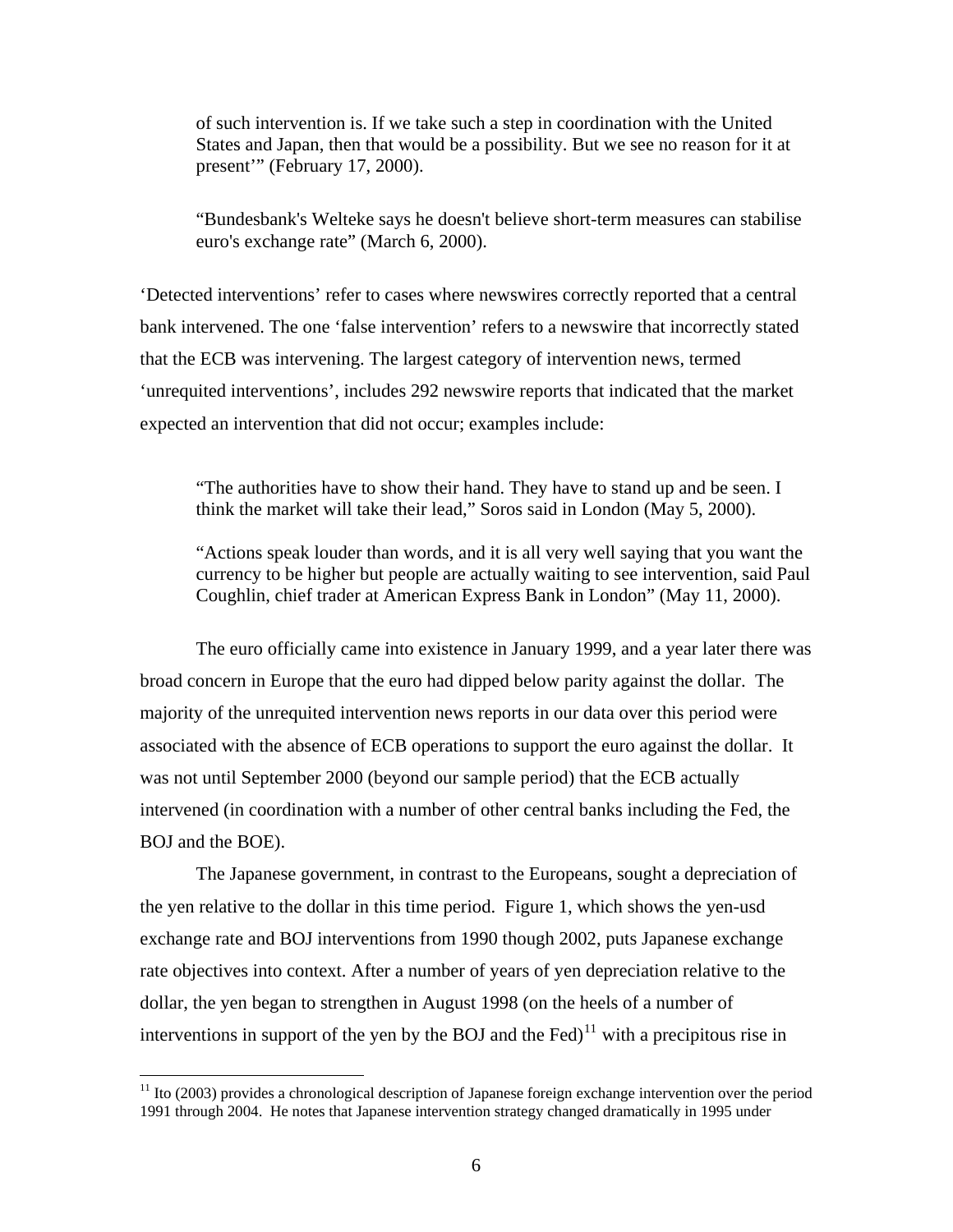> of such intervention is. If we take such a step in coordination with the United States and Japan, then that would be a possibility. But we see no reason for it at present'" (February 17, 2000).
>
> "Bundesbank's Welteke says he doesn't believe short-term measures can stabilise euro's exchange rate" (March 6, 2000).

'Detected interventions' refer to cases where newswires correctly reported that a central bank intervened. The one 'false intervention' refers to a newswire that incorrectly stated that the ECB was intervening. The largest category of intervention news, termed 'unrequited interventions', includes 292 newswire reports that indicated that the market expected an intervention that did not occur; examples include:

> "The authorities have to show their hand. They have to stand up and be seen. I think the market will take their lead," Soros said in London (May 5, 2000).
>
> "Actions speak louder than words, and it is all very well saying that you want the currency to be higher but people are actually waiting to see intervention, said Paul Coughlin, chief trader at American Express Bank in London" (May 11, 2000).

The euro officially came into existence in January 1999, and a year later there was broad concern in Europe that the euro had dipped below parity against the dollar. The majority of the unrequited intervention news reports in our data over this period were associated with the absence of ECB operations to support the euro against the dollar. It was not until September 2000 (beyond our sample period) that the ECB actually intervened (in coordination with a number of other central banks including the Fed, the BOJ and the BOE).

The Japanese government, in contrast to the Europeans, sought a depreciation of the yen relative to the dollar in this time period. Figure 1, which shows the yen-usd exchange rate and BOJ interventions from 1990 though 2002, puts Japanese exchange rate objectives into context. After a number of years of yen depreciation relative to the dollar, the yen began to strengthen in August 1998 (on the heels of a number of interventions in support of the yen by the BOJ and the Fed)[11] with a precipitous rise in

[11] Ito (2003) provides a chronological description of Japanese foreign exchange intervention over the period 1991 through 2004. He notes that Japanese intervention strategy changed dramatically in 1995 under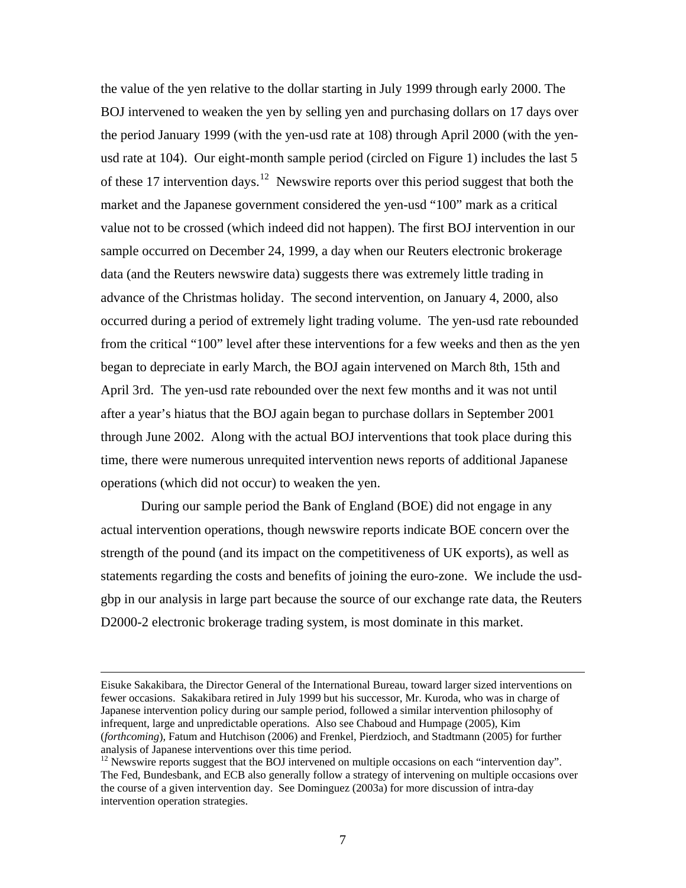the value of the yen relative to the dollar starting in July 1999 through early 2000. The BOJ intervened to weaken the yen by selling yen and purchasing dollars on 17 days over the period January 1999 (with the yen-usd rate at 108) through April 2000 (with the yen-usd rate at 104). Our eight-month sample period (circled on Figure 1) includes the last 5 of these 17 intervention days.[12] Newswire reports over this period suggest that both the market and the Japanese government considered the yen-usd "100" mark as a critical value not to be crossed (which indeed did not happen). The first BOJ intervention in our sample occurred on December 24, 1999, a day when our Reuters electronic brokerage data (and the Reuters newswire data) suggests there was extremely little trading in advance of the Christmas holiday. The second intervention, on January 4, 2000, also occurred during a period of extremely light trading volume. The yen-usd rate rebounded from the critical "100" level after these interventions for a few weeks and then as the yen began to depreciate in early March, the BOJ again intervened on March 8th, 15th and April 3rd. The yen-usd rate rebounded over the next few months and it was not until after a year's hiatus that the BOJ again began to purchase dollars in September 2001 through June 2002. Along with the actual BOJ interventions that took place during this time, there were numerous unrequited intervention news reports of additional Japanese operations (which did not occur) to weaken the yen.

During our sample period the Bank of England (BOE) did not engage in any actual intervention operations, though newswire reports indicate BOE concern over the strength of the pound (and its impact on the competitiveness of UK exports), as well as statements regarding the costs and benefits of joining the euro-zone. We include the usd-gbp in our analysis in large part because the source of our exchange rate data, the Reuters D2000-2 electronic brokerage trading system, is most dominate in this market.

---

Eisuke Sakakibara, the Director General of the International Bureau, toward larger sized interventions on fewer occasions. Sakakibara retired in July 1999 but his successor, Mr. Kuroda, who was in charge of Japanese intervention policy during our sample period, followed a similar intervention philosophy of infrequent, large and unpredictable operations. Also see Chaboud and Humpage (2005), Kim (*forthcoming*), Fatum and Hutchison (2006) and Frenkel, Pierdzioch, and Stadtmann (2005) for further analysis of Japanese interventions over this time period.

[12] Newswire reports suggest that the BOJ intervened on multiple occasions on each "intervention day". The Fed, Bundesbank, and ECB also generally follow a strategy of intervening on multiple occasions over the course of a given intervention day. See Dominguez (2003a) for more discussion of intra-day intervention operation strategies.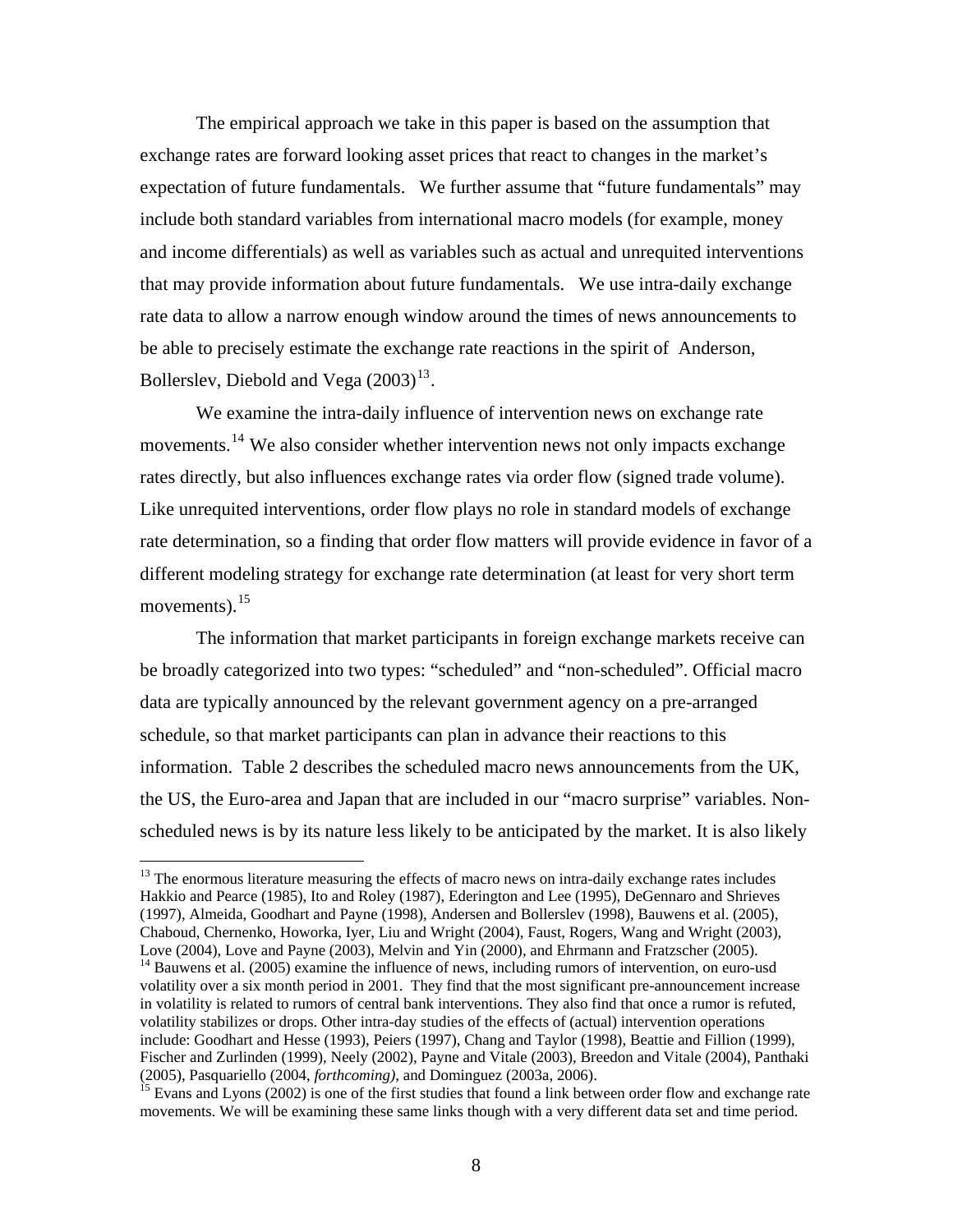The empirical approach we take in this paper is based on the assumption that exchange rates are forward looking asset prices that react to changes in the market's expectation of future fundamentals. We further assume that "future fundamentals" may include both standard variables from international macro models (for example, money and income differentials) as well as variables such as actual and unrequited interventions that may provide information about future fundamentals. We use intra-daily exchange rate data to allow a narrow enough window around the times of news announcements to be able to precisely estimate the exchange rate reactions in the spirit of Anderson, Bollerslev, Diebold and Vega (2003)[13].

We examine the intra-daily influence of intervention news on exchange rate movements.[14] We also consider whether intervention news not only impacts exchange rates directly, but also influences exchange rates via order flow (signed trade volume). Like unrequited interventions, order flow plays no role in standard models of exchange rate determination, so a finding that order flow matters will provide evidence in favor of a different modeling strategy for exchange rate determination (at least for very short term movements).[15]

The information that market participants in foreign exchange markets receive can be broadly categorized into two types: "scheduled" and "non-scheduled". Official macro data are typically announced by the relevant government agency on a pre-arranged schedule, so that market participants can plan in advance their reactions to this information. Table 2 describes the scheduled macro news announcements from the UK, the US, the Euro-area and Japan that are included in our "macro surprise" variables. Non-scheduled news is by its nature less likely to be anticipated by the market. It is also likely

[13] The enormous literature measuring the effects of macro news on intra-daily exchange rates includes Hakkio and Pearce (1985), Ito and Roley (1987), Ederington and Lee (1995), DeGennaro and Shrieves (1997), Almeida, Goodhart and Payne (1998), Andersen and Bollerslev (1998), Bauwens et al. (2005), Chaboud, Chernenko, Howorka, Iyer, Liu and Wright (2004), Faust, Rogers, Wang and Wright (2003), Love (2004), Love and Payne (2003), Melvin and Yin (2000), and Ehrmann and Fratzscher (2005).

[14] Bauwens et al. (2005) examine the influence of news, including rumors of intervention, on euro-usd volatility over a six month period in 2001. They find that the most significant pre-announcement increase in volatility is related to rumors of central bank interventions. They also find that once a rumor is refuted, volatility stabilizes or drops. Other intra-day studies of the effects of (actual) intervention operations include: Goodhart and Hesse (1993), Peiers (1997), Chang and Taylor (1998), Beattie and Fillion (1999), Fischer and Zurlinden (1999), Neely (2002), Payne and Vitale (2003), Breedon and Vitale (2004), Panthaki (2005), Pasquariello (2004, *forthcoming)*, and Dominguez (2003a, 2006).

[15] Evans and Lyons (2002) is one of the first studies that found a link between order flow and exchange rate movements. We will be examining these same links though with a very different data set and time period.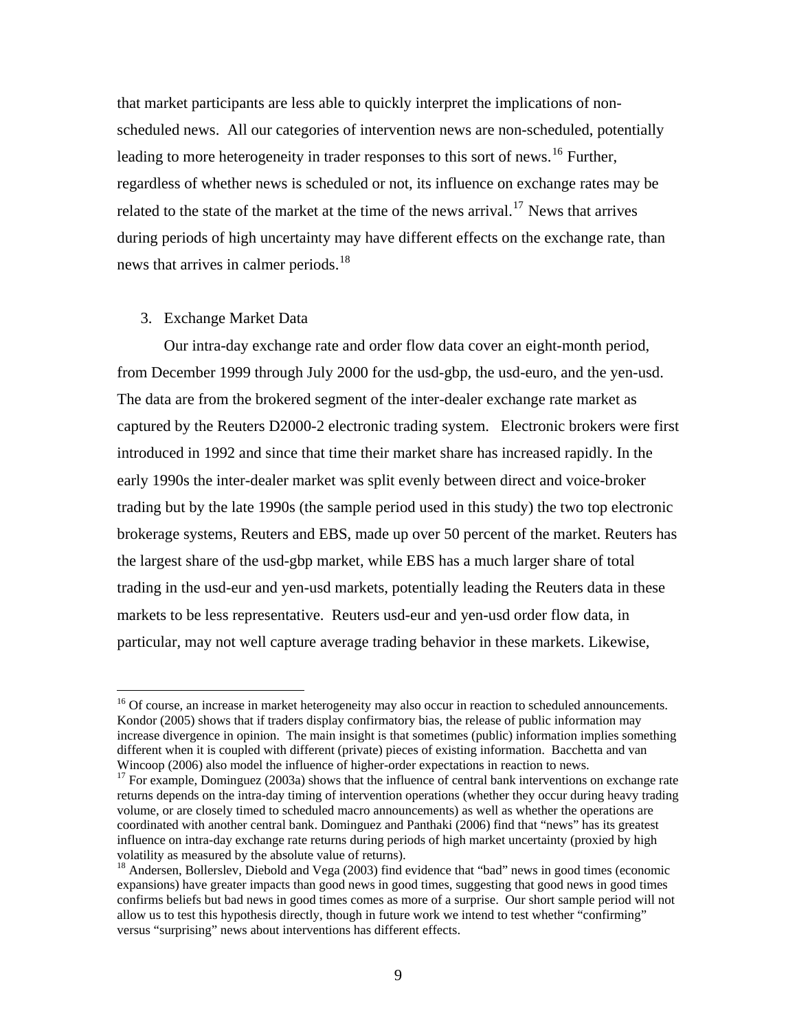that market participants are less able to quickly interpret the implications of non-scheduled news. All our categories of intervention news are non-scheduled, potentially leading to more heterogeneity in trader responses to this sort of news.[16] Further, regardless of whether news is scheduled or not, its influence on exchange rates may be related to the state of the market at the time of the news arrival.[17] News that arrives during periods of high uncertainty may have different effects on the exchange rate, than news that arrives in calmer periods.[18]

## 3. Exchange Market Data

Our intra-day exchange rate and order flow data cover an eight-month period, from December 1999 through July 2000 for the usd-gbp, the usd-euro, and the yen-usd. The data are from the brokered segment of the inter-dealer exchange rate market as captured by the Reuters D2000-2 electronic trading system. Electronic brokers were first introduced in 1992 and since that time their market share has increased rapidly. In the early 1990s the inter-dealer market was split evenly between direct and voice-broker trading but by the late 1990s (the sample period used in this study) the two top electronic brokerage systems, Reuters and EBS, made up over 50 percent of the market. Reuters has the largest share of the usd-gbp market, while EBS has a much larger share of total trading in the usd-eur and yen-usd markets, potentially leading the Reuters data in these markets to be less representative. Reuters usd-eur and yen-usd order flow data, in particular, may not well capture average trading behavior in these markets. Likewise,

---

[16] Of course, an increase in market heterogeneity may also occur in reaction to scheduled announcements. Kondor (2005) shows that if traders display confirmatory bias, the release of public information may increase divergence in opinion. The main insight is that sometimes (public) information implies something different when it is coupled with different (private) pieces of existing information. Bacchetta and van Wincoop (2006) also model the influence of higher-order expectations in reaction to news.

[17] For example, Dominguez (2003a) shows that the influence of central bank interventions on exchange rate returns depends on the intra-day timing of intervention operations (whether they occur during heavy trading volume, or are closely timed to scheduled macro announcements) as well as whether the operations are coordinated with another central bank. Dominguez and Panthaki (2006) find that "news" has its greatest influence on intra-day exchange rate returns during periods of high market uncertainty (proxied by high volatility as measured by the absolute value of returns).

[18] Andersen, Bollerslev, Diebold and Vega (2003) find evidence that "bad" news in good times (economic expansions) have greater impacts than good news in good times, suggesting that good news in good times confirms beliefs but bad news in good times comes as more of a surprise. Our short sample period will not allow us to test this hypothesis directly, though in future work we intend to test whether "confirming" versus "surprising" news about interventions has different effects.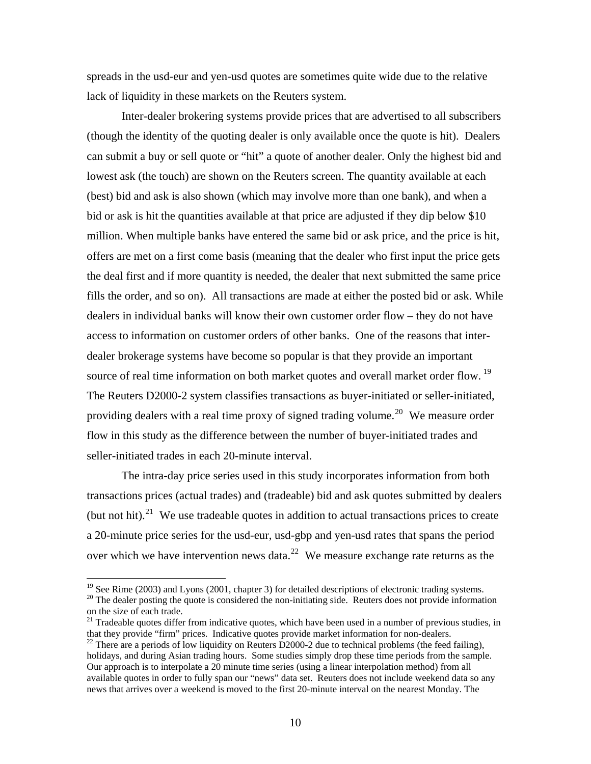spreads in the usd-eur and yen-usd quotes are sometimes quite wide due to the relative lack of liquidity in these markets on the Reuters system.

Inter-dealer brokering systems provide prices that are advertised to all subscribers (though the identity of the quoting dealer is only available once the quote is hit). Dealers can submit a buy or sell quote or "hit" a quote of another dealer. Only the highest bid and lowest ask (the touch) are shown on the Reuters screen. The quantity available at each (best) bid and ask is also shown (which may involve more than one bank), and when a bid or ask is hit the quantities available at that price are adjusted if they dip below $10 million. When multiple banks have entered the same bid or ask price, and the price is hit, offers are met on a first come basis (meaning that the dealer who first input the price gets the deal first and if more quantity is needed, the dealer that next submitted the same price fills the order, and so on). All transactions are made at either the posted bid or ask. While dealers in individual banks will know their own customer order flow – they do not have access to information on customer orders of other banks. One of the reasons that inter-dealer brokerage systems have become so popular is that they provide an important source of real time information on both market quotes and overall market order flow.[19] The Reuters D2000-2 system classifies transactions as buyer-initiated or seller-initiated, providing dealers with a real time proxy of signed trading volume.[20] We measure order flow in this study as the difference between the number of buyer-initiated trades and seller-initiated trades in each 20-minute interval.

The intra-day price series used in this study incorporates information from both transactions prices (actual trades) and (tradeable) bid and ask quotes submitted by dealers (but not hit).[21] We use tradeable quotes in addition to actual transactions prices to create a 20-minute price series for the usd-eur, usd-gbp and yen-usd rates that spans the period over which we have intervention news data.[22] We measure exchange rate returns as the

---

[19] See Rime (2003) and Lyons (2001, chapter 3) for detailed descriptions of electronic trading systems.

[20] The dealer posting the quote is considered the non-initiating side. Reuters does not provide information on the size of each trade.

[21] Tradeable quotes differ from indicative quotes, which have been used in a number of previous studies, in that they provide "firm" prices. Indicative quotes provide market information for non-dealers.

[22] There are a periods of low liquidity on Reuters D2000-2 due to technical problems (the feed failing), holidays, and during Asian trading hours. Some studies simply drop these time periods from the sample. Our approach is to interpolate a 20 minute time series (using a linear interpolation method) from all available quotes in order to fully span our "news" data set. Reuters does not include weekend data so any news that arrives over a weekend is moved to the first 20-minute interval on the nearest Monday. The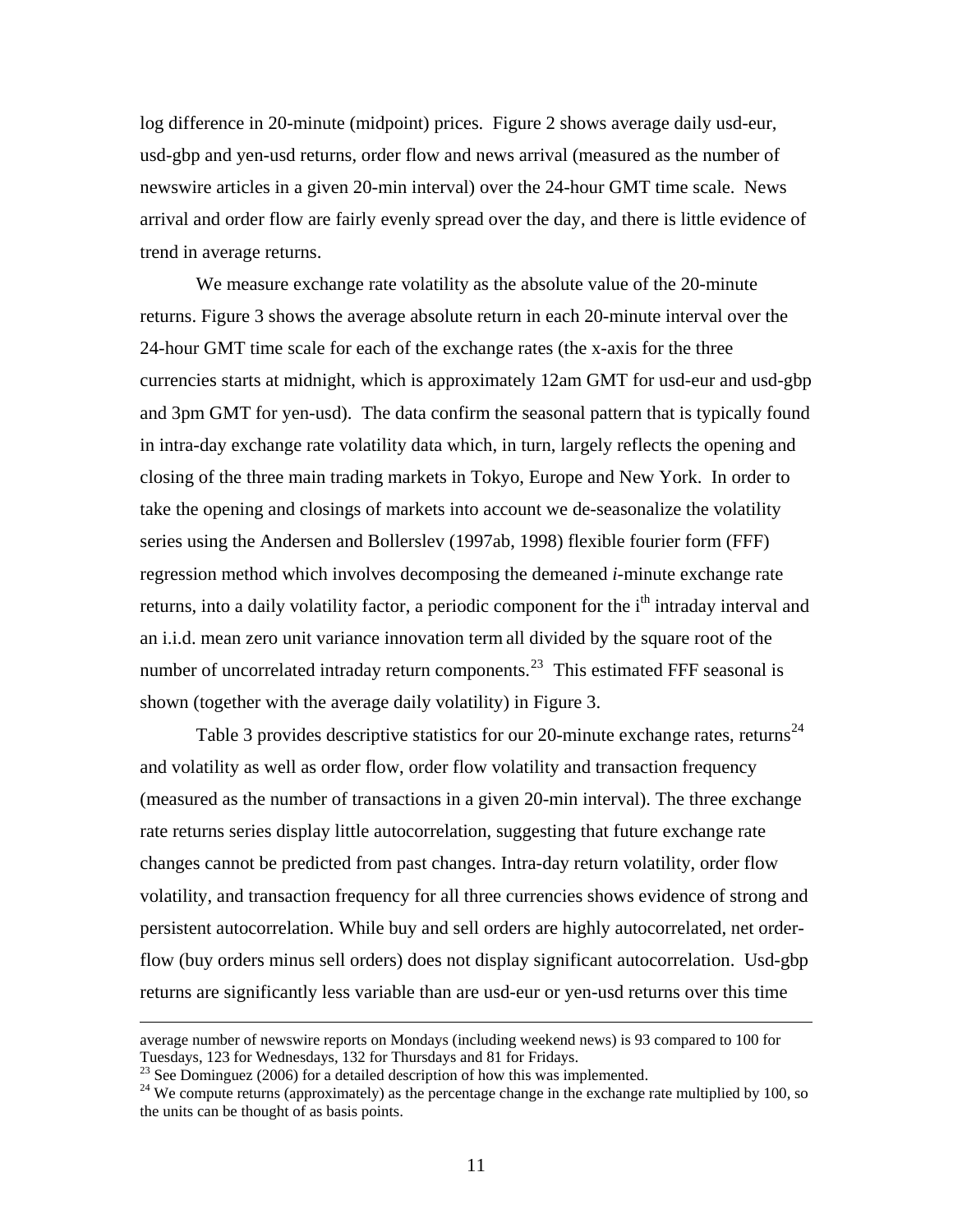log difference in 20-minute (midpoint) prices. Figure 2 shows average daily usd-eur, usd-gbp and yen-usd returns, order flow and news arrival (measured as the number of newswire articles in a given 20-min interval) over the 24-hour GMT time scale. News arrival and order flow are fairly evenly spread over the day, and there is little evidence of trend in average returns.

We measure exchange rate volatility as the absolute value of the 20-minute returns. Figure 3 shows the average absolute return in each 20-minute interval over the 24-hour GMT time scale for each of the exchange rates (the x-axis for the three currencies starts at midnight, which is approximately 12am GMT for usd-eur and usd-gbp and 3pm GMT for yen-usd). The data confirm the seasonal pattern that is typically found in intra-day exchange rate volatility data which, in turn, largely reflects the opening and closing of the three main trading markets in Tokyo, Europe and New York. In order to take the opening and closings of markets into account we de-seasonalize the volatility series using the Andersen and Bollerslev (1997ab, 1998) flexible fourier form (FFF) regression method which involves decomposing the demeaned *i*-minute exchange rate returns, into a daily volatility factor, a periodic component for the $i^{th}$ intraday interval and an i.i.d. mean zero unit variance innovation term all divided by the square root of the number of uncorrelated intraday return components.[23] This estimated FFF seasonal is shown (together with the average daily volatility) in Figure 3.

Table 3 provides descriptive statistics for our 20-minute exchange rates, returns[24] and volatility as well as order flow, order flow volatility and transaction frequency (measured as the number of transactions in a given 20-min interval). The three exchange rate returns series display little autocorrelation, suggesting that future exchange rate changes cannot be predicted from past changes. Intra-day return volatility, order flow volatility, and transaction frequency for all three currencies shows evidence of strong and persistent autocorrelation. While buy and sell orders are highly autocorrelated, net order-flow (buy orders minus sell orders) does not display significant autocorrelation. Usd-gbp returns are significantly less variable than are usd-eur or yen-usd returns over this time

---

average number of newswire reports on Mondays (including weekend news) is 93 compared to 100 for Tuesdays, 123 for Wednesdays, 132 for Thursdays and 81 for Fridays.

[23] See Dominguez (2006) for a detailed description of how this was implemented.

[24] We compute returns (approximately) as the percentage change in the exchange rate multiplied by 100, so the units can be thought of as basis points.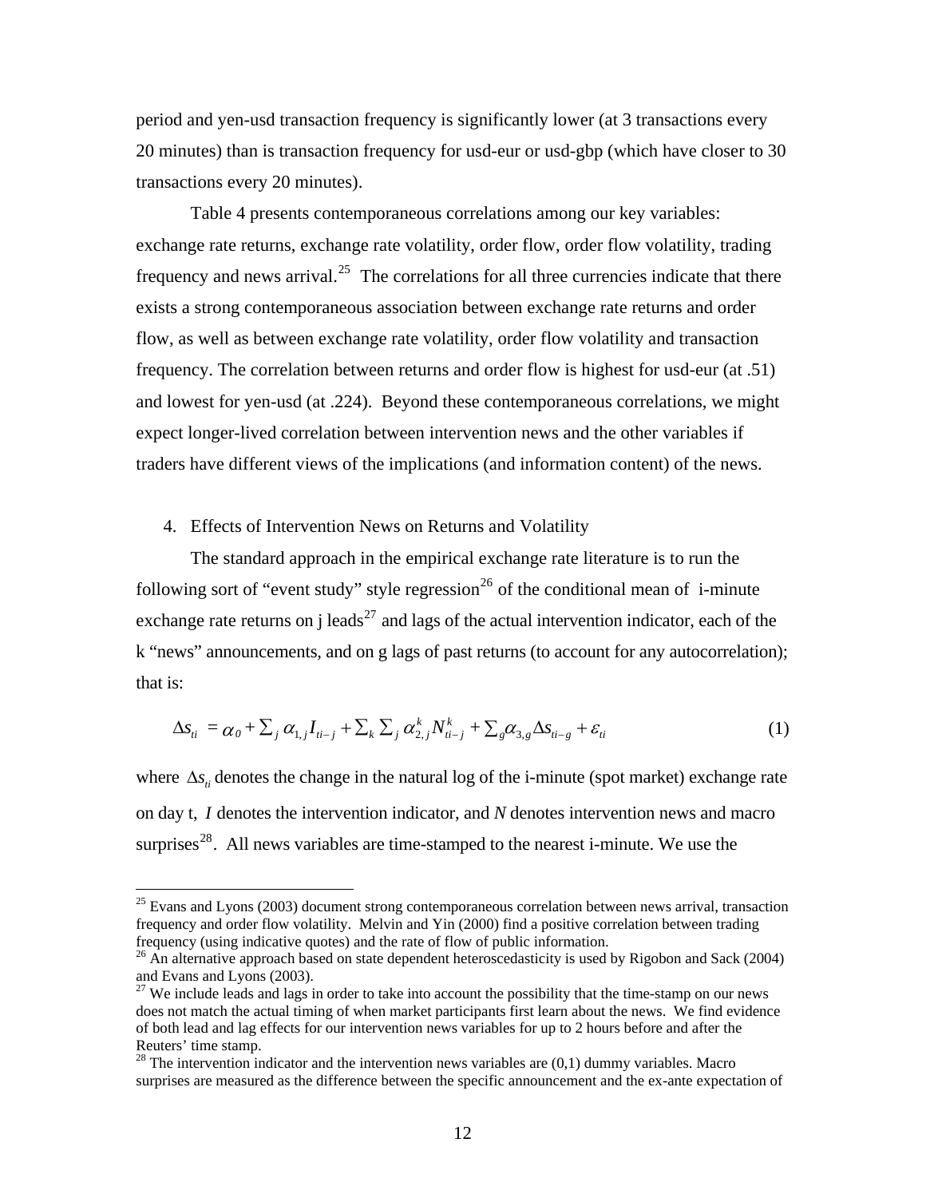period and yen-usd transaction frequency is significantly lower (at 3 transactions every 20 minutes) than is transaction frequency for usd-eur or usd-gbp (which have closer to 30 transactions every 20 minutes).

Table 4 presents contemporaneous correlations among our key variables: exchange rate returns, exchange rate volatility, order flow, order flow volatility, trading frequency and news arrival.[25] The correlations for all three currencies indicate that there exists a strong contemporaneous association between exchange rate returns and order flow, as well as between exchange rate volatility, order flow volatility and transaction frequency. The correlation between returns and order flow is highest for usd-eur (at .51) and lowest for yen-usd (at .224). Beyond these contemporaneous correlations, we might expect longer-lived correlation between intervention news and the other variables if traders have different views of the implications (and information content) of the news.

## 4. Effects of Intervention News on Returns and Volatility

The standard approach in the empirical exchange rate literature is to run the following sort of "event study" style regression[26] of the conditional mean of i-minute exchange rate returns on j leads[27] and lags of the actual intervention indicator, each of the k "news" announcements, and on g lags of past returns (to account for any autocorrelation); that is:

$$\Delta s_{ti} = \alpha_0 + \sum_j \alpha_{1,j} I_{ti-j} + \sum_k \sum_j \alpha_{2,j}^{k} N_{ti-j}^{k} + \sum_g \alpha_{3,g} \Delta s_{ti-g} + \varepsilon_{ti} \qquad (1)$$

where $\Delta s_{ti}$ denotes the change in the natural log of the i-minute (spot market) exchange rate on day t, $I$ denotes the intervention indicator, and $N$ denotes intervention news and macro surprises[28]. All news variables are time-stamped to the nearest i-minute. We use the

---

[25] Evans and Lyons (2003) document strong contemporaneous correlation between news arrival, transaction frequency and order flow volatility. Melvin and Yin (2000) find a positive correlation between trading frequency (using indicative quotes) and the rate of flow of public information.

[26] An alternative approach based on state dependent heteroscedasticity is used by Rigobon and Sack (2004) and Evans and Lyons (2003).

[27] We include leads and lags in order to take into account the possibility that the time-stamp on our news does not match the actual timing of when market participants first learn about the news. We find evidence of both lead and lag effects for our intervention news variables for up to 2 hours before and after the Reuters' time stamp.

[28] The intervention indicator and the intervention news variables are (0,1) dummy variables. Macro surprises are measured as the difference between the specific announcement and the ex-ante expectation of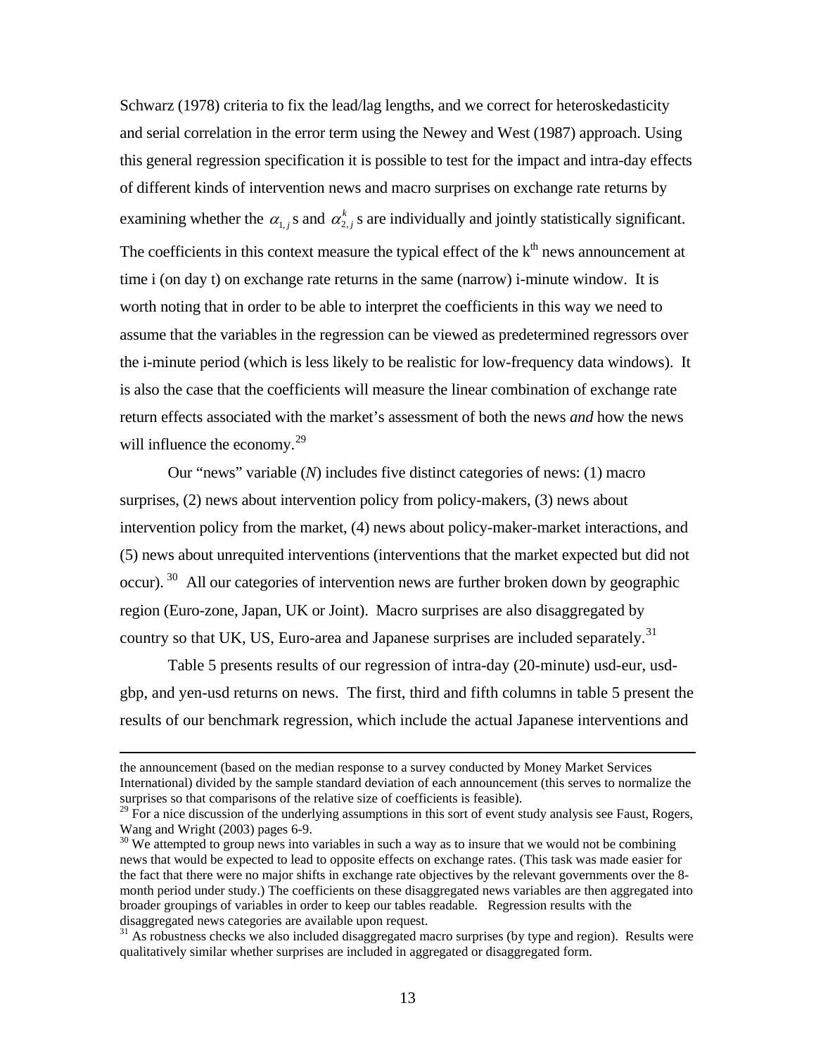Schwarz (1978) criteria to fix the lead/lag lengths, and we correct for heteroskedasticity and serial correlation in the error term using the Newey and West (1987) approach. Using this general regression specification it is possible to test for the impact and intra-day effects of different kinds of intervention news and macro surprises on exchange rate returns by examining whether the $\alpha_{1,j}$ s and $\alpha_{2,j}^{k}$ s are individually and jointly statistically significant. The coefficients in this context measure the typical effect of the k[th] news announcement at time i (on day t) on exchange rate returns in the same (narrow) i-minute window. It is worth noting that in order to be able to interpret the coefficients in this way we need to assume that the variables in the regression can be viewed as predetermined regressors over the i-minute period (which is less likely to be realistic for low-frequency data windows). It is also the case that the coefficients will measure the linear combination of exchange rate return effects associated with the market's assessment of both the news *and* how the news will influence the economy.[29]

Our "news" variable (*N*) includes five distinct categories of news: (1) macro surprises, (2) news about intervention policy from policy-makers, (3) news about intervention policy from the market, (4) news about policy-maker-market interactions, and (5) news about unrequited interventions (interventions that the market expected but did not occur).[30] All our categories of intervention news are further broken down by geographic region (Euro-zone, Japan, UK or Joint). Macro surprises are also disaggregated by country so that UK, US, Euro-area and Japanese surprises are included separately.[31]

Table 5 presents results of our regression of intra-day (20-minute) usd-eur, usd-gbp, and yen-usd returns on news. The first, third and fifth columns in table 5 present the results of our benchmark regression, which include the actual Japanese interventions and

---

the announcement (based on the median response to a survey conducted by Money Market Services International) divided by the sample standard deviation of each announcement (this serves to normalize the surprises so that comparisons of the relative size of coefficients is feasible).

[29] For a nice discussion of the underlying assumptions in this sort of event study analysis see Faust, Rogers, Wang and Wright (2003) pages 6-9.

[30] We attempted to group news into variables in such a way as to insure that we would not be combining news that would be expected to lead to opposite effects on exchange rates. (This task was made easier for the fact that there were no major shifts in exchange rate objectives by the relevant governments over the 8-month period under study.) The coefficients on these disaggregated news variables are then aggregated into broader groupings of variables in order to keep our tables readable. Regression results with the disaggregated news categories are available upon request.

[31] As robustness checks we also included disaggregated macro surprises (by type and region). Results were qualitatively similar whether surprises are included in aggregated or disaggregated form.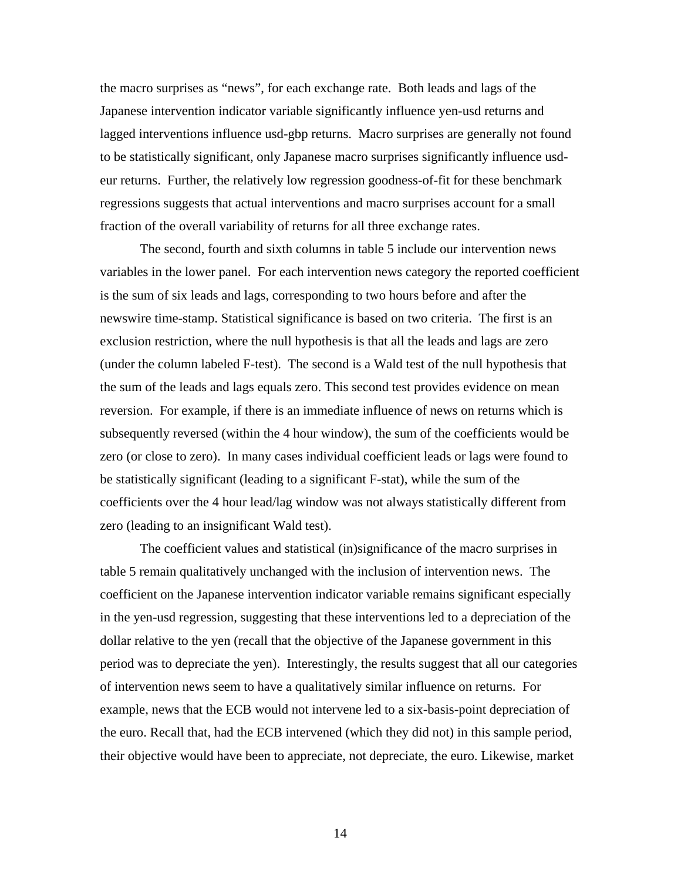the macro surprises as "news", for each exchange rate. Both leads and lags of the Japanese intervention indicator variable significantly influence yen-usd returns and lagged interventions influence usd-gbp returns. Macro surprises are generally not found to be statistically significant, only Japanese macro surprises significantly influence usd-eur returns. Further, the relatively low regression goodness-of-fit for these benchmark regressions suggests that actual interventions and macro surprises account for a small fraction of the overall variability of returns for all three exchange rates.

The second, fourth and sixth columns in table 5 include our intervention news variables in the lower panel. For each intervention news category the reported coefficient is the sum of six leads and lags, corresponding to two hours before and after the newswire time-stamp. Statistical significance is based on two criteria. The first is an exclusion restriction, where the null hypothesis is that all the leads and lags are zero (under the column labeled F-test). The second is a Wald test of the null hypothesis that the sum of the leads and lags equals zero. This second test provides evidence on mean reversion. For example, if there is an immediate influence of news on returns which is subsequently reversed (within the 4 hour window), the sum of the coefficients would be zero (or close to zero). In many cases individual coefficient leads or lags were found to be statistically significant (leading to a significant F-stat), while the sum of the coefficients over the 4 hour lead/lag window was not always statistically different from zero (leading to an insignificant Wald test).

The coefficient values and statistical (in)significance of the macro surprises in table 5 remain qualitatively unchanged with the inclusion of intervention news. The coefficient on the Japanese intervention indicator variable remains significant especially in the yen-usd regression, suggesting that these interventions led to a depreciation of the dollar relative to the yen (recall that the objective of the Japanese government in this period was to depreciate the yen). Interestingly, the results suggest that all our categories of intervention news seem to have a qualitatively similar influence on returns. For example, news that the ECB would not intervene led to a six-basis-point depreciation of the euro. Recall that, had the ECB intervened (which they did not) in this sample period, their objective would have been to appreciate, not depreciate, the euro. Likewise, market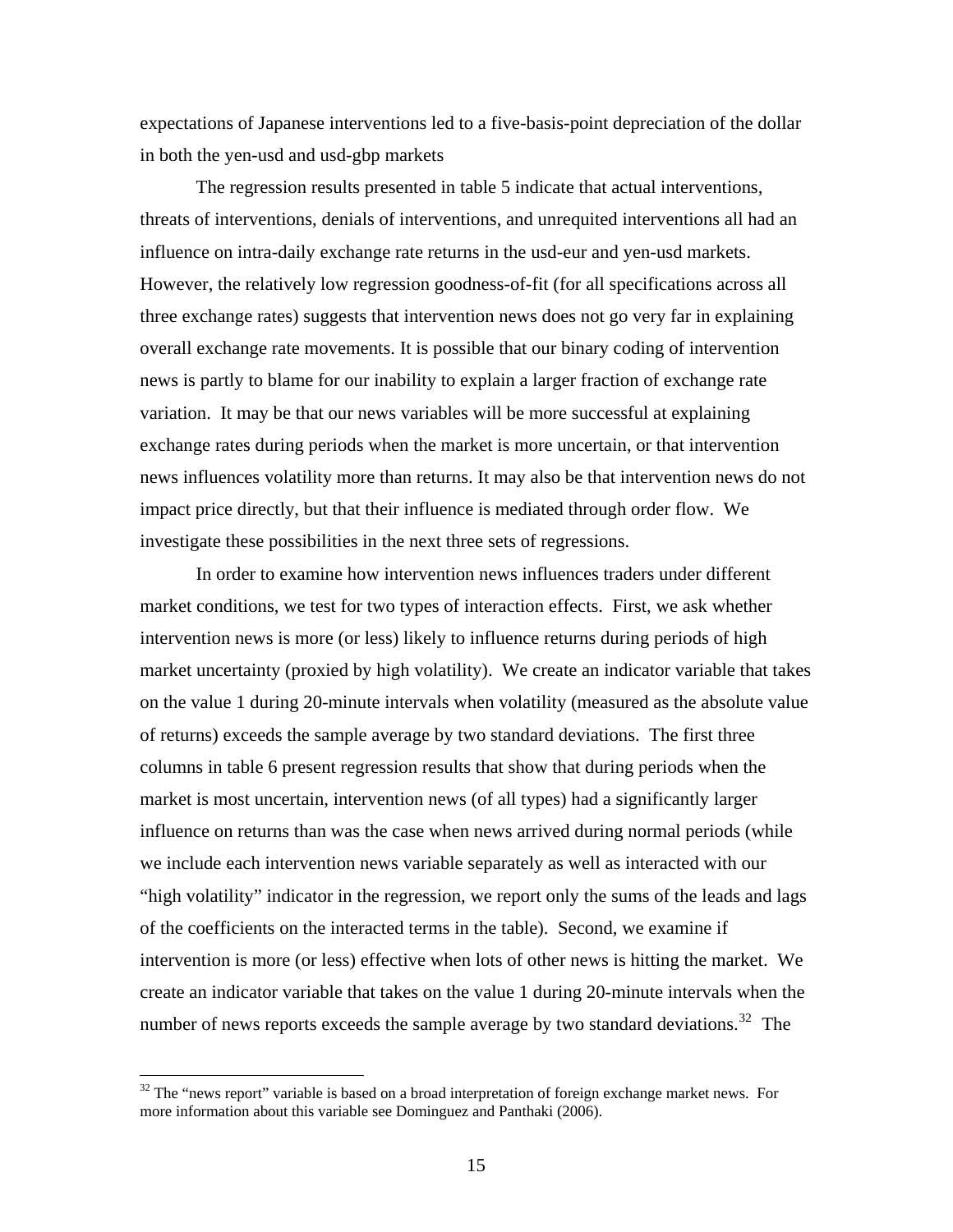expectations of Japanese interventions led to a five-basis-point depreciation of the dollar in both the yen-usd and usd-gbp markets

The regression results presented in table 5 indicate that actual interventions, threats of interventions, denials of interventions, and unrequited interventions all had an influence on intra-daily exchange rate returns in the usd-eur and yen-usd markets. However, the relatively low regression goodness-of-fit (for all specifications across all three exchange rates) suggests that intervention news does not go very far in explaining overall exchange rate movements. It is possible that our binary coding of intervention news is partly to blame for our inability to explain a larger fraction of exchange rate variation. It may be that our news variables will be more successful at explaining exchange rates during periods when the market is more uncertain, or that intervention news influences volatility more than returns. It may also be that intervention news do not impact price directly, but that their influence is mediated through order flow. We investigate these possibilities in the next three sets of regressions.

In order to examine how intervention news influences traders under different market conditions, we test for two types of interaction effects. First, we ask whether intervention news is more (or less) likely to influence returns during periods of high market uncertainty (proxied by high volatility). We create an indicator variable that takes on the value 1 during 20-minute intervals when volatility (measured as the absolute value of returns) exceeds the sample average by two standard deviations. The first three columns in table 6 present regression results that show that during periods when the market is most uncertain, intervention news (of all types) had a significantly larger influence on returns than was the case when news arrived during normal periods (while we include each intervention news variable separately as well as interacted with our "high volatility" indicator in the regression, we report only the sums of the leads and lags of the coefficients on the interacted terms in the table). Second, we examine if intervention is more (or less) effective when lots of other news is hitting the market. We create an indicator variable that takes on the value 1 during 20-minute intervals when the number of news reports exceeds the sample average by two standard deviations.[32] The

[32] The "news report" variable is based on a broad interpretation of foreign exchange market news. For more information about this variable see Dominguez and Panthaki (2006).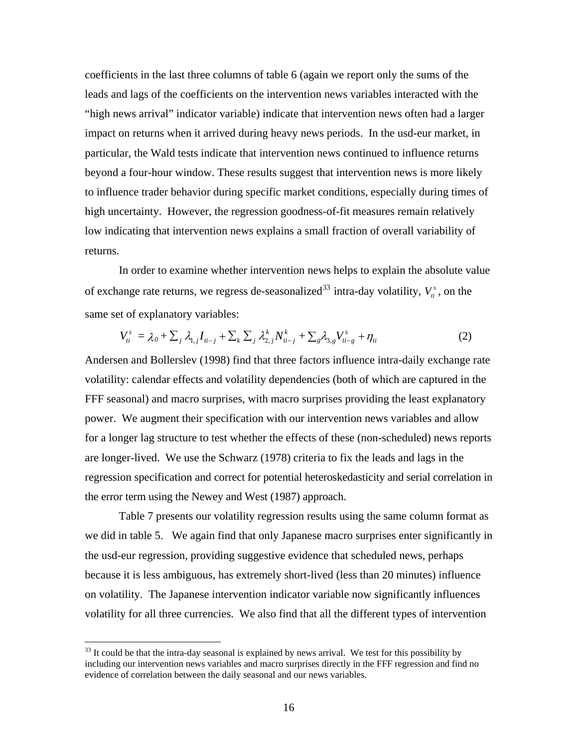coefficients in the last three columns of table 6 (again we report only the sums of the leads and lags of the coefficients on the intervention news variables interacted with the "high news arrival" indicator variable) indicate that intervention news often had a larger impact on returns when it arrived during heavy news periods. In the usd-eur market, in particular, the Wald tests indicate that intervention news continued to influence returns beyond a four-hour window. These results suggest that intervention news is more likely to influence trader behavior during specific market conditions, especially during times of high uncertainty. However, the regression goodness-of-fit measures remain relatively low indicating that intervention news explains a small fraction of overall variability of returns.

In order to examine whether intervention news helps to explain the absolute value of exchange rate returns, we regress de-seasonalized[33] intra-day volatility, $V_{ti}^{s}$, on the same set of explanatory variables:

$$V_{ti}^{s} = \lambda_0 + \sum_j \lambda_{1,j} I_{ti-j} + \sum_k \sum_j \lambda_{2,j}^{k} N_{ti-j}^{k} + \sum_g \lambda_{3,g} V_{ti-g}^{s} + \eta_{ti} \qquad (2)$$

Andersen and Bollerslev (1998) find that three factors influence intra-daily exchange rate volatility: calendar effects and volatility dependencies (both of which are captured in the FFF seasonal) and macro surprises, with macro surprises providing the least explanatory power. We augment their specification with our intervention news variables and allow for a longer lag structure to test whether the effects of these (non-scheduled) news reports are longer-lived. We use the Schwarz (1978) criteria to fix the leads and lags in the regression specification and correct for potential heteroskedasticity and serial correlation in the error term using the Newey and West (1987) approach.

Table 7 presents our volatility regression results using the same column format as we did in table 5. We again find that only Japanese macro surprises enter significantly in the usd-eur regression, providing suggestive evidence that scheduled news, perhaps because it is less ambiguous, has extremely short-lived (less than 20 minutes) influence on volatility. The Japanese intervention indicator variable now significantly influences volatility for all three currencies. We also find that all the different types of intervention

[33] It could be that the intra-day seasonal is explained by news arrival. We test for this possibility by including our intervention news variables and macro surprises directly in the FFF regression and find no evidence of correlation between the daily seasonal and our news variables.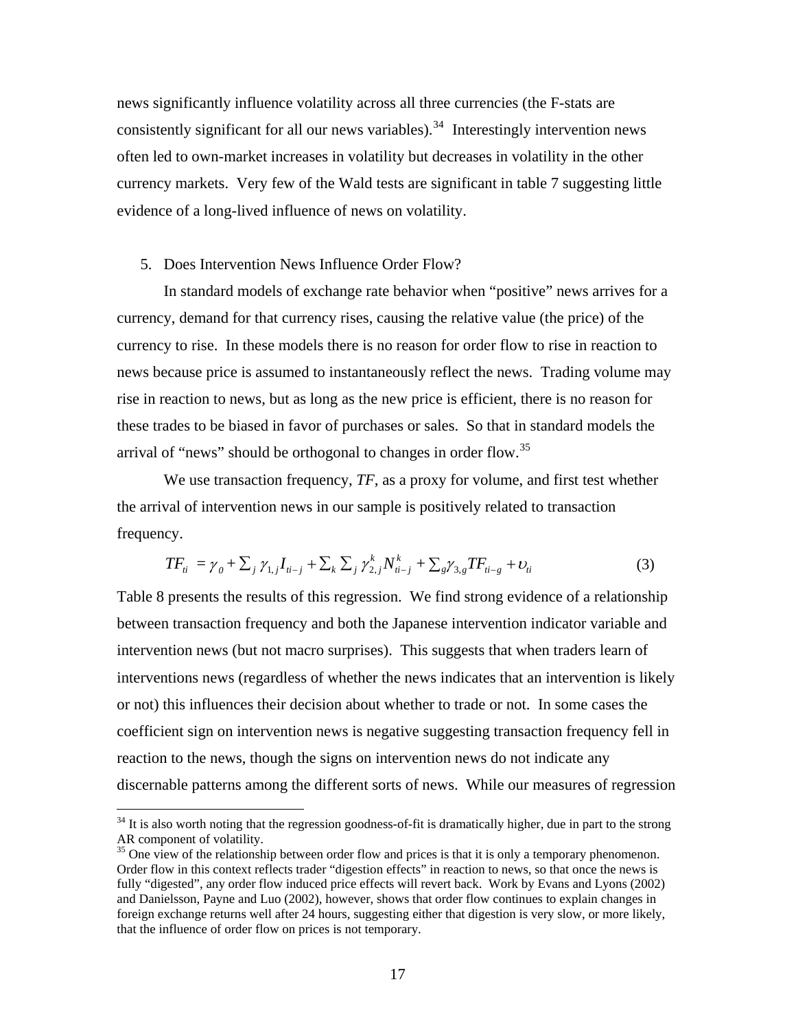news significantly influence volatility across all three currencies (the F-stats are consistently significant for all our news variables).[34] Interestingly intervention news often led to own-market increases in volatility but decreases in volatility in the other currency markets. Very few of the Wald tests are significant in table 7 suggesting little evidence of a long-lived influence of news on volatility.

5. Does Intervention News Influence Order Flow?

In standard models of exchange rate behavior when "positive" news arrives for a currency, demand for that currency rises, causing the relative value (the price) of the currency to rise. In these models there is no reason for order flow to rise in reaction to news because price is assumed to instantaneously reflect the news. Trading volume may rise in reaction to news, but as long as the new price is efficient, there is no reason for these trades to be biased in favor of purchases or sales. So that in standard models the arrival of "news" should be orthogonal to changes in order flow.[35]

We use transaction frequency, *TF*, as a proxy for volume, and first test whether the arrival of intervention news in our sample is positively related to transaction frequency.

$$TF_{ti} = \gamma_0 + \sum_j \gamma_{1,j} I_{ti-j} + \sum_k \sum_j \gamma_{2,j}^k N_{ti-j}^k + \sum_g \gamma_{3,g} TF_{ti-g} + \upsilon_{ti} \tag{3}$$

Table 8 presents the results of this regression. We find strong evidence of a relationship between transaction frequency and both the Japanese intervention indicator variable and intervention news (but not macro surprises). This suggests that when traders learn of interventions news (regardless of whether the news indicates that an intervention is likely or not) this influences their decision about whether to trade or not. In some cases the coefficient sign on intervention news is negative suggesting transaction frequency fell in reaction to the news, though the signs on intervention news do not indicate any discernable patterns among the different sorts of news. While our measures of regression

[34] It is also worth noting that the regression goodness-of-fit is dramatically higher, due in part to the strong AR component of volatility.

[35] One view of the relationship between order flow and prices is that it is only a temporary phenomenon. Order flow in this context reflects trader "digestion effects" in reaction to news, so that once the news is fully "digested", any order flow induced price effects will revert back. Work by Evans and Lyons (2002) and Danielsson, Payne and Luo (2002), however, shows that order flow continues to explain changes in foreign exchange returns well after 24 hours, suggesting either that digestion is very slow, or more likely, that the influence of order flow on prices is not temporary.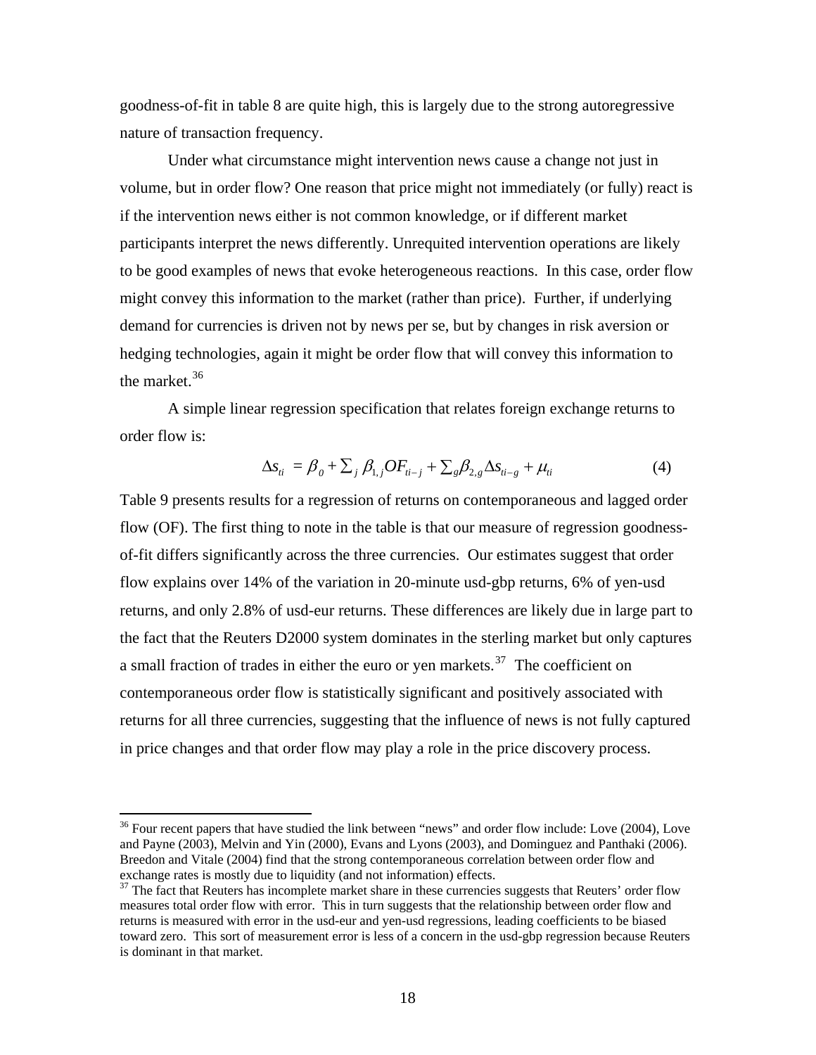goodness-of-fit in table 8 are quite high, this is largely due to the strong autoregressive nature of transaction frequency.

Under what circumstance might intervention news cause a change not just in volume, but in order flow? One reason that price might not immediately (or fully) react is if the intervention news either is not common knowledge, or if different market participants interpret the news differently. Unrequited intervention operations are likely to be good examples of news that evoke heterogeneous reactions. In this case, order flow might convey this information to the market (rather than price). Further, if underlying demand for currencies is driven not by news per se, but by changes in risk aversion or hedging technologies, again it might be order flow that will convey this information to the market.[36]

A simple linear regression specification that relates foreign exchange returns to order flow is:

$$\Delta s_{ti} = \beta_0 + \sum_j \beta_{1,j} OF_{ti-j} + \sum_g \beta_{2,g} \Delta s_{ti-g} + \mu_{ti} \qquad (4)$$

Table 9 presents results for a regression of returns on contemporaneous and lagged order flow (OF). The first thing to note in the table is that our measure of regression goodness-of-fit differs significantly across the three currencies. Our estimates suggest that order flow explains over 14% of the variation in 20-minute usd-gbp returns, 6% of yen-usd returns, and only 2.8% of usd-eur returns. These differences are likely due in large part to the fact that the Reuters D2000 system dominates in the sterling market but only captures a small fraction of trades in either the euro or yen markets.[37] The coefficient on contemporaneous order flow is statistically significant and positively associated with returns for all three currencies, suggesting that the influence of news is not fully captured in price changes and that order flow may play a role in the price discovery process.

---

[36] Four recent papers that have studied the link between "news" and order flow include: Love (2004), Love and Payne (2003), Melvin and Yin (2000), Evans and Lyons (2003), and Dominguez and Panthaki (2006). Breedon and Vitale (2004) find that the strong contemporaneous correlation between order flow and exchange rates is mostly due to liquidity (and not information) effects.

[37] The fact that Reuters has incomplete market share in these currencies suggests that Reuters' order flow measures total order flow with error. This in turn suggests that the relationship between order flow and returns is measured with error in the usd-eur and yen-usd regressions, leading coefficients to be biased toward zero. This sort of measurement error is less of a concern in the usd-gbp regression because Reuters is dominant in that market.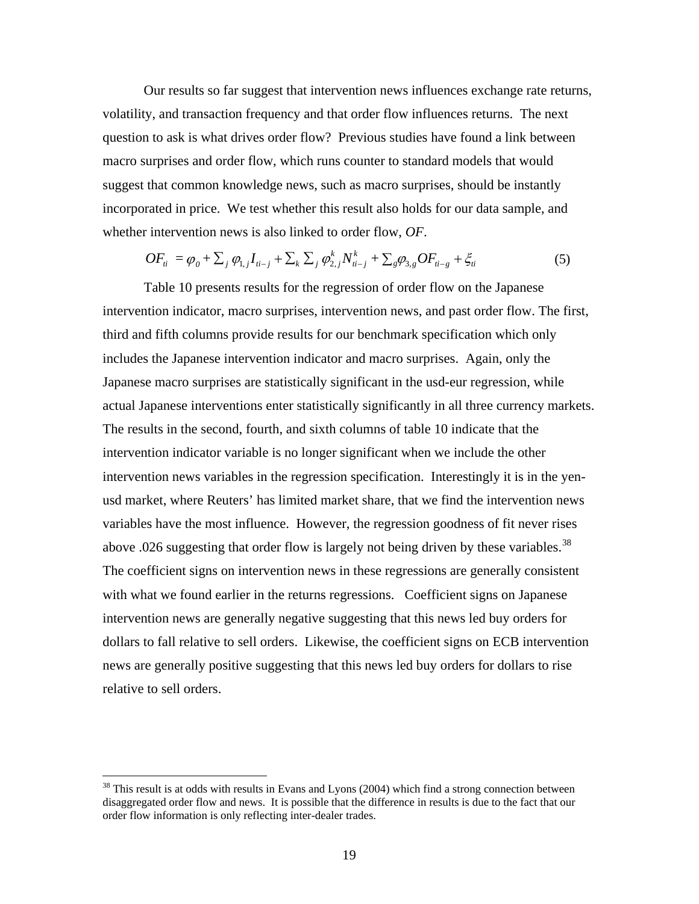Our results so far suggest that intervention news influences exchange rate returns, volatility, and transaction frequency and that order flow influences returns. The next question to ask is what drives order flow? Previous studies have found a link between macro surprises and order flow, which runs counter to standard models that would suggest that common knowledge news, such as macro surprises, should be instantly incorporated in price. We test whether this result also holds for our data sample, and whether intervention news is also linked to order flow, *OF*.

$$OF_{ti} = \varphi_0 + \sum_j \varphi_{1,j} I_{ti-j} + \sum_k \sum_j \varphi_{2,j}^k N_{ti-j}^k + \sum_g \varphi_{3,g} OF_{ti-g} + \xi_{ti} \tag{5}$$

Table 10 presents results for the regression of order flow on the Japanese intervention indicator, macro surprises, intervention news, and past order flow. The first, third and fifth columns provide results for our benchmark specification which only includes the Japanese intervention indicator and macro surprises. Again, only the Japanese macro surprises are statistically significant in the usd-eur regression, while actual Japanese interventions enter statistically significantly in all three currency markets. The results in the second, fourth, and sixth columns of table 10 indicate that the intervention indicator variable is no longer significant when we include the other intervention news variables in the regression specification. Interestingly it is in the yen-usd market, where Reuters' has limited market share, that we find the intervention news variables have the most influence. However, the regression goodness of fit never rises above .026 suggesting that order flow is largely not being driven by these variables.[38] The coefficient signs on intervention news in these regressions are generally consistent with what we found earlier in the returns regressions. Coefficient signs on Japanese intervention news are generally negative suggesting that this news led buy orders for dollars to fall relative to sell orders. Likewise, the coefficient signs on ECB intervention news are generally positive suggesting that this news led buy orders for dollars to rise relative to sell orders.

[38] This result is at odds with results in Evans and Lyons (2004) which find a strong connection between disaggregated order flow and news. It is possible that the difference in results is due to the fact that our order flow information is only reflecting inter-dealer trades.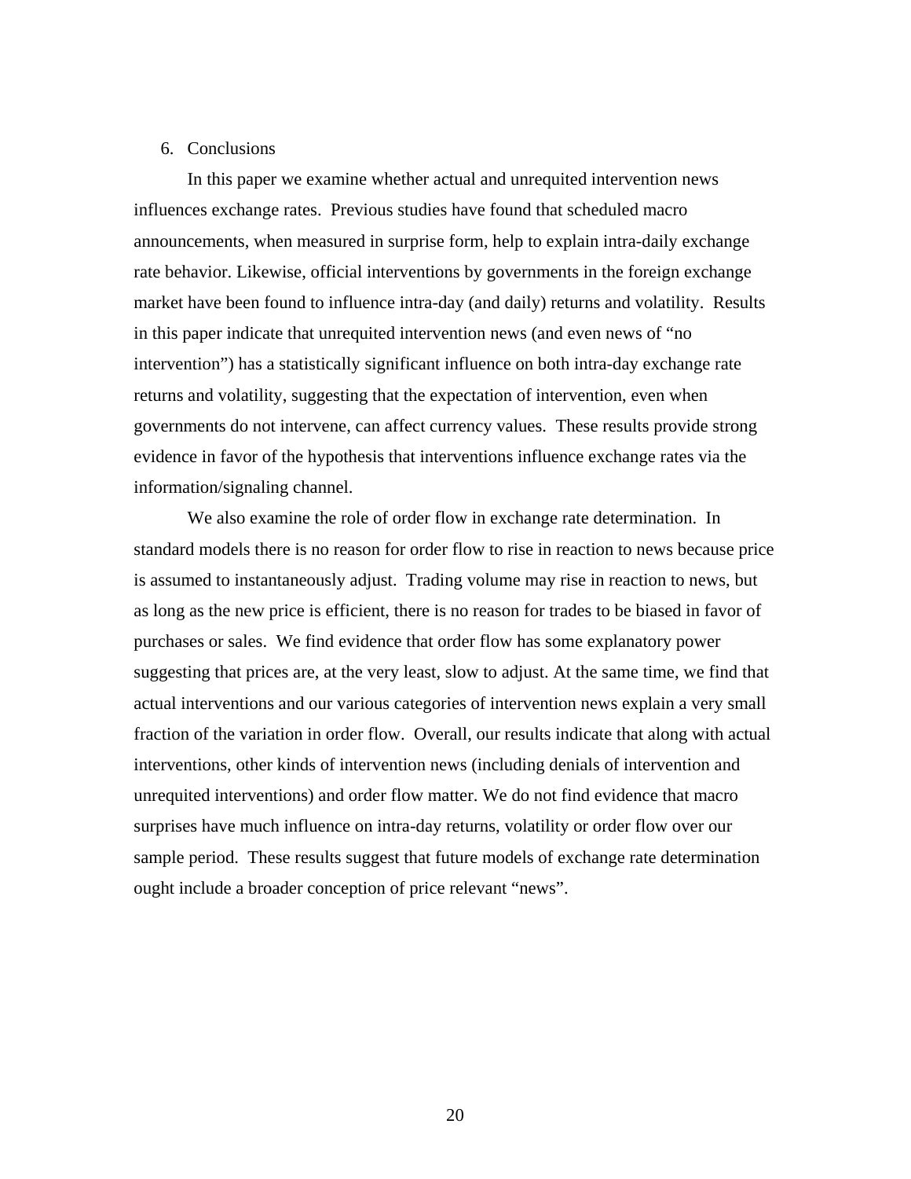## 6. Conclusions

In this paper we examine whether actual and unrequited intervention news influences exchange rates. Previous studies have found that scheduled macro announcements, when measured in surprise form, help to explain intra-daily exchange rate behavior. Likewise, official interventions by governments in the foreign exchange market have been found to influence intra-day (and daily) returns and volatility. Results in this paper indicate that unrequited intervention news (and even news of "no intervention") has a statistically significant influence on both intra-day exchange rate returns and volatility, suggesting that the expectation of intervention, even when governments do not intervene, can affect currency values. These results provide strong evidence in favor of the hypothesis that interventions influence exchange rates via the information/signaling channel.

We also examine the role of order flow in exchange rate determination. In standard models there is no reason for order flow to rise in reaction to news because price is assumed to instantaneously adjust. Trading volume may rise in reaction to news, but as long as the new price is efficient, there is no reason for trades to be biased in favor of purchases or sales. We find evidence that order flow has some explanatory power suggesting that prices are, at the very least, slow to adjust. At the same time, we find that actual interventions and our various categories of intervention news explain a very small fraction of the variation in order flow. Overall, our results indicate that along with actual interventions, other kinds of intervention news (including denials of intervention and unrequited interventions) and order flow matter. We do not find evidence that macro surprises have much influence on intra-day returns, volatility or order flow over our sample period. These results suggest that future models of exchange rate determination ought include a broader conception of price relevant "news".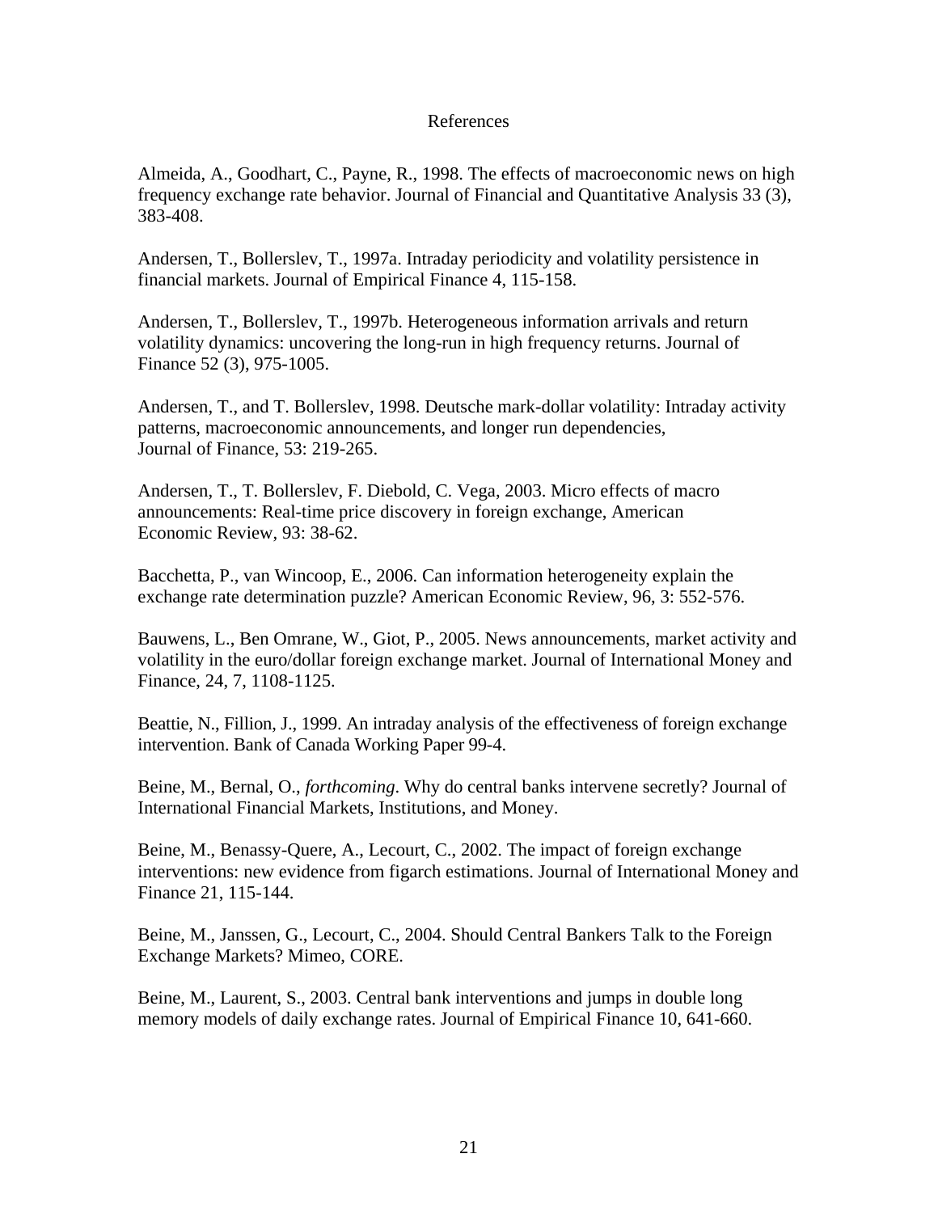# References

Almeida, A., Goodhart, C., Payne, R., 1998. The effects of macroeconomic news on high frequency exchange rate behavior. Journal of Financial and Quantitative Analysis 33 (3), 383-408.

Andersen, T., Bollerslev, T., 1997a. Intraday periodicity and volatility persistence in financial markets. Journal of Empirical Finance 4, 115-158.

Andersen, T., Bollerslev, T., 1997b. Heterogeneous information arrivals and return volatility dynamics: uncovering the long-run in high frequency returns. Journal of Finance 52 (3), 975-1005.

Andersen, T., and T. Bollerslev, 1998. Deutsche mark-dollar volatility: Intraday activity patterns, macroeconomic announcements, and longer run dependencies, Journal of Finance, 53: 219-265.

Andersen, T., T. Bollerslev, F. Diebold, C. Vega, 2003. Micro effects of macro announcements: Real-time price discovery in foreign exchange, American Economic Review, 93: 38-62.

Bacchetta, P., van Wincoop, E., 2006. Can information heterogeneity explain the exchange rate determination puzzle? American Economic Review, 96, 3: 552-576.

Bauwens, L., Ben Omrane, W., Giot, P., 2005. News announcements, market activity and volatility in the euro/dollar foreign exchange market. Journal of International Money and Finance, 24, 7, 1108-1125.

Beattie, N., Fillion, J., 1999. An intraday analysis of the effectiveness of foreign exchange intervention. Bank of Canada Working Paper 99-4.

Beine, M., Bernal, O., *forthcoming*. Why do central banks intervene secretly? Journal of International Financial Markets, Institutions, and Money.

Beine, M., Benassy-Quere, A., Lecourt, C., 2002. The impact of foreign exchange interventions: new evidence from figarch estimations. Journal of International Money and Finance 21, 115-144.

Beine, M., Janssen, G., Lecourt, C., 2004. Should Central Bankers Talk to the Foreign Exchange Markets? Mimeo, CORE.

Beine, M., Laurent, S., 2003. Central bank interventions and jumps in double long memory models of daily exchange rates. Journal of Empirical Finance 10, 641-660.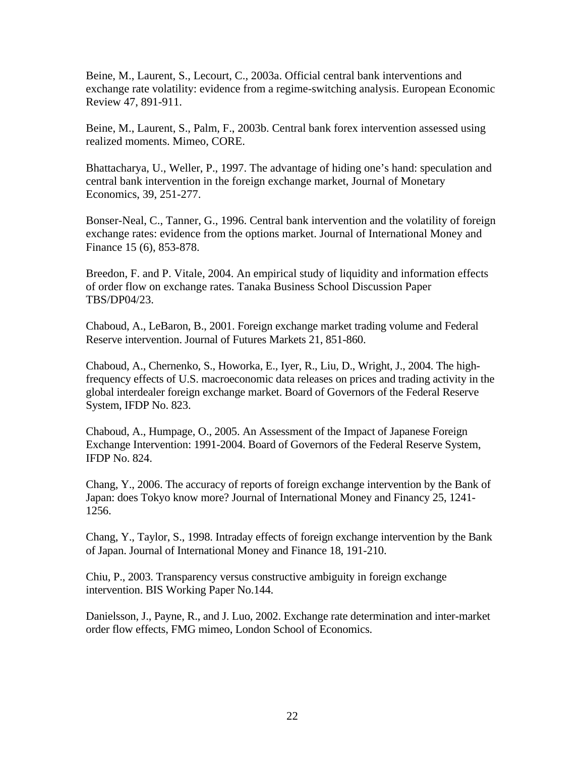Beine, M., Laurent, S., Lecourt, C., 2003a. Official central bank interventions and exchange rate volatility: evidence from a regime-switching analysis. European Economic Review 47, 891-911.

Beine, M., Laurent, S., Palm, F., 2003b. Central bank forex intervention assessed using realized moments. Mimeo, CORE.

Bhattacharya, U., Weller, P., 1997. The advantage of hiding one's hand: speculation and central bank intervention in the foreign exchange market, Journal of Monetary Economics, 39, 251-277.

Bonser-Neal, C., Tanner, G., 1996. Central bank intervention and the volatility of foreign exchange rates: evidence from the options market. Journal of International Money and Finance 15 (6), 853-878.

Breedon, F. and P. Vitale, 2004. An empirical study of liquidity and information effects of order flow on exchange rates. Tanaka Business School Discussion Paper TBS/DP04/23.

Chaboud, A., LeBaron, B., 2001. Foreign exchange market trading volume and Federal Reserve intervention. Journal of Futures Markets 21, 851-860.

Chaboud, A., Chernenko, S., Howorka, E., Iyer, R., Liu, D., Wright, J., 2004. The high-frequency effects of U.S. macroeconomic data releases on prices and trading activity in the global interdealer foreign exchange market. Board of Governors of the Federal Reserve System, IFDP No. 823.

Chaboud, A., Humpage, O., 2005. An Assessment of the Impact of Japanese Foreign Exchange Intervention: 1991-2004. Board of Governors of the Federal Reserve System, IFDP No. 824.

Chang, Y., 2006. The accuracy of reports of foreign exchange intervention by the Bank of Japan: does Tokyo know more? Journal of International Money and Financy 25, 1241-1256.

Chang, Y., Taylor, S., 1998. Intraday effects of foreign exchange intervention by the Bank of Japan. Journal of International Money and Finance 18, 191-210.

Chiu, P., 2003. Transparency versus constructive ambiguity in foreign exchange intervention. BIS Working Paper No.144.

Danielsson, J., Payne, R., and J. Luo, 2002. Exchange rate determination and inter-market order flow effects, FMG mimeo, London School of Economics.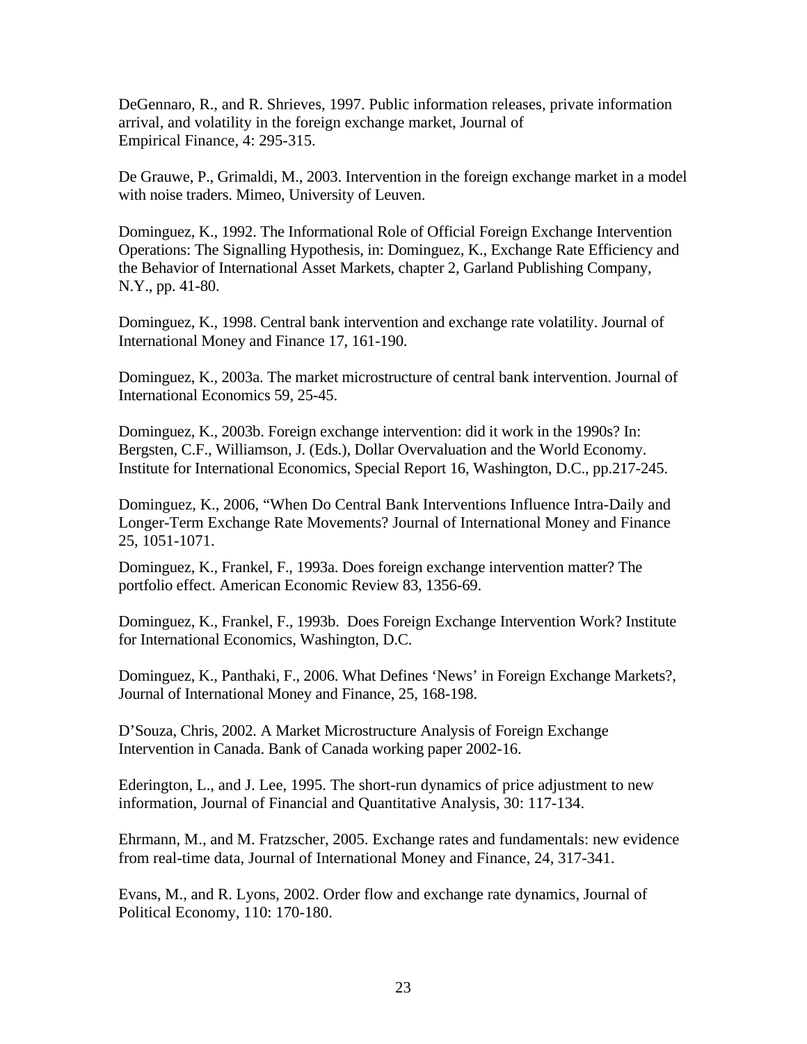DeGennaro, R., and R. Shrieves, 1997. Public information releases, private information arrival, and volatility in the foreign exchange market, Journal of Empirical Finance, 4: 295-315.

De Grauwe, P., Grimaldi, M., 2003. Intervention in the foreign exchange market in a model with noise traders. Mimeo, University of Leuven.

Dominguez, K., 1992. The Informational Role of Official Foreign Exchange Intervention Operations: The Signalling Hypothesis, in: Dominguez, K., Exchange Rate Efficiency and the Behavior of International Asset Markets, chapter 2, Garland Publishing Company, N.Y., pp. 41-80.

Dominguez, K., 1998. Central bank intervention and exchange rate volatility. Journal of International Money and Finance 17, 161-190.

Dominguez, K., 2003a. The market microstructure of central bank intervention. Journal of International Economics 59, 25-45.

Dominguez, K., 2003b. Foreign exchange intervention: did it work in the 1990s? In: Bergsten, C.F., Williamson, J. (Eds.), Dollar Overvaluation and the World Economy. Institute for International Economics, Special Report 16, Washington, D.C., pp.217-245.

Dominguez, K., 2006, "When Do Central Bank Interventions Influence Intra-Daily and Longer-Term Exchange Rate Movements? Journal of International Money and Finance 25, 1051-1071.

Dominguez, K., Frankel, F., 1993a. Does foreign exchange intervention matter? The portfolio effect. American Economic Review 83, 1356-69.

Dominguez, K., Frankel, F., 1993b. Does Foreign Exchange Intervention Work? Institute for International Economics, Washington, D.C.

Dominguez, K., Panthaki, F., 2006. What Defines 'News' in Foreign Exchange Markets?, Journal of International Money and Finance, 25, 168-198.

D'Souza, Chris, 2002. A Market Microstructure Analysis of Foreign Exchange Intervention in Canada. Bank of Canada working paper 2002-16.

Ederington, L., and J. Lee, 1995. The short-run dynamics of price adjustment to new information, Journal of Financial and Quantitative Analysis, 30: 117-134.

Ehrmann, M., and M. Fratzscher, 2005. Exchange rates and fundamentals: new evidence from real-time data, Journal of International Money and Finance, 24, 317-341.

Evans, M., and R. Lyons, 2002. Order flow and exchange rate dynamics, Journal of Political Economy, 110: 170-180.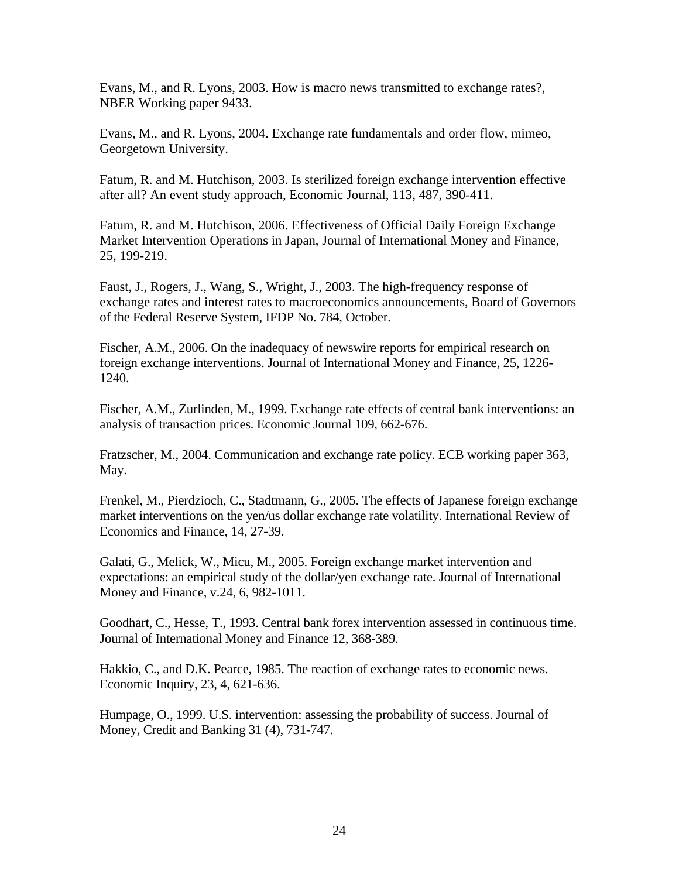Evans, M., and R. Lyons, 2003. How is macro news transmitted to exchange rates?, NBER Working paper 9433.

Evans, M., and R. Lyons, 2004. Exchange rate fundamentals and order flow, mimeo, Georgetown University.

Fatum, R. and M. Hutchison, 2003. Is sterilized foreign exchange intervention effective after all? An event study approach, Economic Journal, 113, 487, 390-411.

Fatum, R. and M. Hutchison, 2006. Effectiveness of Official Daily Foreign Exchange Market Intervention Operations in Japan, Journal of International Money and Finance, 25, 199-219.

Faust, J., Rogers, J., Wang, S., Wright, J., 2003. The high-frequency response of exchange rates and interest rates to macroeconomics announcements, Board of Governors of the Federal Reserve System, IFDP No. 784, October.

Fischer, A.M., 2006. On the inadequacy of newswire reports for empirical research on foreign exchange interventions. Journal of International Money and Finance, 25, 1226-1240.

Fischer, A.M., Zurlinden, M., 1999. Exchange rate effects of central bank interventions: an analysis of transaction prices. Economic Journal 109, 662-676.

Fratzscher, M., 2004. Communication and exchange rate policy. ECB working paper 363, May.

Frenkel, M., Pierdzioch, C., Stadtmann, G., 2005. The effects of Japanese foreign exchange market interventions on the yen/us dollar exchange rate volatility. International Review of Economics and Finance, 14, 27-39.

Galati, G., Melick, W., Micu, M., 2005. Foreign exchange market intervention and expectations: an empirical study of the dollar/yen exchange rate. Journal of International Money and Finance, v.24, 6, 982-1011.

Goodhart, C., Hesse, T., 1993. Central bank forex intervention assessed in continuous time. Journal of International Money and Finance 12, 368-389.

Hakkio, C., and D.K. Pearce, 1985. The reaction of exchange rates to economic news. Economic Inquiry, 23, 4, 621-636.

Humpage, O., 1999. U.S. intervention: assessing the probability of success. Journal of Money, Credit and Banking 31 (4), 731-747.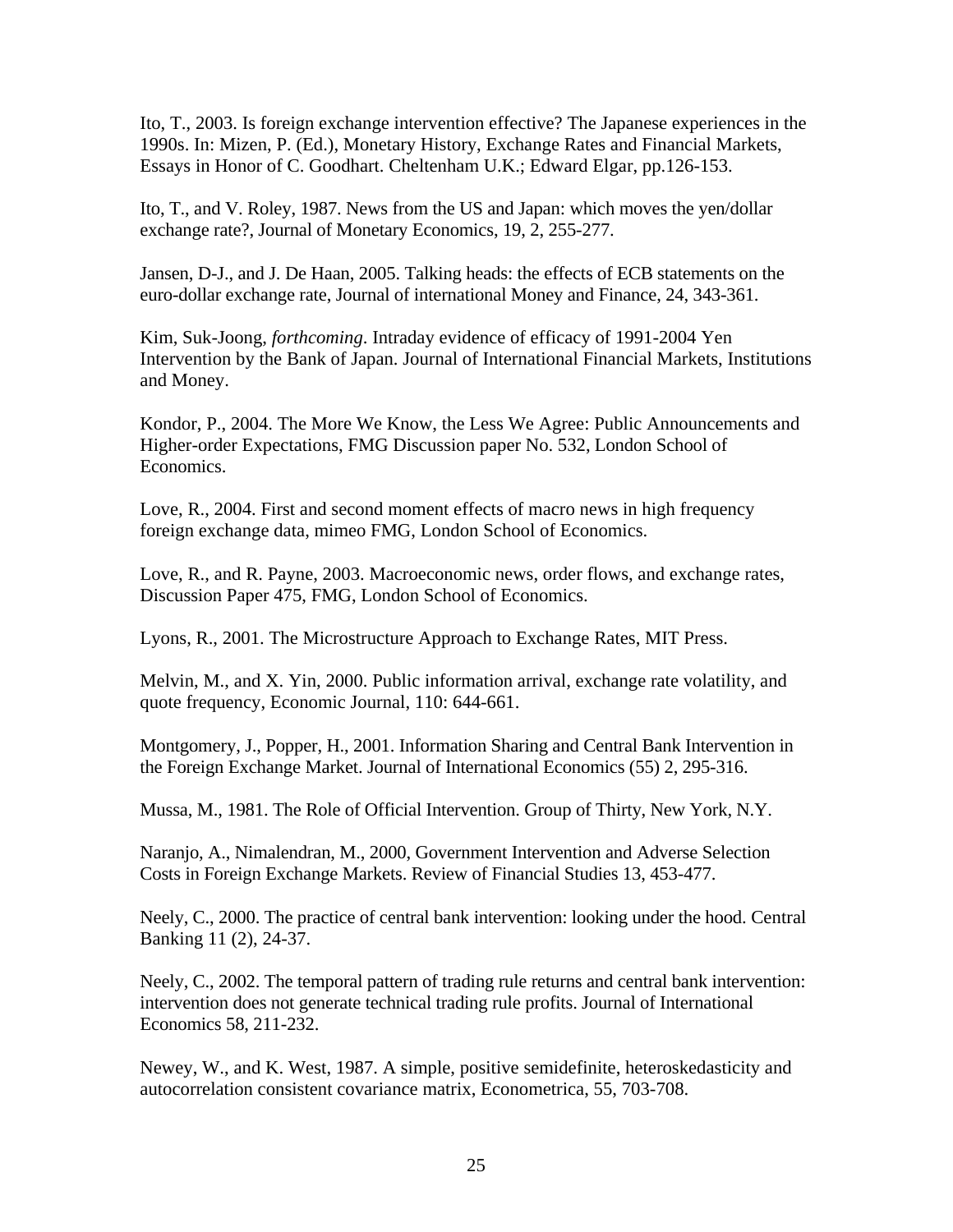Ito, T., 2003. Is foreign exchange intervention effective? The Japanese experiences in the 1990s. In: Mizen, P. (Ed.), Monetary History, Exchange Rates and Financial Markets, Essays in Honor of C. Goodhart. Cheltenham U.K.; Edward Elgar, pp.126-153.

Ito, T., and V. Roley, 1987. News from the US and Japan: which moves the yen/dollar exchange rate?, Journal of Monetary Economics, 19, 2, 255-277.

Jansen, D-J., and J. De Haan, 2005. Talking heads: the effects of ECB statements on the euro-dollar exchange rate, Journal of international Money and Finance, 24, 343-361.

Kim, Suk-Joong, *forthcoming*. Intraday evidence of efficacy of 1991-2004 Yen Intervention by the Bank of Japan. Journal of International Financial Markets, Institutions and Money.

Kondor, P., 2004. The More We Know, the Less We Agree: Public Announcements and Higher-order Expectations, FMG Discussion paper No. 532, London School of Economics.

Love, R., 2004. First and second moment effects of macro news in high frequency foreign exchange data, mimeo FMG, London School of Economics.

Love, R., and R. Payne, 2003. Macroeconomic news, order flows, and exchange rates, Discussion Paper 475, FMG, London School of Economics.

Lyons, R., 2001. The Microstructure Approach to Exchange Rates, MIT Press.

Melvin, M., and X. Yin, 2000. Public information arrival, exchange rate volatility, and quote frequency, Economic Journal, 110: 644-661.

Montgomery, J., Popper, H., 2001. Information Sharing and Central Bank Intervention in the Foreign Exchange Market. Journal of International Economics (55) 2, 295-316.

Mussa, M., 1981. The Role of Official Intervention. Group of Thirty, New York, N.Y.

Naranjo, A., Nimalendran, M., 2000, Government Intervention and Adverse Selection Costs in Foreign Exchange Markets. Review of Financial Studies 13, 453-477.

Neely, C., 2000. The practice of central bank intervention: looking under the hood. Central Banking 11 (2), 24-37.

Neely, C., 2002. The temporal pattern of trading rule returns and central bank intervention: intervention does not generate technical trading rule profits. Journal of International Economics 58, 211-232.

Newey, W., and K. West, 1987. A simple, positive semidefinite, heteroskedasticity and autocorrelation consistent covariance matrix, Econometrica, 55, 703-708.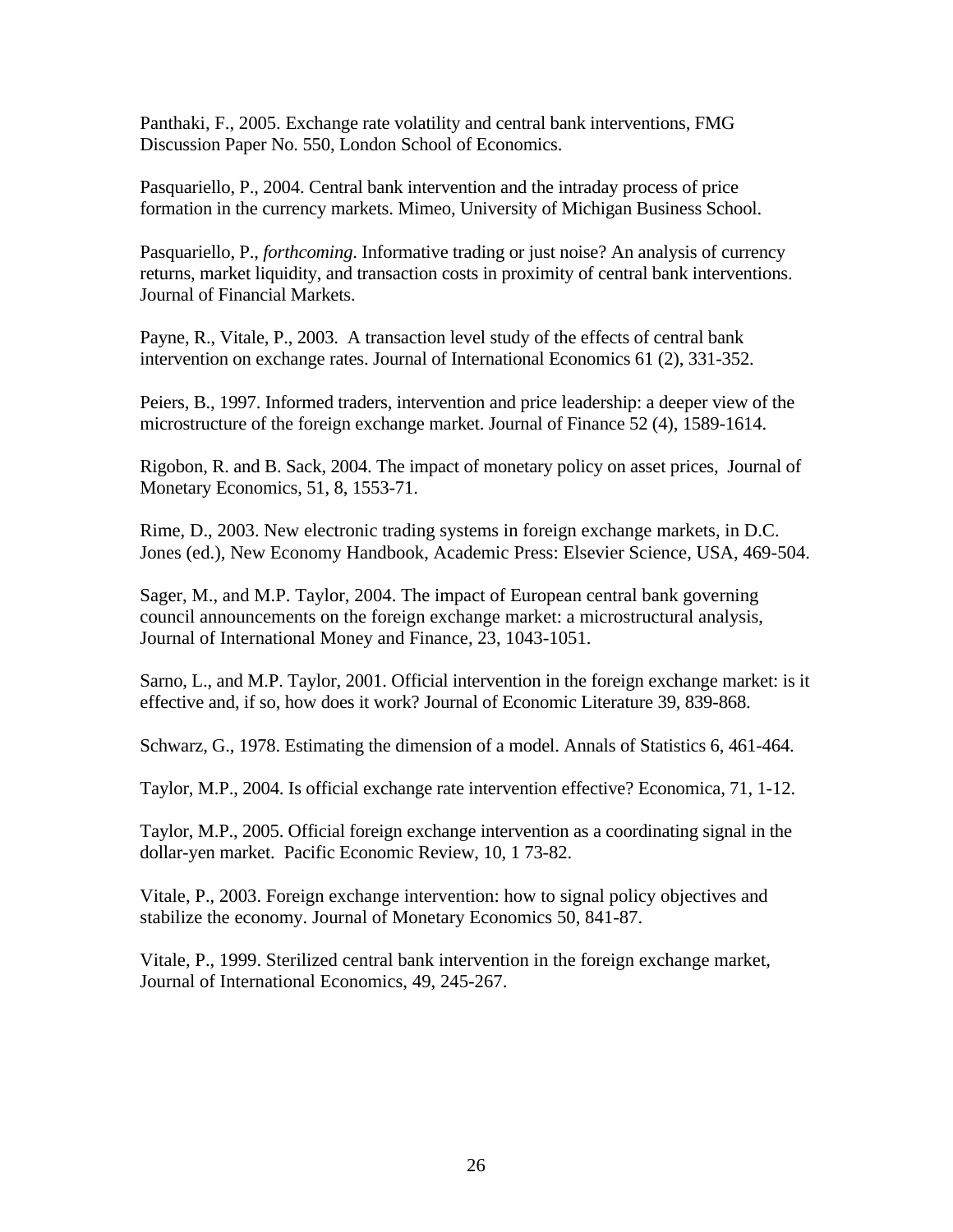Panthaki, F., 2005. Exchange rate volatility and central bank interventions, FMG Discussion Paper No. 550, London School of Economics.

Pasquariello, P., 2004. Central bank intervention and the intraday process of price formation in the currency markets. Mimeo, University of Michigan Business School.

Pasquariello, P., *forthcoming*. Informative trading or just noise? An analysis of currency returns, market liquidity, and transaction costs in proximity of central bank interventions. Journal of Financial Markets.

Payne, R., Vitale, P., 2003. A transaction level study of the effects of central bank intervention on exchange rates. Journal of International Economics 61 (2), 331-352.

Peiers, B., 1997. Informed traders, intervention and price leadership: a deeper view of the microstructure of the foreign exchange market. Journal of Finance 52 (4), 1589-1614.

Rigobon, R. and B. Sack, 2004. The impact of monetary policy on asset prices, Journal of Monetary Economics, 51, 8, 1553-71.

Rime, D., 2003. New electronic trading systems in foreign exchange markets, in D.C. Jones (ed.), New Economy Handbook, Academic Press: Elsevier Science, USA, 469-504.

Sager, M., and M.P. Taylor, 2004. The impact of European central bank governing council announcements on the foreign exchange market: a microstructural analysis, Journal of International Money and Finance, 23, 1043-1051.

Sarno, L., and M.P. Taylor, 2001. Official intervention in the foreign exchange market: is it effective and, if so, how does it work? Journal of Economic Literature 39, 839-868.

Schwarz, G., 1978. Estimating the dimension of a model. Annals of Statistics 6, 461-464.

Taylor, M.P., 2004. Is official exchange rate intervention effective? Economica, 71, 1-12.

Taylor, M.P., 2005. Official foreign exchange intervention as a coordinating signal in the dollar-yen market. Pacific Economic Review, 10, 1 73-82.

Vitale, P., 2003. Foreign exchange intervention: how to signal policy objectives and stabilize the economy. Journal of Monetary Economics 50, 841-87.

Vitale, P., 1999. Sterilized central bank intervention in the foreign exchange market, Journal of International Economics, 49, 245-267.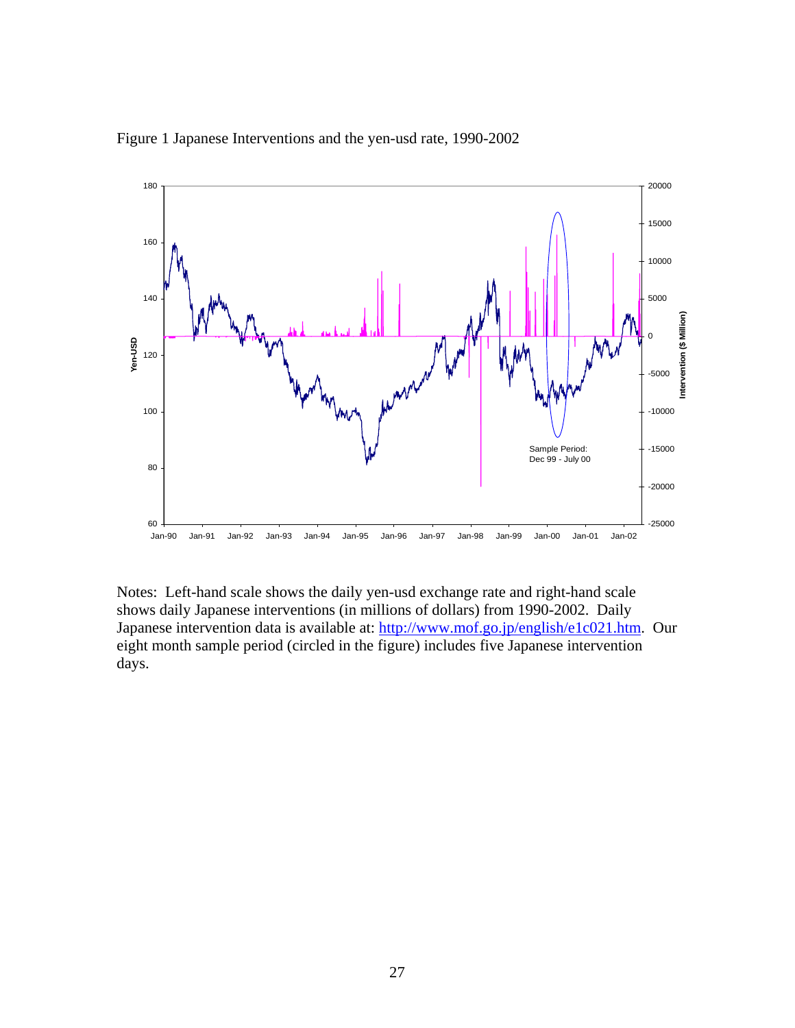Figure 1 Japanese Interventions and the yen-usd rate, 1990-2002

Notes: Left-hand scale shows the daily yen-usd exchange rate and right-hand scale shows daily Japanese interventions (in millions of dollars) from 1990-2002. Daily Japanese intervention data is available at: http://www.mof.go.jp/english/e1c021.htm. Our eight month sample period (circled in the figure) includes five Japanese intervention days.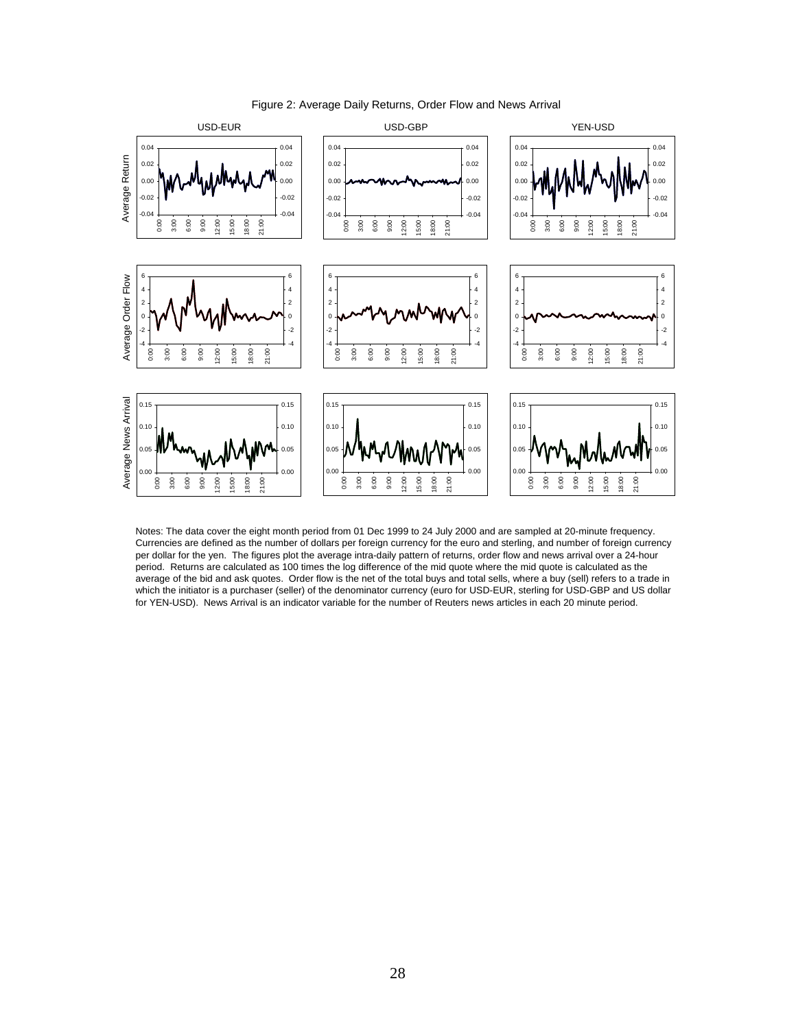Figure 2: Average Daily Returns, Order Flow and News Arrival

Notes: The data cover the eight month period from 01 Dec 1999 to 24 July 2000 and are sampled at 20-minute frequency. Currencies are defined as the number of dollars per foreign currency for the euro and sterling, and number of foreign currency per dollar for the yen. The figures plot the average intra-daily pattern of returns, order flow and news arrival over a 24-hour period. Returns are calculated as 100 times the log difference of the mid quote where the mid quote is calculated as the average of the bid and ask quotes. Order flow is the net of the total buys and total sells, where a buy (sell) refers to a trade in which the initiator is a purchaser (seller) of the denominator currency (euro for USD-EUR, sterling for USD-GBP and US dollar for YEN-USD). News Arrival is an indicator variable for the number of Reuters news articles in each 20 minute period.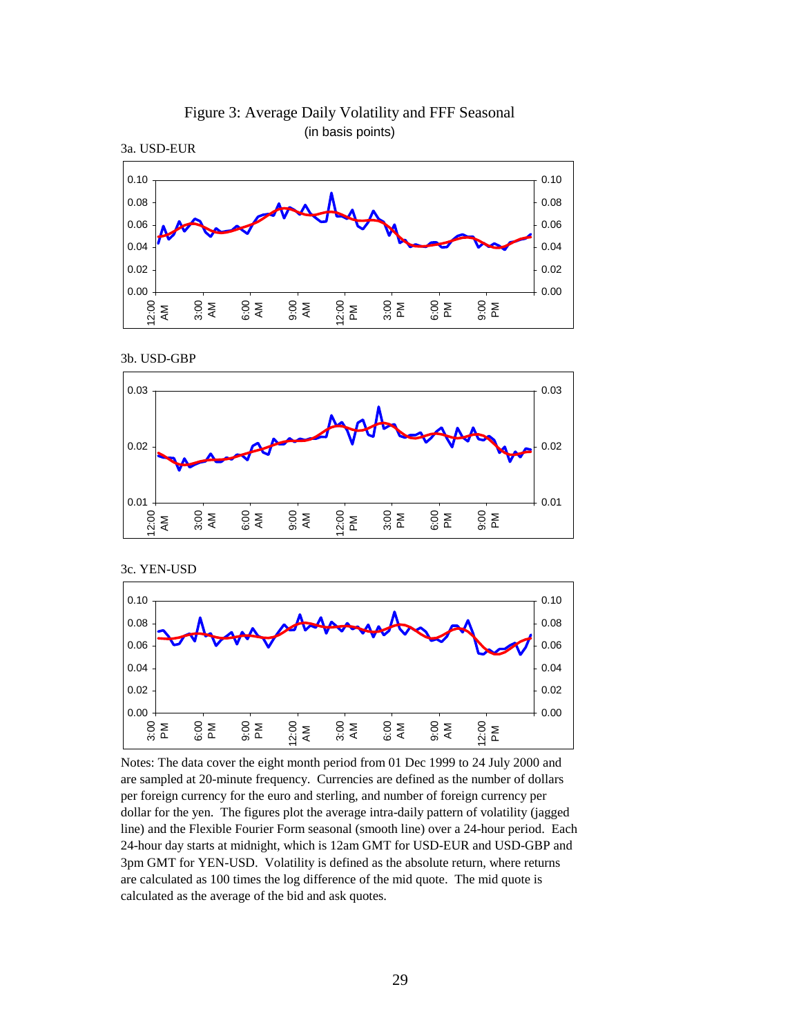# Figure 3: Average Daily Volatility and FFF Seasonal

(in basis points)

3a. USD-EUR

3b. USD-GBP

3c. YEN-USD

Notes: The data cover the eight month period from 01 Dec 1999 to 24 July 2000 and are sampled at 20-minute frequency. Currencies are defined as the number of dollars per foreign currency for the euro and sterling, and number of foreign currency per dollar for the yen. The figures plot the average intra-daily pattern of volatility (jagged line) and the Flexible Fourier Form seasonal (smooth line) over a 24-hour period. Each 24-hour day starts at midnight, which is 12am GMT for USD-EUR and USD-GBP and 3pm GMT for YEN-USD. Volatility is defined as the absolute return, where returns are calculated as 100 times the log difference of the mid quote. The mid quote is calculated as the average of the bid and ask quotes.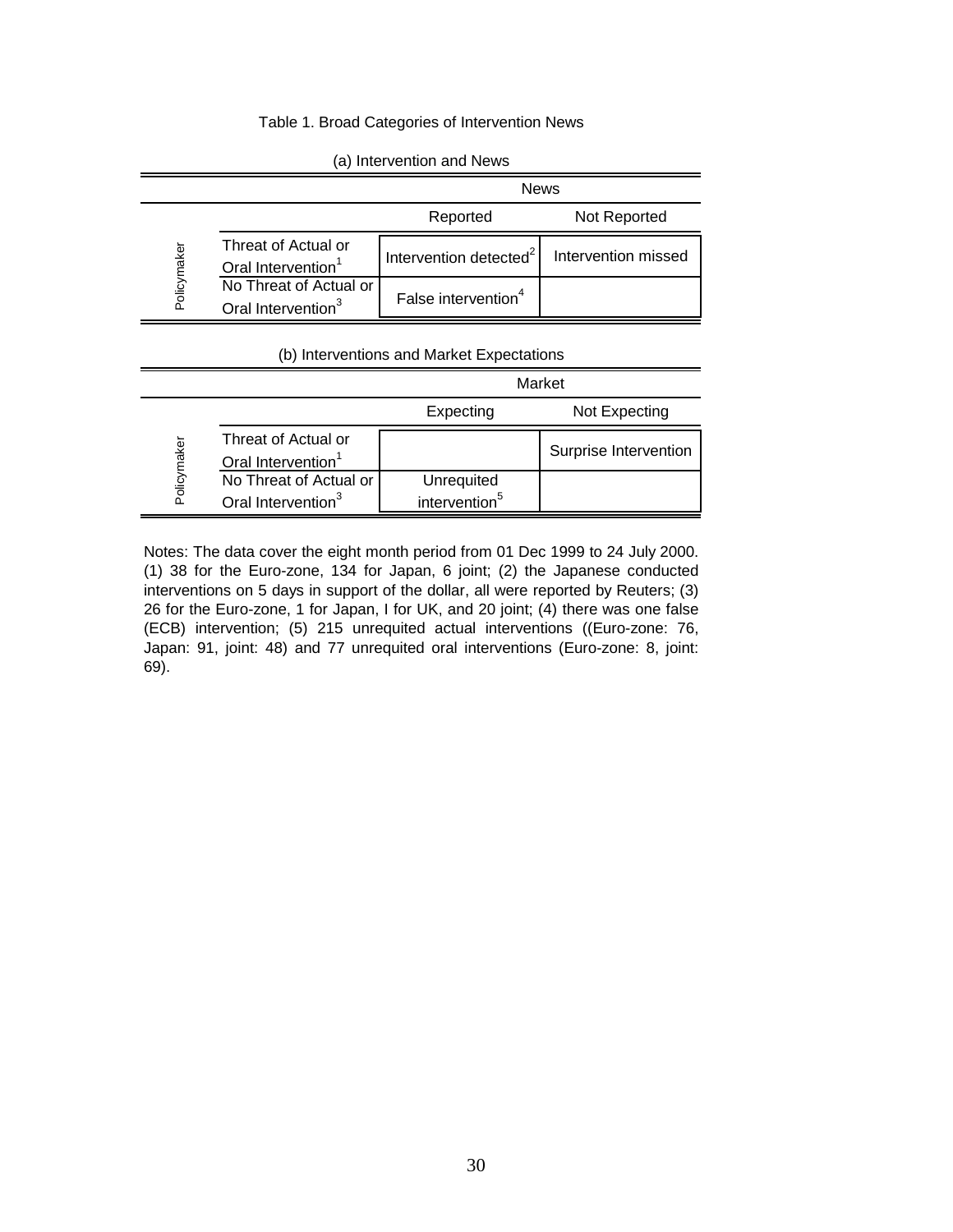Table 1. Broad Categories of Intervention News

(a) Intervention and News

| | | News | |
|---|---|---|---|
| | | Reported | Not Reported |
| Policymaker | Threat of Actual or Oral Intervention[1] | Intervention detected[2] | Intervention missed |
| | No Threat of Actual or Oral Intervention[3] | False intervention[4] | |

(b) Interventions and Market Expectations

| | | Market | |
|---|---|---|---|
| | | Expecting | Not Expecting |
| Policymaker | Threat of Actual or Oral Intervention[1] | | Surprise Intervention |
| | No Threat of Actual or Oral Intervention[3] | Unrequited intervention[5] | |

Notes: The data cover the eight month period from 01 Dec 1999 to 24 July 2000. (1) 38 for the Euro-zone, 134 for Japan, 6 joint; (2) the Japanese conducted interventions on 5 days in support of the dollar, all were reported by Reuters; (3) 26 for the Euro-zone, 1 for Japan, I for UK, and 20 joint; (4) there was one false (ECB) intervention; (5) 215 unrequited actual interventions ((Euro-zone: 76, Japan: 91, joint: 48) and 77 unrequited oral interventions (Euro-zone: 8, joint: 69).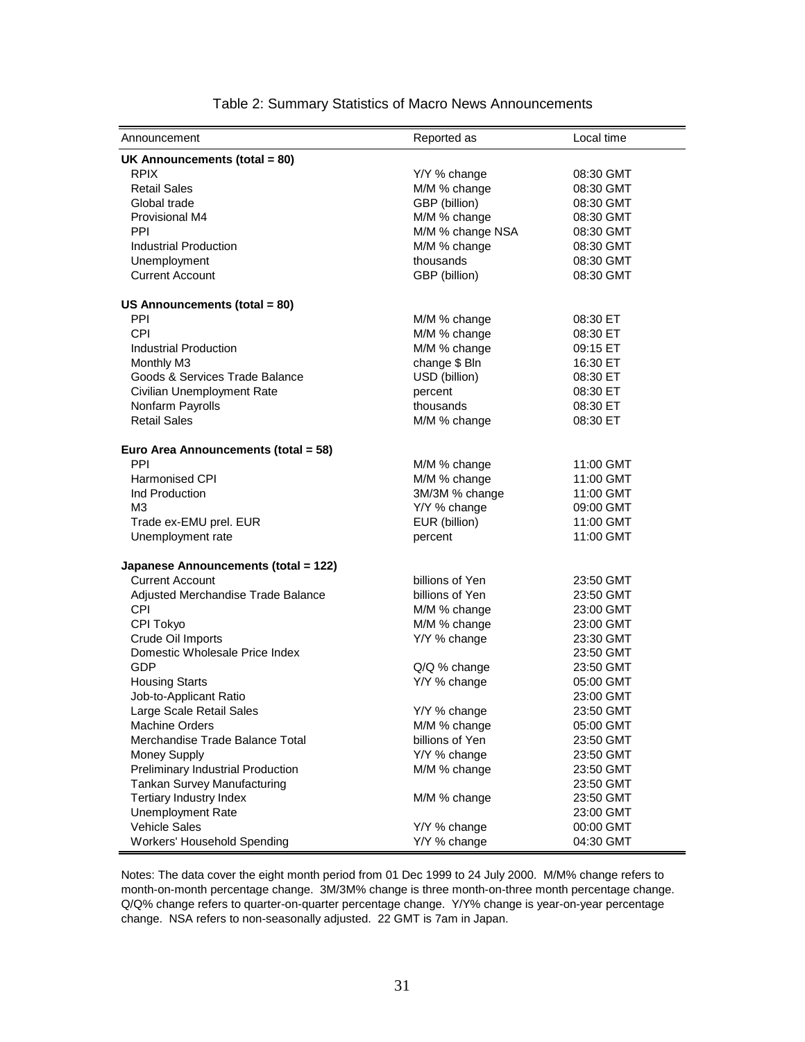Table 2: Summary Statistics of Macro News Announcements

| Announcement | Reported as | Local time |
|---|---|---|
| **UK Announcements (total = 80)** | | |
| RPIX | Y/Y % change | 08:30 GMT |
| Retail Sales | M/M % change | 08:30 GMT |
| Global trade | GBP (billion) | 08:30 GMT |
| Provisional M4 | M/M % change | 08:30 GMT |
| PPI | M/M % change NSA | 08:30 GMT |
| Industrial Production | M/M % change | 08:30 GMT |
| Unemployment | thousands | 08:30 GMT |
| Current Account | GBP (billion) | 08:30 GMT |
| **US Announcements (total = 80)** | | |
| PPI | M/M % change | 08:30 ET |
| CPI | M/M % change | 08:30 ET |
| Industrial Production | M/M % change | 09:15 ET |
| Monthly M3 | change $ Bln | 16:30 ET |
| Goods & Services Trade Balance | USD (billion) | 08:30 ET |
| Civilian Unemployment Rate | percent | 08:30 ET |
| Nonfarm Payrolls | thousands | 08:30 ET |
| Retail Sales | M/M % change | 08:30 ET |
| **Euro Area Announcements (total = 58)** | | |
| PPI | M/M % change | 11:00 GMT |
| Harmonised CPI | M/M % change | 11:00 GMT |
| Ind Production | 3M/3M % change | 11:00 GMT |
| M3 | Y/Y % change | 09:00 GMT |
| Trade ex-EMU prel. EUR | EUR (billion) | 11:00 GMT |
| Unemployment rate | percent | 11:00 GMT |
| **Japanese Announcements (total = 122)** | | |
| Current Account | billions of Yen | 23:50 GMT |
| Adjusted Merchandise Trade Balance | billions of Yen | 23:50 GMT |
| CPI | M/M % change | 23:00 GMT |
| CPI Tokyo | M/M % change | 23:00 GMT |
| Crude Oil Imports | Y/Y % change | 23:30 GMT |
| Domestic Wholesale Price Index | | 23:50 GMT |
| GDP | Q/Q % change | 23:50 GMT |
| Housing Starts | Y/Y % change | 05:00 GMT |
| Job-to-Applicant Ratio | | 23:00 GMT |
| Large Scale Retail Sales | Y/Y % change | 23:50 GMT |
| Machine Orders | M/M % change | 05:00 GMT |
| Merchandise Trade Balance Total | billions of Yen | 23:50 GMT |
| Money Supply | Y/Y % change | 23:50 GMT |
| Preliminary Industrial Production | M/M % change | 23:50 GMT |
| Tankan Survey Manufacturing | | 23:50 GMT |
| Tertiary Industry Index | M/M % change | 23:50 GMT |
| Unemployment Rate | | 23:00 GMT |
| Vehicle Sales | Y/Y % change | 00:00 GMT |
| Workers' Household Spending | Y/Y % change | 04:30 GMT |

Notes: The data cover the eight month period from 01 Dec 1999 to 24 July 2000. M/M% change refers to month-on-month percentage change. 3M/3M% change is three month-on-three month percentage change. Q/Q% change refers to quarter-on-quarter percentage change. Y/Y% change is year-on-year percentage change. NSA refers to non-seasonally adjusted. 22 GMT is 7am in Japan.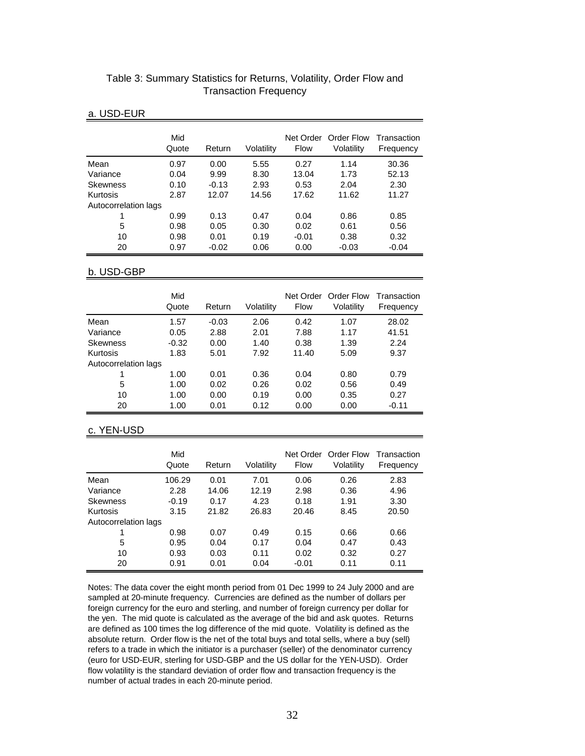# Table 3: Summary Statistics for Returns, Volatility, Order Flow and Transaction Frequency

## a. USD-EUR

| | Mid Quote | Return | Volatility | Net Order Flow | Order Flow Volatility | Transaction Frequency |
|---|---|---|---|---|---|---|
| Mean | 0.97 | 0.00 | 5.55 | 0.27 | 1.14 | 30.36 |
| Variance | 0.04 | 9.99 | 8.30 | 13.04 | 1.73 | 52.13 |
| Skewness | 0.10 | -0.13 | 2.93 | 0.53 | 2.04 | 2.30 |
| Kurtosis | 2.87 | 12.07 | 14.56 | 17.62 | 11.62 | 11.27 |
| Autocorrelation lags | | | | | | |
| 1 | 0.99 | 0.13 | 0.47 | 0.04 | 0.86 | 0.85 |
| 5 | 0.98 | 0.05 | 0.30 | 0.02 | 0.61 | 0.56 |
| 10 | 0.98 | 0.01 | 0.19 | -0.01 | 0.38 | 0.32 |
| 20 | 0.97 | -0.02 | 0.06 | 0.00 | -0.03 | -0.04 |

## b. USD-GBP

| | Mid Quote | Return | Volatility | Net Order Flow | Order Flow Volatility | Transaction Frequency |
|---|---|---|---|---|---|---|
| Mean | 1.57 | -0.03 | 2.06 | 0.42 | 1.07 | 28.02 |
| Variance | 0.05 | 2.88 | 2.01 | 7.88 | 1.17 | 41.51 |
| Skewness | -0.32 | 0.00 | 1.40 | 0.38 | 1.39 | 2.24 |
| Kurtosis | 1.83 | 5.01 | 7.92 | 11.40 | 5.09 | 9.37 |
| Autocorrelation lags | | | | | | |
| 1 | 1.00 | 0.01 | 0.36 | 0.04 | 0.80 | 0.79 |
| 5 | 1.00 | 0.02 | 0.26 | 0.02 | 0.56 | 0.49 |
| 10 | 1.00 | 0.00 | 0.19 | 0.00 | 0.35 | 0.27 |
| 20 | 1.00 | 0.01 | 0.12 | 0.00 | 0.00 | -0.11 |

## c. YEN-USD

| | Mid Quote | Return | Volatility | Net Order Flow | Order Flow Volatility | Transaction Frequency |
|---|---|---|---|---|---|---|
| Mean | 106.29 | 0.01 | 7.01 | 0.06 | 0.26 | 2.83 |
| Variance | 2.28 | 14.06 | 12.19 | 2.98 | 0.36 | 4.96 |
| Skewness | -0.19 | 0.17 | 4.23 | 0.18 | 1.91 | 3.30 |
| Kurtosis | 3.15 | 21.82 | 26.83 | 20.46 | 8.45 | 20.50 |
| Autocorrelation lags | | | | | | |
| 1 | 0.98 | 0.07 | 0.49 | 0.15 | 0.66 | 0.66 |
| 5 | 0.95 | 0.04 | 0.17 | 0.04 | 0.47 | 0.43 |
| 10 | 0.93 | 0.03 | 0.11 | 0.02 | 0.32 | 0.27 |
| 20 | 0.91 | 0.01 | 0.04 | -0.01 | 0.11 | 0.11 |

Notes: The data cover the eight month period from 01 Dec 1999 to 24 July 2000 and are sampled at 20-minute frequency. Currencies are defined as the number of dollars per foreign currency for the euro and sterling, and number of foreign currency per dollar for the yen. The mid quote is calculated as the average of the bid and ask quotes. Returns are defined as 100 times the log difference of the mid quote. Volatility is defined as the absolute return. Order flow is the net of the total buys and total sells, where a buy (sell) refers to a trade in which the initiator is a purchaser (seller) of the denominator currency (euro for USD-EUR, sterling for USD-GBP and the US dollar for the YEN-USD). Order flow volatility is the standard deviation of order flow and transaction frequency is the number of actual trades in each 20-minute period.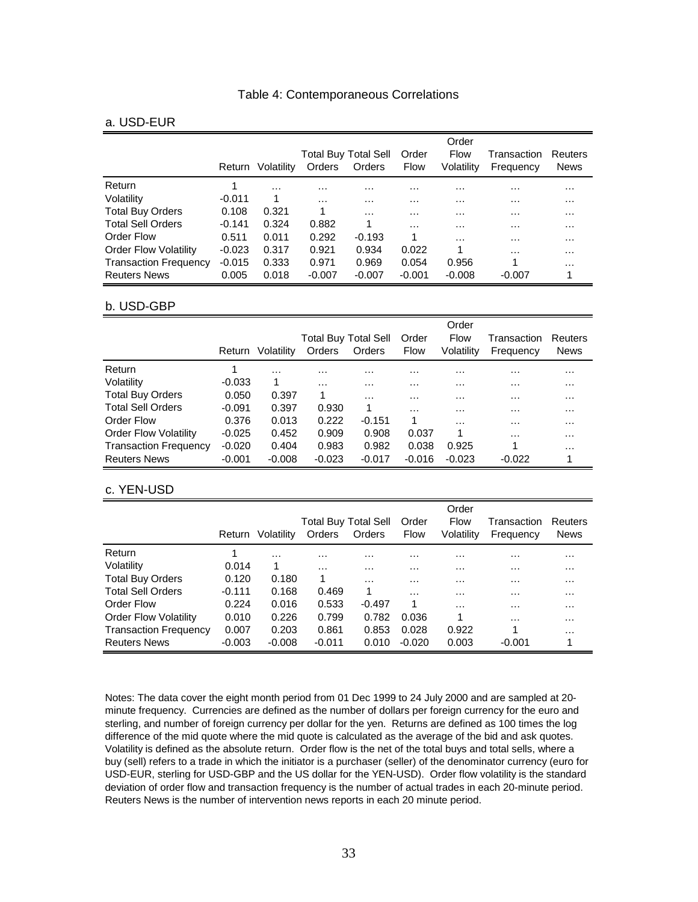# Table 4: Contemporaneous Correlations

## a. USD-EUR

| | Return | Volatility | Total Buy Orders | Total Sell Orders | Order Flow | Order Flow Volatility | Transaction Frequency | Reuters News |
|---|---|---|---|---|---|---|---|---|
| Return | 1 | … | … | … | … | … | … | … |
| Volatility | -0.011 | 1 | … | … | … | … | … | … |
| Total Buy Orders | 0.108 | 0.321 | 1 | … | … | … | … | … |
| Total Sell Orders | -0.141 | 0.324 | 0.882 | 1 | … | … | … | … |
| Order Flow | 0.511 | 0.011 | 0.292 | -0.193 | 1 | … | … | … |
| Order Flow Volatility | -0.023 | 0.317 | 0.921 | 0.934 | 0.022 | 1 | … | … |
| Transaction Frequency | -0.015 | 0.333 | 0.971 | 0.969 | 0.054 | 0.956 | 1 | … |
| Reuters News | 0.005 | 0.018 | -0.007 | -0.007 | -0.001 | -0.008 | -0.007 | 1 |

## b. USD-GBP

| | Return | Volatility | Total Buy Orders | Total Sell Orders | Order Flow | Order Flow Volatility | Transaction Frequency | Reuters News |
|---|---|---|---|---|---|---|---|---|
| Return | 1 | … | … | … | … | … | … | … |
| Volatility | -0.033 | 1 | … | … | … | … | … | … |
| Total Buy Orders | 0.050 | 0.397 | 1 | … | … | … | … | … |
| Total Sell Orders | -0.091 | 0.397 | 0.930 | 1 | … | … | … | … |
| Order Flow | 0.376 | 0.013 | 0.222 | -0.151 | 1 | … | … | … |
| Order Flow Volatility | -0.025 | 0.452 | 0.909 | 0.908 | 0.037 | 1 | … | … |
| Transaction Frequency | -0.020 | 0.404 | 0.983 | 0.982 | 0.038 | 0.925 | 1 | … |
| Reuters News | -0.001 | -0.008 | -0.023 | -0.017 | -0.016 | -0.023 | -0.022 | 1 |

## c. YEN-USD

| | Return | Volatility | Total Buy Orders | Total Sell Orders | Order Flow | Order Flow Volatility | Transaction Frequency | Reuters News |
|---|---|---|---|---|---|---|---|---|
| Return | 1 | … | … | … | … | … | … | … |
| Volatility | 0.014 | 1 | … | … | … | … | … | … |
| Total Buy Orders | 0.120 | 0.180 | 1 | … | … | … | … | … |
| Total Sell Orders | -0.111 | 0.168 | 0.469 | 1 | … | … | … | … |
| Order Flow | 0.224 | 0.016 | 0.533 | -0.497 | 1 | … | … | … |
| Order Flow Volatility | 0.010 | 0.226 | 0.799 | 0.782 | 0.036 | 1 | … | … |
| Transaction Frequency | 0.007 | 0.203 | 0.861 | 0.853 | 0.028 | 0.922 | 1 | … |
| Reuters News | -0.003 | -0.008 | -0.011 | 0.010 | -0.020 | 0.003 | -0.001 | 1 |

Notes: The data cover the eight month period from 01 Dec 1999 to 24 July 2000 and are sampled at 20-minute frequency. Currencies are defined as the number of dollars per foreign currency for the euro and sterling, and number of foreign currency per dollar for the yen. Returns are defined as 100 times the log difference of the mid quote where the mid quote is calculated as the average of the bid and ask quotes. Volatility is defined as the absolute return. Order flow is the net of the total buys and total sells, where a buy (sell) refers to a trade in which the initiator is a purchaser (seller) of the denominator currency (euro for USD-EUR, sterling for USD-GBP and the US dollar for the YEN-USD). Order flow volatility is the standard deviation of order flow and transaction frequency is the number of actual trades in each 20-minute period. Reuters News is the number of intervention news reports in each 20 minute period.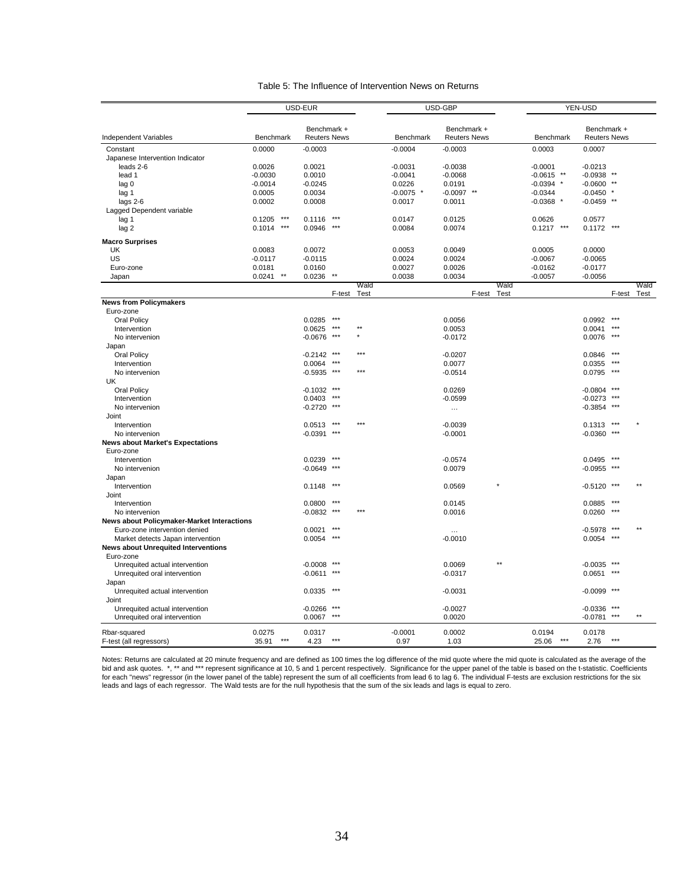Table 5: The Influence of Intervention News on Returns

| Independent Variables | USD-EUR | | | | USD-GBP | | | | YEN-USD | | | |
|---|---|---|---|---|---|---|---|---|---|---|---|---|
| | Benchmark | Benchmark + Reuters News | | | Benchmark | Benchmark + Reuters News | | | Benchmark | Benchmark + Reuters News | | |
| Constant | 0.0000 | -0.0003 | | | -0.0004 | -0.0003 | | | 0.0003 | 0.0007 | | |
| Japanese Intervention Indicator | | | | | | | | | | | | |
| leads 2-6 | 0.0026 | 0.0021 | | | -0.0031 | -0.0038 | | | -0.0001 | -0.0213 | | |
| lead 1 | -0.0030 | 0.0010 | | | -0.0041 | -0.0068 | | | -0.0615 ** | -0.0938 ** | | |
| lag 0 | -0.0014 | -0.0245 | | | 0.0226 | 0.0191 | | | -0.0394 * | -0.0600 ** | | |
| lag 1 | 0.0005 | 0.0034 | | | -0.0075 * | -0.0097 ** | | | -0.0344 | -0.0450 * | | |
| lags 2-6 | 0.0002 | 0.0008 | | | 0.0017 | 0.0011 | | | -0.0368 * | -0.0459 ** | | |
| Lagged Dependent variable | | | | | | | | | | | | |
| lag 1 | 0.1205 *** | 0.1116 *** | | | 0.0147 | 0.0125 | | | 0.0626 | 0.0577 | | |
| lag 2 | 0.1014 *** | 0.0946 *** | | | 0.0084 | 0.0074 | | | 0.1217 *** | 0.1172 *** | | |
| **Macro Surprises** | | | | | | | | | | | | |
| UK | 0.0083 | 0.0072 | | | 0.0053 | 0.0049 | | | 0.0005 | 0.0000 | | |
| US | -0.0117 | -0.0115 | | | 0.0024 | 0.0024 | | | -0.0067 | -0.0065 | | |
| Euro-zone | 0.0181 | 0.0160 | | | 0.0027 | 0.0026 | | | -0.0162 | -0.0177 | | |
| Japan | 0.0241 ** | 0.0236 ** | | | 0.0038 | 0.0034 | | | -0.0057 | -0.0056 | | |
| | | | F-test | Wald Test | | | F-test | Wald Test | | | F-test | Wald Test |
| **News from Policymakers** | | | | | | | | | | | | |
| Euro-zone | | | | | | | | | | | | |
| Oral Policy | | 0.0285 | *** | | | 0.0056 | | | | 0.0992 | *** | |
| Intervention | | 0.0625 | *** | ** | | 0.0053 | | | | 0.0041 | *** | |
| No intervenion | | -0.0676 | *** | * | | -0.0172 | | | | 0.0076 | *** | |
| Japan | | | | | | | | | | | | |
| Oral Policy | | -0.2142 | *** | *** | | -0.0207 | | | | 0.0846 | *** | |
| Intervention | | 0.0064 | *** | | | 0.0077 | | | | 0.0355 | *** | |
| No intervenion | | -0.5935 | *** | *** | | -0.0514 | | | | 0.0795 | *** | |
| UK | | | | | | | | | | | | |
| Oral Policy | | -0.1032 | *** | | | 0.0269 | | | | -0.0804 | *** | |
| Intervention | | 0.0403 | *** | | | -0.0599 | | | | -0.0273 | *** | |
| No intervenion | | -0.2720 | *** | | | ... | | | | -0.3854 | *** | |
| Joint | | | | | | | | | | | | |
| Intervention | | 0.0513 | *** | *** | | -0.0039 | | | | 0.1313 | *** | * |
| No intervenion | | -0.0391 | *** | | | -0.0001 | | | | -0.0360 | *** | |
| **News about Market's Expectations** | | | | | | | | | | | | |
| Euro-zone | | | | | | | | | | | | |
| Intervention | | 0.0239 | *** | | | -0.0574 | | | | 0.0495 | *** | |
| No intervenion | | -0.0649 | *** | | | 0.0079 | | | | -0.0955 | *** | |
| Japan | | | | | | | | | | | | |
| Intervention | | 0.1148 | *** | | | 0.0569 | | * | | -0.5120 | *** | ** |
| Joint | | | | | | | | | | | | |
| Intervention | | 0.0800 | *** | | | 0.0145 | | | | 0.0885 | *** | |
| No intervenion | | -0.0832 | *** | *** | | 0.0016 | | | | 0.0260 | *** | |
| **News about Policymaker-Market Interactions** | | | | | | | | | | | | |
| Euro-zone intervention denied | | 0.0021 | *** | | | ... | | | | -0.5978 | *** | ** |
| Market detects Japan intervention | | 0.0054 | *** | | | -0.0010 | | | | 0.0054 | *** | |
| **News about Unrequited Interventions** | | | | | | | | | | | | |
| Euro-zone | | | | | | | | | | | | |
| Unrequited actual intervention | | -0.0008 | *** | | | 0.0069 | | ** | | -0.0035 | *** | |
| Unrequited oral intervention | | -0.0611 | *** | | | -0.0317 | | | | 0.0651 | *** | |
| Japan | | | | | | | | | | | | |
| Unrequited actual intervention | | 0.0335 | *** | | | -0.0031 | | | | -0.0099 | *** | |
| Joint | | | | | | | | | | | | |
| Unrequited actual intervention | | -0.0266 | *** | | | -0.0027 | | | | -0.0336 | *** | |
| Unrequited oral intervention | | 0.0067 | *** | | | 0.0020 | | | | -0.0781 | *** | ** |
| Rbar-squared | 0.0275 | 0.0317 | | | -0.0001 | 0.0002 | | | 0.0194 | 0.0178 | | |
| F-test (all regressors) | 35.91 *** | 4.23 *** | | | 0.97 | 1.03 | | | 25.06 *** | 2.76 *** | | |

Notes: Returns are calculated at 20 minute frequency and are defined as 100 times the log difference of the mid quote where the mid quote is calculated as the average of the bid and ask quotes. *, ** and *** represent significance at 10, 5 and 1 percent respectively. Significance for the upper panel of the table is based on the t-statistic. Coefficients for each "news" regressor (in the lower panel of the table) represent the sum of all coefficients from lead 6 to lag 6. The individual F-tests are exclusion restrictions for the six leads and lags of each regressor. The Wald tests are for the null hypothesis that the sum of the six leads and lags is equal to zero.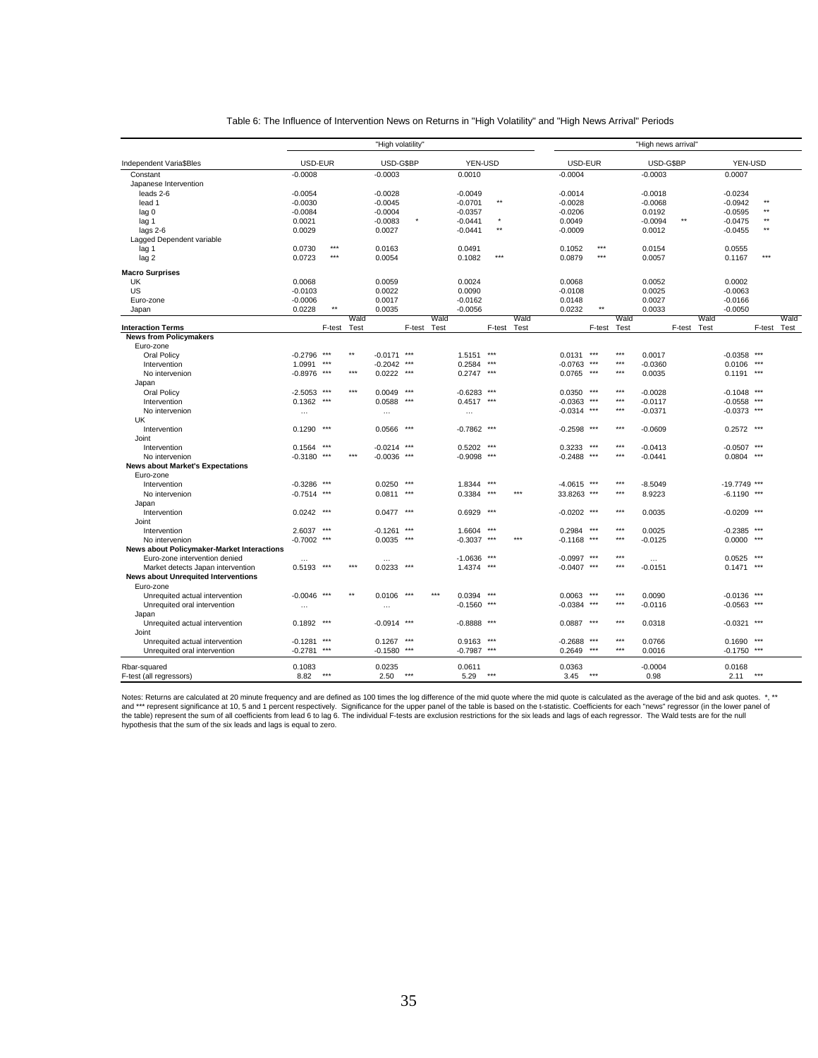Table 6: The Influence of Intervention News on Returns in "High Volatility" and "High News Arrival" Periods

| | "High volatility" | | | | | | | | | "High news arrival" | | | | | | | | |
|---|---|---|---|---|---|---|---|---|---|---|---|---|---|---|---|---|---|---|
| Independent Varia$Bles | USD-EUR | | | USD-G$BP | | | YEN-USD | | | USD-EUR | | | USD-G$BP | | | YEN-USD | | |
| Constant | -0.0008 | | | -0.0003 | | | 0.0010 | | | -0.0004 | | | -0.0003 | | | 0.0007 | | |
| Japanese Intervention | | | | | | | | | | | | | | | | | | |
| leads 2-6 | -0.0054 | | | -0.0028 | | | -0.0049 | | | -0.0014 | | | -0.0018 | | | -0.0234 | | |
| lead 1 | -0.0030 | | | -0.0045 | | | -0.0701 | ** | | -0.0028 | | | -0.0068 | | | -0.0942 | ** | |
| lag 0 | -0.0084 | | | -0.0004 | | | -0.0357 | | | -0.0206 | | | 0.0192 | | | -0.0595 | ** | |
| lag 1 | 0.0021 | | | -0.0083 | * | | -0.0441 | * | | 0.0049 | | | -0.0094 | ** | | -0.0475 | ** | |
| lags 2-6 | 0.0029 | | | 0.0027 | | | -0.0441 | ** | | -0.0009 | | | 0.0012 | | | -0.0455 | ** | |
| Lagged Dependent variable | | | | | | | | | | | | | | | | | | |
| lag 1 | 0.0730 | *** | | 0.0163 | | | 0.0491 | | | 0.1052 | *** | | 0.0154 | | | 0.0555 | | |
| lag 2 | 0.0723 | *** | | 0.0054 | | | 0.1082 | *** | | 0.0879 | *** | | 0.0057 | | | 0.1167 | *** | |
| **Macro Surprises** | | | | | | | | | | | | | | | | | | |
| UK | 0.0068 | | | 0.0059 | | | 0.0024 | | | 0.0068 | | | 0.0052 | | | 0.0002 | | |
| US | -0.0103 | | | 0.0022 | | | 0.0090 | | | -0.0108 | | | 0.0025 | | | -0.0063 | | |
| Euro-zone | -0.0006 | | | 0.0017 | | | -0.0162 | | | 0.0148 | | | 0.0027 | | | -0.0166 | | |
| Japan | 0.0228 | ** | | 0.0035 | | | -0.0056 | | | 0.0232 | ** | | 0.0033 | | | -0.0050 | | |
| **Interaction Terms** | | F-test | Wald Test | | F-test | Wald Test | | F-test | Wald Test | | F-test | Wald Test | | F-test | Wald Test | | F-test | Wald Test |
| **News from Policymakers** | | | | | | | | | | | | | | | | | | |
| Euro-zone | | | | | | | | | | | | | | | | | | |
| Oral Policy | -0.2796 | *** | ** | -0.0171 | *** | | 1.5151 | *** | | 0.0131 | *** | *** | 0.0017 | | | -0.0358 | *** | |
| Intervention | 1.0991 | *** | | -0.2042 | *** | | 0.2584 | *** | | -0.0763 | *** | *** | -0.0360 | | | 0.0106 | *** | |
| No intervenion | -0.8976 | *** | *** | 0.0222 | *** | | 0.2747 | *** | | 0.0765 | *** | *** | 0.0035 | | | 0.1191 | *** | |
| Japan | | | | | | | | | | | | | | | | | | |
| Oral Policy | -2.5053 | *** | *** | 0.0049 | *** | | -0.6283 | *** | | 0.0350 | *** | *** | -0.0028 | | | -0.1048 | *** | |
| Intervention | 0.1362 | *** | | 0.0588 | *** | | 0.4517 | *** | | -0.0363 | *** | *** | -0.0117 | | | -0.0558 | *** | |
| No intervenion | ... | | | ... | | | ... | | | -0.0314 | *** | *** | -0.0371 | | | -0.0373 | *** | |
| UK | | | | | | | | | | | | | | | | | | |
| Intervention | 0.1290 | *** | | 0.0566 | *** | | -0.7862 | *** | | -0.2598 | *** | *** | -0.0609 | | | 0.2572 | *** | |
| Joint | | | | | | | | | | | | | | | | | | |
| Intervention | 0.1564 | *** | | -0.0214 | *** | | 0.5202 | *** | | 0.3233 | *** | *** | -0.0413 | | | -0.0507 | *** | |
| No intervention | -0.3180 | *** | *** | -0.0036 | *** | | -0.9098 | *** | | -0.2488 | *** | *** | -0.0441 | | | 0.0804 | *** | |
| **News about Market's Expectations** | | | | | | | | | | | | | | | | | | |
| Euro-zone | | | | | | | | | | | | | | | | | | |
| Intervention | -0.3286 | *** | | 0.0250 | *** | | 1.8344 | *** | | -4.0615 | *** | *** | -8.5049 | | | -19.7749 | *** | |
| No intervenion | -0.7514 | *** | | 0.0811 | *** | | 0.3384 | *** | *** | 33.8263 | *** | *** | 8.9223 | | | -6.1190 | *** | |
| Japan | | | | | | | | | | | | | | | | | | |
| Intervention | 0.0242 | *** | | 0.0477 | *** | | 0.6929 | *** | | -0.0202 | *** | *** | 0.0035 | | | -0.0209 | *** | |
| Joint | | | | | | | | | | | | | | | | | | |
| Intervention | 2.6037 | *** | | -0.1261 | *** | | 1.6604 | *** | | 0.2984 | *** | *** | 0.0025 | | | -0.2385 | *** | |
| No intervenion | -0.7002 | *** | | 0.0035 | *** | | -0.3037 | *** | *** | -0.1168 | *** | *** | -0.0125 | | | 0.0000 | *** | |
| **News about Policymaker-Market Interactions** | | | | | | | | | | | | | | | | | | |
| Euro-zone intervention denied | ... | | | ... | | | -1.0636 | *** | | -0.0997 | *** | *** | ... | | | 0.0525 | *** | |
| Market detects Japan intervention | 0.5193 | *** | *** | 0.0233 | *** | | 1.4374 | *** | | -0.0407 | *** | *** | -0.0151 | | | 0.1471 | *** | |
| **News about Unrequited Interventions** | | | | | | | | | | | | | | | | | | |
| Euro-zone | | | | | | | | | | | | | | | | | | |
| Unrequited actual intervention | -0.0046 | *** | ** | 0.0106 | *** | *** | 0.0394 | *** | | 0.0063 | *** | *** | 0.0090 | | | -0.0136 | *** | |
| Unrequited oral intervention | ... | | | ... | | | -0.1560 | *** | | -0.0384 | *** | *** | -0.0116 | | | -0.0563 | *** | |
| Japan | | | | | | | | | | | | | | | | | | |
| Unrequited actual intervention | 0.1892 | *** | | -0.0914 | *** | | -0.8888 | *** | | 0.0887 | *** | *** | 0.0318 | | | -0.0321 | *** | |
| Joint | | | | | | | | | | | | | | | | | | |
| Unrequited actual intervention | -0.1281 | *** | | 0.1267 | *** | | 0.9163 | *** | | -0.2688 | *** | *** | 0.0766 | | | 0.1690 | *** | |
| Unrequited oral intervention | -0.2781 | *** | | -0.1580 | *** | | -0.7987 | *** | | 0.2649 | *** | *** | 0.0016 | | | -0.1750 | *** | |
| Rbar-squared | 0.1083 | | | 0.0235 | | | 0.0611 | | | 0.0363 | | | -0.0004 | | | 0.0168 | | |
| F-test (all regressors) | 8.82 | *** | | 2.50 | *** | | 5.29 | *** | | 3.45 | *** | | 0.98 | | | 2.11 | *** | |

Notes: Returns are calculated at 20 minute frequency and are defined as 100 times the log difference of the mid quote where the mid quote is calculated as the average of the bid and ask quotes. *, ** and *** represent significance at 10, 5 and 1 percent respectively. Significance for the upper panel of the table is based on the t-statistic. Coefficients for each "news" regressor (in the lower panel of the table) represent the sum of all coefficients from lead 6 to lag 6. The individual F-tests are exclusion restrictions for the six leads and lags of each regressor. The Wald tests are for the null hypothesis that the sum of the six leads and lags is equal to zero.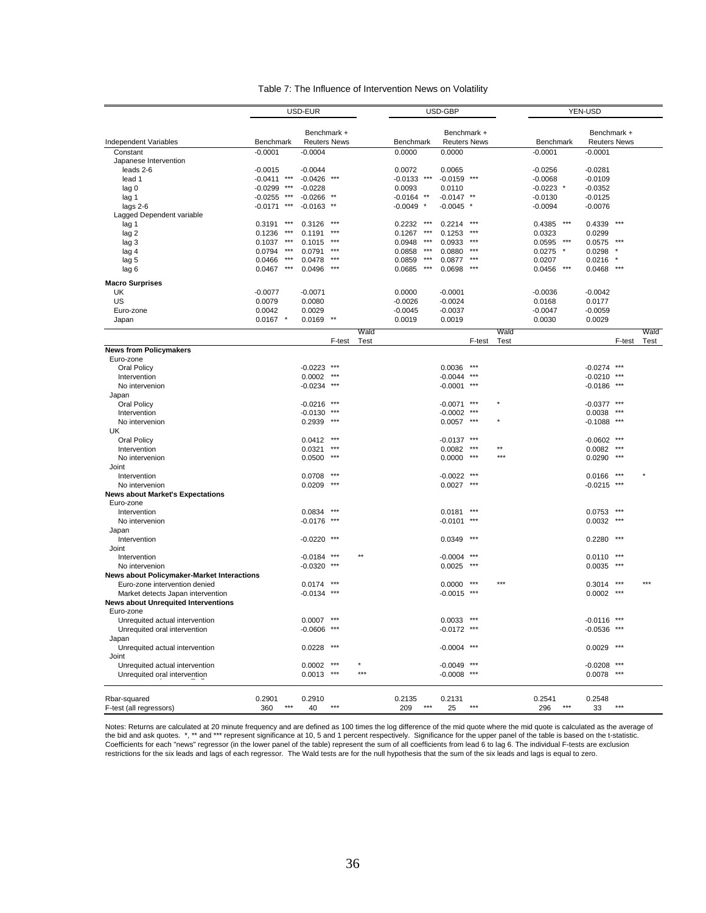# Table 7: The Influence of Intervention News on Volatility

| Independent Variables | USD-EUR Benchmark | | USD-EUR Benchmark + Reuters News | | F-test | Wald Test | USD-GBP Benchmark | | USD-GBP Benchmark + Reuters News | | F-test | Wald Test | YEN-USD Benchmark | | YEN-USD Benchmark + Reuters News | | F-test | Wald Test |
|---|---|---|---|---|---|---|---|---|---|---|---|---|---|---|---|---|---|---|
| Constant | -0.0001 | | -0.0004 | | | | 0.0000 | | 0.0000 | | | | -0.0001 | | -0.0001 | | | |
| Japanese Intervention | | | | | | | | | | | | | | | | | | |
| leads 2-6 | -0.0015 | | -0.0044 | | | | 0.0072 | | 0.0065 | | | | -0.0256 | | -0.0281 | | | |
| lead 1 | -0.0411 | *** | -0.0426 | *** | | | -0.0133 | *** | -0.0159 | *** | | | -0.0068 | | -0.0109 | | | |
| lag 0 | -0.0299 | *** | -0.0228 | | | | 0.0093 | | 0.0110 | | | | -0.0223 | * | -0.0352 | | | |
| lag 1 | -0.0255 | *** | -0.0266 | ** | | | -0.0164 | ** | -0.0147 | ** | | | -0.0130 | | -0.0125 | | | |
| lags 2-6 | -0.0171 | *** | -0.0163 | ** | | | -0.0049 | * | -0.0045 | * | | | -0.0094 | | -0.0076 | | | |
| Lagged Dependent variable | | | | | | | | | | | | | | | | | | |
| lag 1 | 0.3191 | *** | 0.3126 | *** | | | 0.2232 | *** | 0.2214 | *** | | | 0.4385 | *** | 0.4339 | *** | | |
| lag 2 | 0.1236 | *** | 0.1191 | *** | | | 0.1267 | *** | 0.1253 | *** | | | 0.0323 | | 0.0299 | | | |
| lag 3 | 0.1037 | *** | 0.1015 | *** | | | 0.0948 | *** | 0.0933 | *** | | | 0.0595 | *** | 0.0575 | *** | | |
| lag 4 | 0.0794 | *** | 0.0791 | *** | | | 0.0858 | *** | 0.0880 | *** | | | 0.0275 | * | 0.0298 | * | | |
| lag 5 | 0.0466 | *** | 0.0478 | *** | | | 0.0859 | *** | 0.0877 | *** | | | 0.0207 | | 0.0216 | * | | |
| lag 6 | 0.0467 | *** | 0.0496 | *** | | | 0.0685 | *** | 0.0698 | *** | | | 0.0456 | *** | 0.0468 | *** | | |
| **Macro Surprises** | | | | | | | | | | | | | | | | | | |
| UK | -0.0077 | | -0.0071 | | | | 0.0000 | | -0.0001 | | | | -0.0036 | | -0.0042 | | | |
| US | 0.0079 | | 0.0080 | | | | -0.0026 | | -0.0024 | | | | 0.0168 | | 0.0177 | | | |
| Euro-zone | 0.0042 | | 0.0029 | | | | -0.0045 | | -0.0037 | | | | -0.0047 | | -0.0059 | | | |
| Japan | 0.0167 | * | 0.0169 | ** | | | 0.0019 | | 0.0019 | | | | 0.0030 | | 0.0029 | | | |
| **News from Policymakers** | | | | | | | | | | | | | | | | | | |
| Euro-zone | | | | | | | | | | | | | | | | | | |
| Oral Policy | | | -0.0223 | | *** | | | | 0.0036 | | *** | | | | -0.0274 | | *** | |
| Intervention | | | 0.0002 | | *** | | | | -0.0044 | | *** | | | | -0.0210 | | *** | |
| No intervenion | | | -0.0234 | | *** | | | | -0.0001 | | *** | | | | -0.0186 | | *** | |
| Japan | | | | | | | | | | | | | | | | | | |
| Oral Policy | | | -0.0216 | | *** | | | | -0.0071 | | *** | * | | | -0.0377 | | *** | |
| Intervention | | | -0.0130 | | *** | | | | -0.0002 | | *** | | | | 0.0038 | | *** | |
| No intervenion | | | 0.2939 | | *** | | | | 0.0057 | | *** | * | | | -0.1088 | | *** | |
| UK | | | | | | | | | | | | | | | | | | |
| Oral Policy | | | 0.0412 | | *** | | | | -0.0137 | | *** | | | | -0.0602 | | *** | |
| Intervention | | | 0.0321 | | *** | | | | 0.0082 | | *** | ** | | | 0.0082 | | *** | |
| No intervenion | | | 0.0500 | | *** | | | | 0.0000 | | *** | *** | | | 0.0290 | | *** | |
| Joint | | | | | | | | | | | | | | | | | | |
| Intervention | | | 0.0708 | | *** | | | | -0.0022 | | *** | | | | 0.0166 | | *** | * |
| No intervenion | | | 0.0209 | | *** | | | | 0.0027 | | *** | | | | -0.0215 | | *** | |
| **News about Market's Expectations** | | | | | | | | | | | | | | | | | | |
| Euro-zone | | | | | | | | | | | | | | | | | | |
| Intervention | | | 0.0834 | | *** | | | | 0.0181 | | *** | | | | 0.0753 | | *** | |
| No intervenion | | | -0.0176 | | *** | | | | -0.0101 | | *** | | | | 0.0032 | | *** | |
| Japan | | | | | | | | | | | | | | | | | | |
| Intervention | | | -0.0220 | | *** | | | | 0.0349 | | *** | | | | 0.2280 | | *** | |
| Joint | | | | | | | | | | | | | | | | | | |
| Intervention | | | -0.0184 | | *** | ** | | | -0.0004 | | *** | | | | 0.0110 | | *** | |
| No intervenion | | | -0.0320 | | *** | | | | 0.0025 | | *** | | | | 0.0035 | | *** | |
| **News about Policymaker-Market Interactions** | | | | | | | | | | | | | | | | | | |
| Euro-zone intervention denied | | | 0.0174 | | *** | | | | 0.0000 | | *** | *** | | | 0.3014 | | *** | *** |
| Market detects Japan intervention | | | -0.0134 | | *** | | | | -0.0015 | | *** | | | | 0.0002 | | *** | |
| **News about Unrequited Interventions** | | | | | | | | | | | | | | | | | | |
| Euro-zone | | | | | | | | | | | | | | | | | | |
| Unrequited actual intervention | | | 0.0007 | | *** | | | | 0.0033 | | *** | | | | -0.0116 | | *** | |
| Unrequited oral intervention | | | -0.0606 | | *** | | | | -0.0172 | | *** | | | | -0.0536 | | *** | |
| Japan | | | | | | | | | | | | | | | | | | |
| Unrequited actual intervention | | | 0.0228 | | *** | | | | -0.0004 | | *** | | | | 0.0029 | | *** | |
| Joint | | | | | | | | | | | | | | | | | | |
| Unrequited actual intervention | | | 0.0002 | | *** | * | | | -0.0049 | | *** | | | | -0.0208 | | *** | |
| Unrequited oral intervention | | | 0.0013 | | *** | *** | | | -0.0008 | | *** | | | | 0.0078 | | *** | |
| Rbar-squared | 0.2901 | | 0.2910 | | | | 0.2135 | | 0.2131 | | | | 0.2541 | | 0.2548 | | | |
| F-test (all regressors) | 360 | *** | 40 | *** | | | 209 | *** | 25 | *** | | | 296 | *** | 33 | *** | | |

Notes: Returns are calculated at 20 minute frequency and are defined as 100 times the log difference of the mid quote where the mid quote is calculated as the average of the bid and ask quotes. *, ** and *** represent significance at 10, 5 and 1 percent respectively. Significance for the upper panel of the table is based on the t-statistic. Coefficients for each "news" regressor (in the lower panel of the table) represent the sum of all coefficients from lead 6 to lag 6. The individual F-tests are exclusion restrictions for the six leads and lags of each regressor. The Wald tests are for the null hypothesis that the sum of the six leads and lags is equal to zero.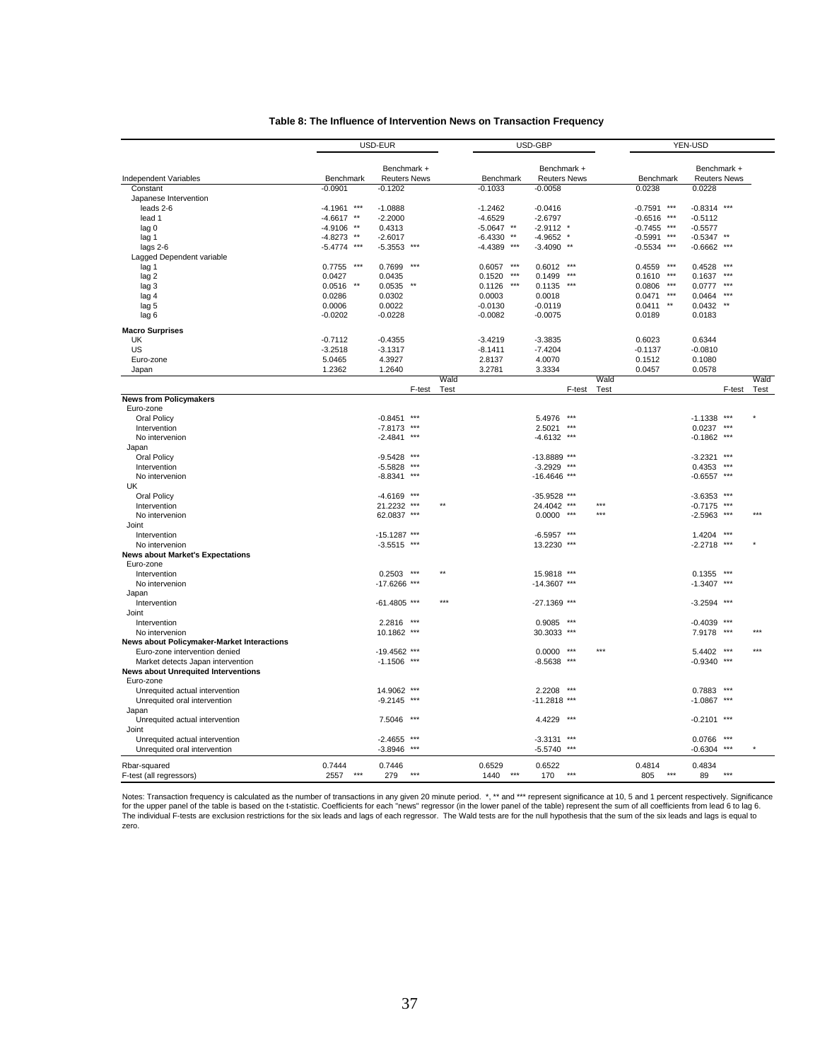**Table 8: The Influence of Intervention News on Transaction Frequency**

| Independent Variables | USD-EUR Benchmark | USD-EUR Benchmark + Reuters News | F-test | Wald Test | USD-GBP Benchmark | USD-GBP Benchmark + Reuters News | F-test | Wald Test | YEN-USD Benchmark | YEN-USD Benchmark + Reuters News | F-test | Wald Test |
|---|---|---|---|---|---|---|---|---|---|---|---|---|
| Constant | -0.0901 | -0.1202 | | | -0.1033 | -0.0058 | | | 0.0238 | 0.0228 | | |
| Japanese Intervention | | | | | | | | | | | | |
| leads 2-6 | -4.1961 *** | -1.0888 | | | -1.2462 | -0.0416 | | | -0.7591 *** | -0.8314 *** | | |
| lead 1 | -4.6617 ** | -2.2000 | | | -4.6529 | -2.6797 | | | -0.6516 *** | -0.5112 | | |
| lag 0 | -4.9106 ** | 0.4313 | | | -5.0647 ** | -2.9112 * | | | -0.7455 *** | -0.5577 | | |
| lag 1 | -4.8273 ** | -2.6017 | | | -6.4330 ** | -4.9652 * | | | -0.5991 *** | -0.5347 ** | | |
| lags 2-6 | -5.4774 *** | -5.3553 *** | | | -4.4389 *** | -3.4090 ** | | | -0.5534 *** | -0.6662 *** | | |
| Lagged Dependent variable | | | | | | | | | | | | |
| lag 1 | 0.7755 *** | 0.7699 *** | | | 0.6057 *** | 0.6012 *** | | | 0.4559 *** | 0.4528 *** | | |
| lag 2 | 0.0427 | 0.0435 | | | 0.1520 *** | 0.1499 *** | | | 0.1610 *** | 0.1637 *** | | |
| lag 3 | 0.0516 ** | 0.0535 ** | | | 0.1126 *** | 0.1135 *** | | | 0.0806 *** | 0.0777 *** | | |
| lag 4 | 0.0286 | 0.0302 | | | 0.0003 | 0.0018 | | | 0.0471 *** | 0.0464 *** | | |
| lag 5 | 0.0006 | 0.0022 | | | -0.0130 | -0.0119 | | | 0.0411 ** | 0.0432 ** | | |
| lag 6 | -0.0202 | -0.0228 | | | -0.0082 | -0.0075 | | | 0.0189 | 0.0183 | | |
| **Macro Surprises** | | | | | | | | | | | | |
| UK | -0.7112 | -0.4355 | | | -3.4219 | -3.3835 | | | 0.6023 | 0.6344 | | |
| US | -3.2518 | -3.1317 | | | -8.1411 | -7.4204 | | | -0.1137 | -0.0810 | | |
| Euro-zone | 5.0465 | 4.3927 | | | 2.8137 | 4.0070 | | | 0.1512 | 0.1080 | | |
| Japan | 1.2362 | 1.2640 | | | 3.2781 | 3.3334 | | | 0.0457 | 0.0578 | | |
| **News from Policymakers** | | | | | | | | | | | | |
| Euro-zone | | | | | | | | | | | | |
| Oral Policy | | -0.8451 | *** | | | 5.4976 | *** | | | -1.1338 | *** | * |
| Intervention | | -7.8173 | *** | | | 2.5021 | *** | | | 0.0237 | *** | |
| No intervenion | | -2.4841 | *** | | | -4.6132 | *** | | | -0.1862 | *** | |
| Japan | | | | | | | | | | | | |
| Oral Policy | | -9.5428 | *** | | | -13.8889 | *** | | | -3.2321 | *** | |
| Intervention | | -5.5828 | *** | | | -3.2929 | *** | | | 0.4353 | *** | |
| No intervenion | | -8.8341 | *** | | | -16.4646 | *** | | | -0.6557 | *** | |
| UK | | | | | | | | | | | | |
| Oral Policy | | -4.6169 | *** | | | -35.9528 | *** | | | -3.6353 | *** | |
| Intervention | | 21.2232 | *** | ** | | 24.4042 | *** | *** | | -0.7175 | *** | |
| No intervenion | | 62.0837 | *** | | | 0.0000 | *** | *** | | -2.5963 | *** | *** |
| Joint | | | | | | | | | | | | |
| Intervention | | -15.1287 | *** | | | -6.5957 | *** | | | 1.4204 | *** | |
| No intervenion | | -3.5515 | *** | | | 13.2230 | *** | | | -2.2718 | *** | * |
| **News about Market's Expectations** | | | | | | | | | | | | |
| Euro-zone | | | | | | | | | | | | |
| Intervention | | 0.2503 | *** | ** | | 15.9818 | *** | | | 0.1355 | *** | |
| No intervenion | | -17.6266 | *** | | | -14.3607 | *** | | | -1.3407 | *** | |
| Japan | | | | | | | | | | | | |
| Intervention | | -61.4805 | *** | *** | | -27.1369 | *** | | | -3.2594 | *** | |
| Joint | | | | | | | | | | | | |
| Intervention | | 2.2816 | *** | | | 0.9085 | *** | | | -0.4039 | *** | |
| No intervenion | | 10.1862 | *** | | | 30.3033 | *** | | | 7.9178 | *** | *** |
| **News about Policymaker-Market Interactions** | | | | | | | | | | | | |
| Euro-zone intervention denied | | -19.4562 | *** | | | 0.0000 | *** | *** | | 5.4402 | *** | *** |
| Market detects Japan intervention | | -1.1506 | *** | | | -8.5638 | *** | | | -0.9340 | *** | |
| **News about Unrequited Interventions** | | | | | | | | | | | | |
| Euro-zone | | | | | | | | | | | | |
| Unrequited actual intervention | | 14.9062 | *** | | | 2.2208 | *** | | | 0.7883 | *** | |
| Unrequited oral intervention | | -9.2145 | *** | | | -11.2818 | *** | | | -1.0867 | *** | |
| Japan | | | | | | | | | | | | |
| Unrequited actual intervention | | 7.5046 | *** | | | 4.4229 | *** | | | -0.2101 | *** | |
| Joint | | | | | | | | | | | | |
| Unrequited actual intervention | | -2.4655 | *** | | | -3.3131 | *** | | | 0.0766 | *** | |
| Unrequited oral intervention | | -3.8946 | *** | | | -5.5740 | *** | | | -0.6304 | *** | * |
| Rbar-squared | 0.7444 | 0.7446 | | | 0.6529 | 0.6522 | | | 0.4814 | 0.4834 | | |
| F-test (all regressors) | 2557 *** | 279 *** | | | 1440 *** | 170 *** | | | 805 *** | 89 *** | | |

Notes: Transaction frequency is calculated as the number of transactions in any given 20 minute period. *, ** and *** represent significance at 10, 5 and 1 percent respectively. Significance for the upper panel of the table is based on the t-statistic. Coefficients for each "news" regressor (in the lower panel of the table) represent the sum of all coefficients from lead 6 to lag 6. The individual F-tests are exclusion restrictions for the six leads and lags of each regressor. The Wald tests are for the null hypothesis that the sum of the six leads and lags is equal to zero.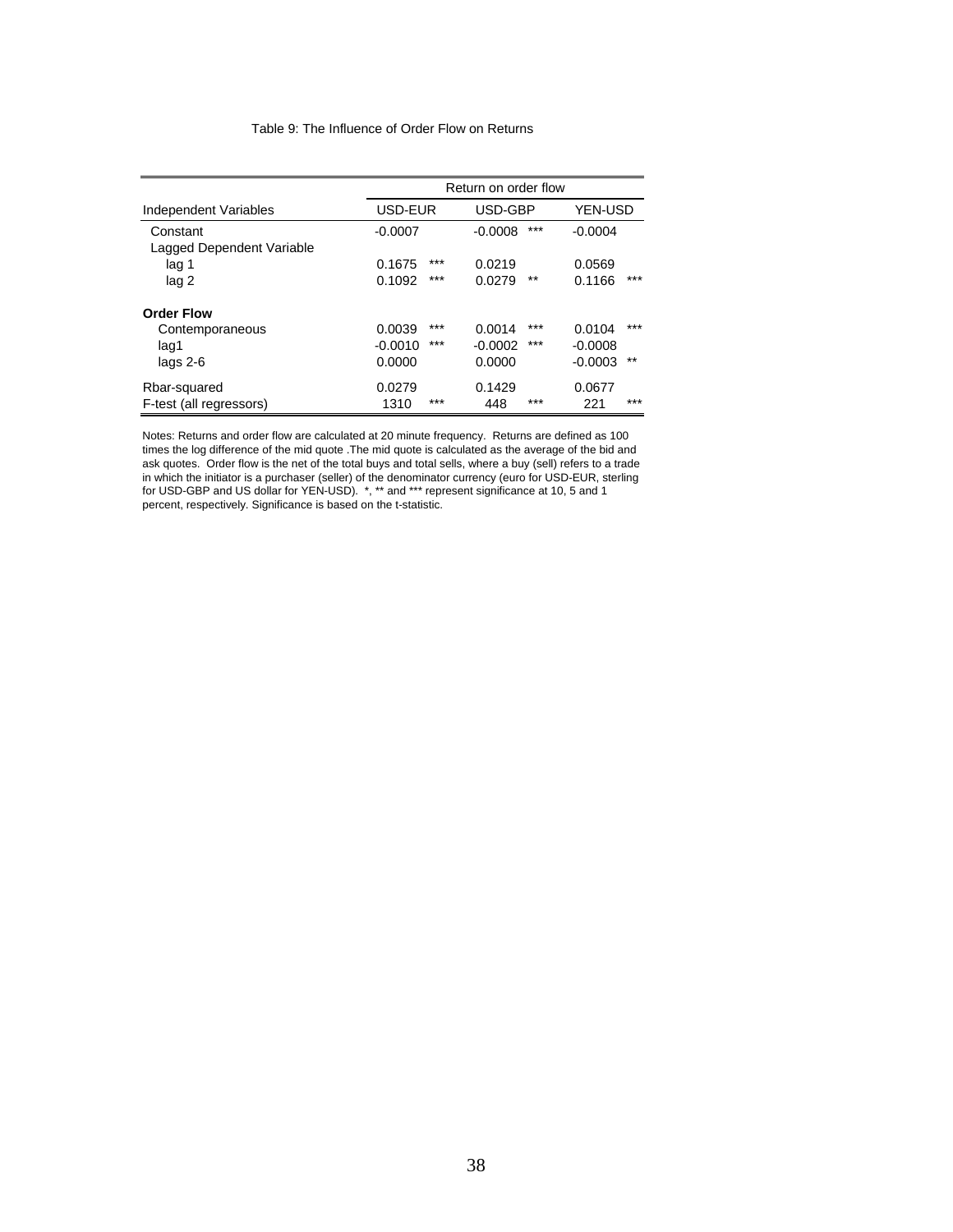Table 9: The Influence of Order Flow on Returns

| Independent Variables | Return on order flow | | | | | |
|---|---|---|---|---|---|---|
| | USD-EUR | | USD-GBP | | YEN-USD | |
| Constant | -0.0007 | | -0.0008 | *** | -0.0004 | |
| Lagged Dependent Variable | | | | | | |
| lag 1 | 0.1675 | *** | 0.0219 | | 0.0569 | |
| lag 2 | 0.1092 | *** | 0.0279 | ** | 0.1166 | *** |
| **Order Flow** | | | | | | |
| Contemporaneous | 0.0039 | *** | 0.0014 | *** | 0.0104 | *** |
| lag1 | -0.0010 | *** | -0.0002 | *** | -0.0008 | |
| lags 2-6 | 0.0000 | | 0.0000 | | -0.0003 | ** |
| Rbar-squared | 0.0279 | | 0.1429 | | 0.0677 | |
| F-test (all regressors) | 1310 | *** | 448 | *** | 221 | *** |

Notes: Returns and order flow are calculated at 20 minute frequency. Returns are defined as 100 times the log difference of the mid quote .The mid quote is calculated as the average of the bid and ask quotes. Order flow is the net of the total buys and total sells, where a buy (sell) refers to a trade in which the initiator is a purchaser (seller) of the denominator currency (euro for USD-EUR, sterling for USD-GBP and US dollar for YEN-USD). *, ** and *** represent significance at 10, 5 and 1 percent, respectively. Significance is based on the t-statistic.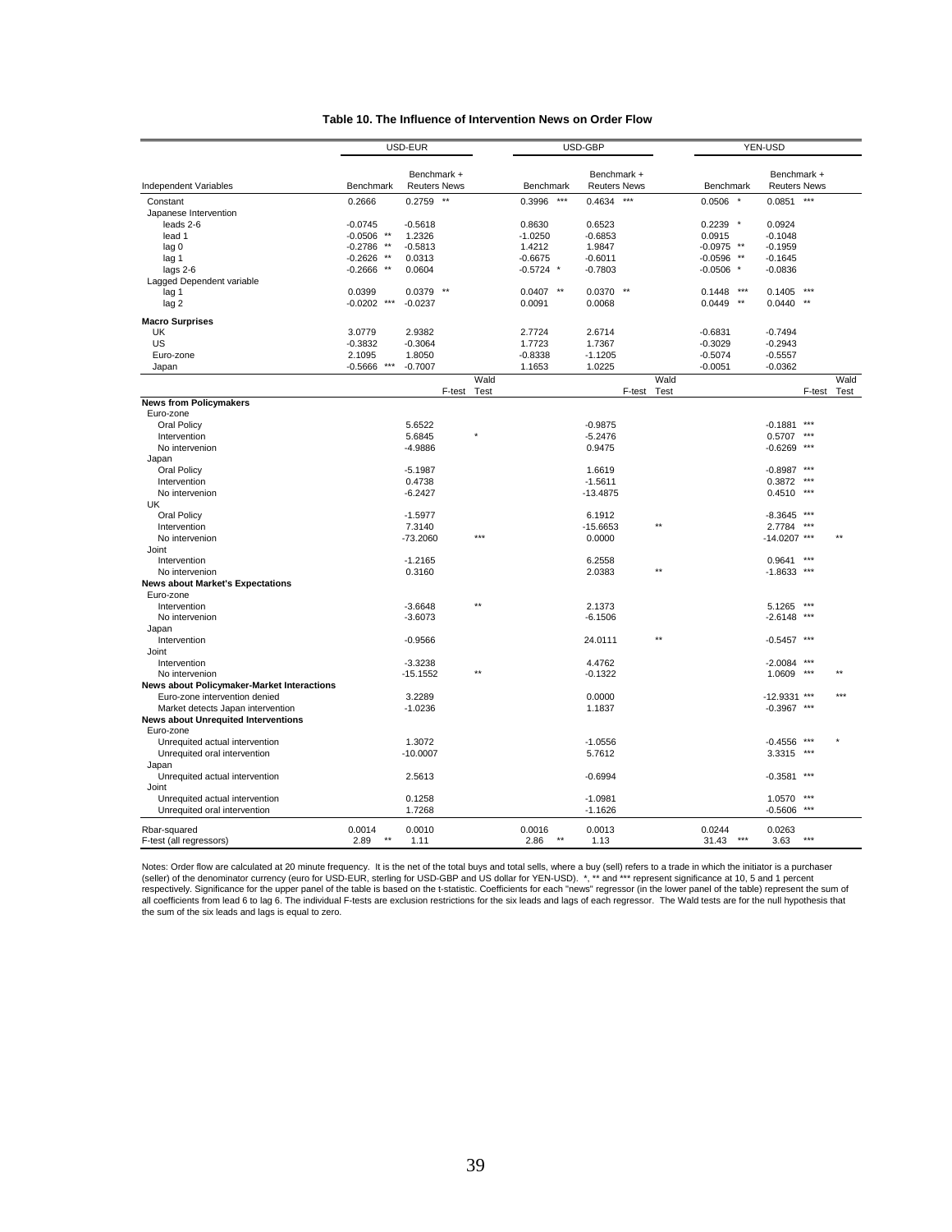**Table 10. The Influence of Intervention News on Order Flow**

| Independent Variables | USD-EUR Benchmark | USD-EUR Benchmark + Reuters News | USD-EUR Wald Test | USD-GBP Benchmark | USD-GBP Benchmark + Reuters News | USD-GBP Wald Test | YEN-USD Benchmark | YEN-USD Benchmark + Reuters News | YEN-USD Wald Test |
|---|---|---|---|---|---|---|---|---|---|
| Constant | 0.2666 | 0.2759 ** | | 0.3996 *** | 0.4634 *** | | 0.0506 * | 0.0851 *** | |
| Japanese Intervention | | | | | | | | | |
| leads 2-6 | -0.0745 | -0.5618 | | 0.8630 | 0.6523 | | 0.2239 * | 0.0924 | |
| lead 1 | -0.0506 ** | 1.2326 | | -1.0250 | -0.6853 | | 0.0915 | -0.1048 | |
| lag 0 | -0.2786 ** | -0.5813 | | 1.4212 | 1.9847 | | -0.0975 ** | -0.1959 | |
| lag 1 | -0.2626 ** | 0.0313 | | -0.6675 | -0.6011 | | -0.0596 ** | -0.1645 | |
| lags 2-6 | -0.2666 ** | 0.0604 | | -0.5724 * | -0.7803 | | -0.0506 * | -0.0836 | |
| Lagged Dependent variable | | | | | | | | | |
| lag 1 | 0.0399 | 0.0379 ** | | 0.0407 ** | 0.0370 ** | | 0.1448 *** | 0.1405 *** | |
| lag 2 | -0.0202 *** | -0.0237 | | 0.0091 | 0.0068 | | 0.0449 ** | 0.0440 ** | |
| **Macro Surprises** | | | | | | | | | |
| UK | 3.0779 | 2.9382 | | 2.7724 | 2.6714 | | -0.6831 | -0.7494 | |
| US | -0.3832 | -0.3064 | | 1.7723 | 1.7367 | | -0.3029 | -0.2943 | |
| Euro-zone | 2.1095 | 1.8050 | | -0.8338 | -1.1205 | | -0.5074 | -0.5557 | |
| Japan | -0.5666 *** | -0.7007 | | 1.1653 | 1.0225 | | -0.0051 | -0.0362 | |
| | | F-test | Wald Test | | F-test | Wald Test | | F-test | Wald Test |
| **News from Policymakers** | | | | | | | | | |
| Euro-zone | | | | | | | | | |
| Oral Policy | | 5.6522 | | | -0.9875 | | | -0.1881 *** | |
| Intervention | | 5.6845 | * | | -5.2476 | | | 0.5707 *** | |
| No intervenion | | -4.9886 | | | 0.9475 | | | -0.6269 *** | |
| Japan | | | | | | | | | |
| Oral Policy | | -5.1987 | | | 1.6619 | | | -0.8987 *** | |
| Intervention | | 0.4738 | | | -1.5611 | | | 0.3872 *** | |
| No intervenion | | -6.2427 | | | -13.4875 | | | 0.4510 *** | |
| UK | | | | | | | | | |
| Oral Policy | | -1.5977 | | | 6.1912 | | | -8.3645 *** | |
| Intervention | | 7.3140 | | | -15.6653 | ** | | 2.7784 *** | |
| No intervenion | | -73.2060 | *** | | 0.0000 | | | -14.0207 *** | ** |
| Joint | | | | | | | | | |
| Intervention | | -1.2165 | | | 6.2558 | | | 0.9641 *** | |
| No intervenion | | 0.3160 | | | 2.0383 | ** | | -1.8633 *** | |
| **News about Market's Expectations** | | | | | | | | | |
| Euro-zone | | | | | | | | | |
| Intervention | | -3.6648 | ** | | 2.1373 | | | 5.1265 *** | |
| No intervenion | | -3.6073 | | | -6.1506 | | | -2.6148 *** | |
| Japan | | | | | | | | | |
| Intervention | | -0.9566 | | | 24.0111 | ** | | -0.5457 *** | |
| Joint | | | | | | | | | |
| Intervention | | -3.3238 | | | 4.4762 | | | -2.0084 *** | |
| No intervenion | | -15.1552 | ** | | -0.1322 | | | 1.0609 *** | ** |
| **News about Policymaker-Market Interactions** | | | | | | | | | |
| Euro-zone intervention denied | | 3.2289 | | | 0.0000 | | | -12.9331 *** | *** |
| Market detects Japan intervention | | -1.0236 | | | 1.1837 | | | -0.3967 *** | |
| **News about Unrequited Interventions** | | | | | | | | | |
| Euro-zone | | | | | | | | | |
| Unrequited actual intervention | | 1.3072 | | | -1.0556 | | | -0.4556 *** | * |
| Unrequited oral intervention | | -10.0007 | | | 5.7612 | | | 3.3315 *** | |
| Japan | | | | | | | | | |
| Unrequited actual intervention | | 2.5613 | | | -0.6994 | | | -0.3581 *** | |
| Joint | | | | | | | | | |
| Unrequited actual intervention | | 0.1258 | | | -1.0981 | | | 1.0570 *** | |
| Unrequited oral intervention | | 1.7268 | | | -1.1626 | | | -0.5606 *** | |
| Rbar-squared | 0.0014 | 0.0010 | | 0.0016 | 0.0013 | | 0.0244 | 0.0263 | |
| F-test (all regressors) | 2.89 ** | 1.11 | | 2.86 ** | 1.13 | | 31.43 *** | 3.63 *** | |

Notes: Order flow are calculated at 20 minute frequency. It is the net of the total buys and total sells, where a buy (sell) refers to a trade in which the initiator is a purchaser (seller) of the denominator currency (euro for USD-EUR, sterling for USD-GBP and US dollar for YEN-USD). *, ** and *** represent significance at 10, 5 and 1 percent respectively. Significance for the upper panel of the table is based on the t-statistic. Coefficients for each "news" regressor (in the lower panel of the table) represent the sum of all coefficients from lead 6 to lag 6. The individual F-tests are exclusion restrictions for the six leads and lags of each regressor. The Wald tests are for the null hypothesis that the sum of the six leads and lags is equal to zero.